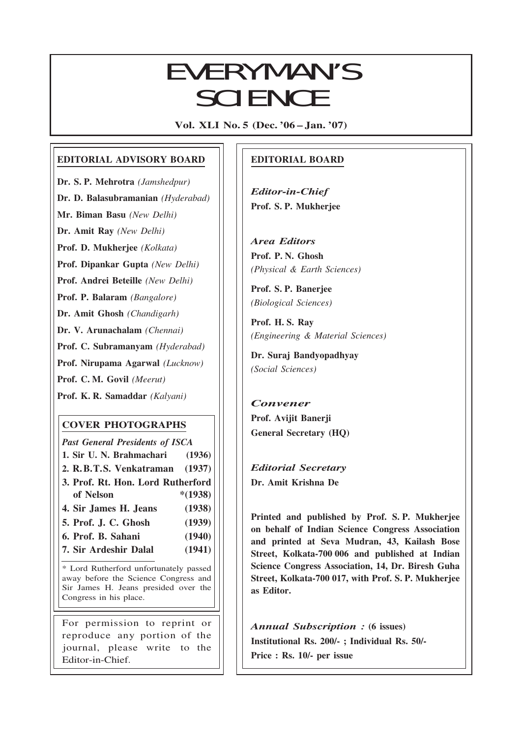# EVERYMAN'S SCIENCE

**Vol. XLI No. 5 (Dec. '06 – Jan. '07)**

## EDITORIAL ADVISORY BOARD

**Dr. S. P. Mehrotra** *(Jamshedpur)*

**Dr. D. Balasubramanian** *(Hyderabad)*

**Mr. Biman Basu** *(New Delhi)*

**Dr. Amit Ray** *(New Delhi)*

**Prof. D. Mukherjee** *(Kolkata)*

**Prof. Dipankar Gupta** *(New Delhi)*

**Prof. Andrei Beteille** *(New Delhi)*

**Prof. P. Balaram** *(Bangalore)*

**Dr. Amit Ghosh** *(Chandigarh)*

**Dr. V. Arunachalam** *(Chennai)*

**Prof. C. Subramanyam** *(Hyderabad)*

**Prof. Nirupama Agarwal** *(Lucknow)*

**Prof. C. M. Govil** *(Meerut)*

**Prof. K. R. Samaddar** *(Kalyani)*

## COVER PHOTOGRAPHS

***Past General Presidents of ISCA***

1. **Sir U. N. Brahmachari (1936)**
2. **R. B. T. S. Venkatraman (1937)**
3. **Prof. Rt. Hon. Lord Rutherford of Nelson \*(1938)**
4. **Sir James H. Jeans (1938)**
5. **Prof. J. C. Ghosh (1939)**
6. **Prof. B. Sahani (1940)**
7. **Sir Ardeshir Dalal (1941)**

\* Lord Rutherford unfortunately passed away before the Science Congress and Sir James H. Jeans presided over the Congress in his place.

For permission to reprint or reproduce any portion of the journal, please write to the Editor-in-Chief.

## EDITORIAL BOARD

***Editor-in-Chief***
**Prof. S. P. Mukherjee**

***Area Editors***
**Prof. P. N. Ghosh**
*(Physical & Earth Sciences)*

**Prof. S. P. Banerjee**
*(Biological Sciences)*

**Prof. H. S. Ray**
*(Engineering & Material Sciences)*

**Dr. Suraj Bandyopadhyay**
*(Social Sciences)*

***Convener***
**Prof. Avijit Banerji**
**General Secretary (HQ)**

***Editorial Secretary***
**Dr. Amit Krishna De**

**Printed and published by Prof. S. P. Mukherjee on behalf of Indian Science Congress Association and printed at Seva Mudran, 43, Kailash Bose Street, Kolkata-700 006 and published at Indian Science Congress Association, 14, Dr. Biresh Guha Street, Kolkata-700 017, with Prof. S. P. Mukherjee as Editor.**

***Annual Subscription :*** **(6 issues)**
**Institutional Rs. 200/- ; Individual Rs. 50/-**
**Price : Rs. 10/- per issue**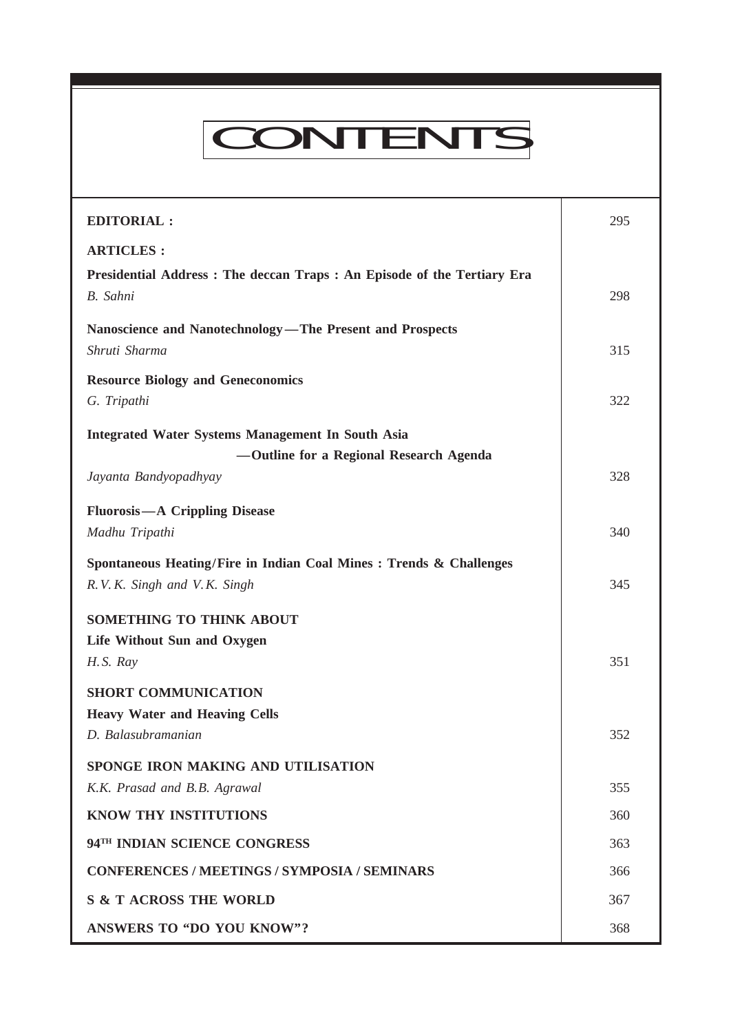# CONTENTS

| | |
|---|---|
| **EDITORIAL :** | 295 |
| **ARTICLES :** | |
| **Presidential Address : The deccan Traps : An Episode of the Tertiary Era** <br> *B. Sahni* | 298 |
| **Nanoscience and Nanotechnology—The Present and Prospects** <br> *Shruti Sharma* | 315 |
| **Resource Biology and Geneconomics** <br> *G. Tripathi* | 322 |
| **Integrated Water Systems Management In South Asia —Outline for a Regional Research Agenda** <br> *Jayanta Bandyopadhyay* | 328 |
| **Fluorosis—A Crippling Disease** <br> *Madhu Tripathi* | 340 |
| **Spontaneous Heating/Fire in Indian Coal Mines : Trends & Challenges** <br> *R.V.K. Singh and V.K. Singh* | 345 |
| **SOMETHING TO THINK ABOUT** <br> **Life Without Sun and Oxygen** <br> *H.S. Ray* | 351 |
| **SHORT COMMUNICATION** <br> **Heavy Water and Heaving Cells** <br> *D. Balasubramanian* | 352 |
| **SPONGE IRON MAKING AND UTILISATION** <br> *K.K. Prasad and B.B. Agrawal* | 355 |
| **KNOW THY INSTITUTIONS** | 360 |
| **94TH INDIAN SCIENCE CONGRESS** | 363 |
| **CONFERENCES / MEETINGS / SYMPOSIA / SEMINARS** | 366 |
| **S & T ACROSS THE WORLD** | 367 |
| **ANSWERS TO "DO YOU KNOW"?** | 368 |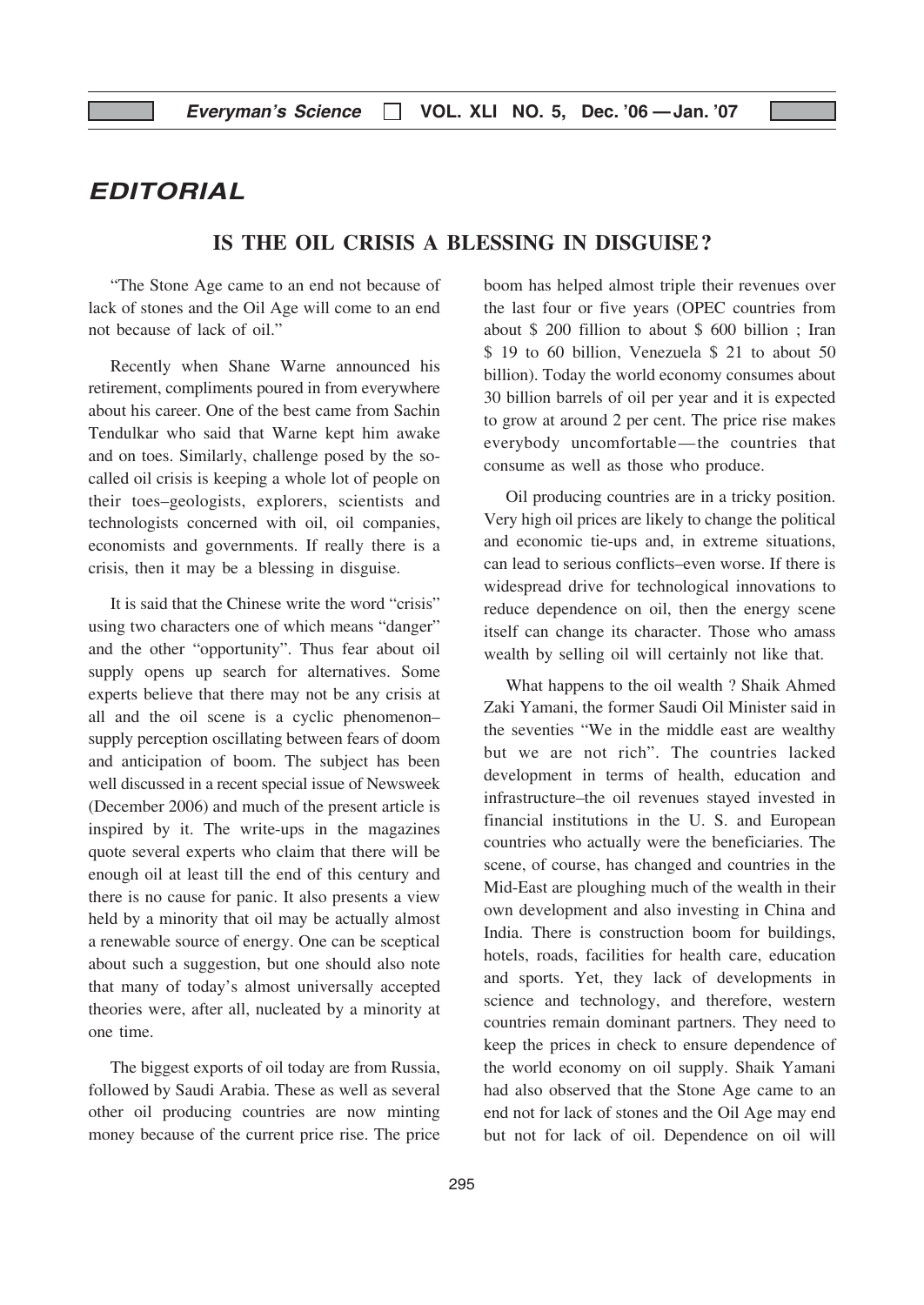# EDITORIAL

## IS THE OIL CRISIS A BLESSING IN DISGUISE ?

"The Stone Age came to an end not because of lack of stones and the Oil Age will come to an end not because of lack of oil."

Recently when Shane Warne announced his retirement, compliments poured in from everywhere about his career. One of the best came from Sachin Tendulkar who said that Warne kept him awake and on toes. Similarly, challenge posed by the so-called oil crisis is keeping a whole lot of people on their toes–geologists, explorers, scientists and technologists concerned with oil, oil companies, economists and governments. If really there is a crisis, then it may be a blessing in disguise.

It is said that the Chinese write the word "crisis" using two characters one of which means "danger" and the other "opportunity". Thus fear about oil supply opens up search for alternatives. Some experts believe that there may not be any crisis at all and the oil scene is a cyclic phenomenon–supply perception oscillating between fears of doom and anticipation of boom. The subject has been well discussed in a recent special issue of Newsweek (December 2006) and much of the present article is inspired by it. The write-ups in the magazines quote several experts who claim that there will be enough oil at least till the end of this century and there is no cause for panic. It also presents a view held by a minority that oil may be actually almost a renewable source of energy. One can be sceptical about such a suggestion, but one should also note that many of today's almost universally accepted theories were, after all, nucleated by a minority at one time.

The biggest exports of oil today are from Russia, followed by Saudi Arabia. These as well as several other oil producing countries are now minting money because of the current price rise. The price boom has helped almost triple their revenues over the last four or five years (OPEC countries from about $ 200 fillion to about $ 600 billion ; Iran $ 19 to 60 billion, Venezuela $ 21 to about 50 billion). Today the world economy consumes about 30 billion barrels of oil per year and it is expected to grow at around 2 per cent. The price rise makes everybody uncomfortable—the countries that consume as well as those who produce.

Oil producing countries are in a tricky position. Very high oil prices are likely to change the political and economic tie-ups and, in extreme situations, can lead to serious conflicts–even worse. If there is widespread drive for technological innovations to reduce dependence on oil, then the energy scene itself can change its character. Those who amass wealth by selling oil will certainly not like that.

What happens to the oil wealth ? Shaik Ahmed Zaki Yamani, the former Saudi Oil Minister said in the seventies "We in the middle east are wealthy but we are not rich". The countries lacked development in terms of health, education and infrastructure–the oil revenues stayed invested in financial institutions in the U. S. and European countries who actually were the beneficiaries. The scene, of course, has changed and countries in the Mid-East are ploughing much of the wealth in their own development and also investing in China and India. There is construction boom for buildings, hotels, roads, facilities for health care, education and sports. Yet, they lack of developments in science and technology, and therefore, western countries remain dominant partners. They need to keep the prices in check to ensure dependence of the world economy on oil supply. Shaik Yamani had also observed that the Stone Age came to an end not for lack of stones and the Oil Age may end but not for lack of oil. Dependence on oil will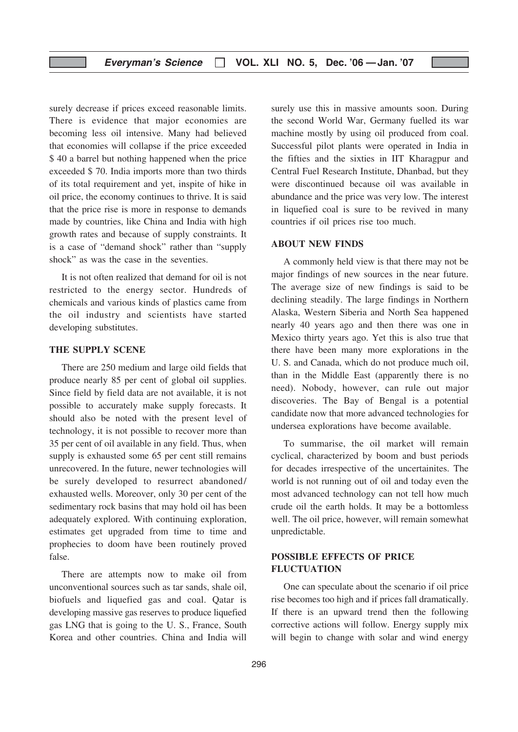surely decrease if prices exceed reasonable limits. There is evidence that major economies are becoming less oil intensive. Many had believed that economies will collapse if the price exceeded $ 40 a barrel but nothing happened when the price exceeded $ 70. India imports more than two thirds of its total requirement and yet, inspite of hike in oil price, the economy continues to thrive. It is said that the price rise is more in response to demands made by countries, like China and India with high growth rates and because of supply constraints. It is a case of "demand shock" rather than "supply shock" as was the case in the seventies.

It is not often realized that demand for oil is not restricted to the energy sector. Hundreds of chemicals and various kinds of plastics came from the oil industry and scientists have started developing substitutes.

## THE SUPPLY SCENE

There are 250 medium and large oild fields that produce nearly 85 per cent of global oil supplies. Since field by field data are not available, it is not possible to accurately make supply forecasts. It should also be noted with the present level of technology, it is not possible to recover more than 35 per cent of oil available in any field. Thus, when supply is exhausted some 65 per cent still remains unrecovered. In the future, newer technologies will be surely developed to resurrect abandoned/exhausted wells. Moreover, only 30 per cent of the sedimentary rock basins that may hold oil has been adequately explored. With continuing exploration, estimates get upgraded from time to time and prophecies to doom have been routinely proved false.

There are attempts now to make oil from unconventional sources such as tar sands, shale oil, biofuels and liquefied gas and coal. Qatar is developing massive gas reserves to produce liquefied gas LNG that is going to the U. S., France, South Korea and other countries. China and India will surely use this in massive amounts soon. During the second World War, Germany fuelled its war machine mostly by using oil produced from coal. Successful pilot plants were operated in India in the fifties and the sixties in IIT Kharagpur and Central Fuel Research Institute, Dhanbad, but they were discontinued because oil was available in abundance and the price was very low. The interest in liquefied coal is sure to be revived in many countries if oil prices rise too much.

## ABOUT NEW FINDS

A commonly held view is that there may not be major findings of new sources in the near future. The average size of new findings is said to be declining steadily. The large findings in Northern Alaska, Western Siberia and North Sea happened nearly 40 years ago and then there was one in Mexico thirty years ago. Yet this is also true that there have been many more explorations in the U. S. and Canada, which do not produce much oil, than in the Middle East (apparently there is no need). Nobody, however, can rule out major discoveries. The Bay of Bengal is a potential candidate now that more advanced technologies for undersea explorations have become available.

To summarise, the oil market will remain cyclical, characterized by boom and bust periods for decades irrespective of the uncertainites. The world is not running out of oil and today even the most advanced technology can not tell how much crude oil the earth holds. It may be a bottomless well. The oil price, however, will remain somewhat unpredictable.

## POSSIBLE EFFECTS OF PRICE FLUCTUATION

One can speculate about the scenario if oil price rise becomes too high and if prices fall dramatically. If there is an upward trend then the following corrective actions will follow. Energy supply mix will begin to change with solar and wind energy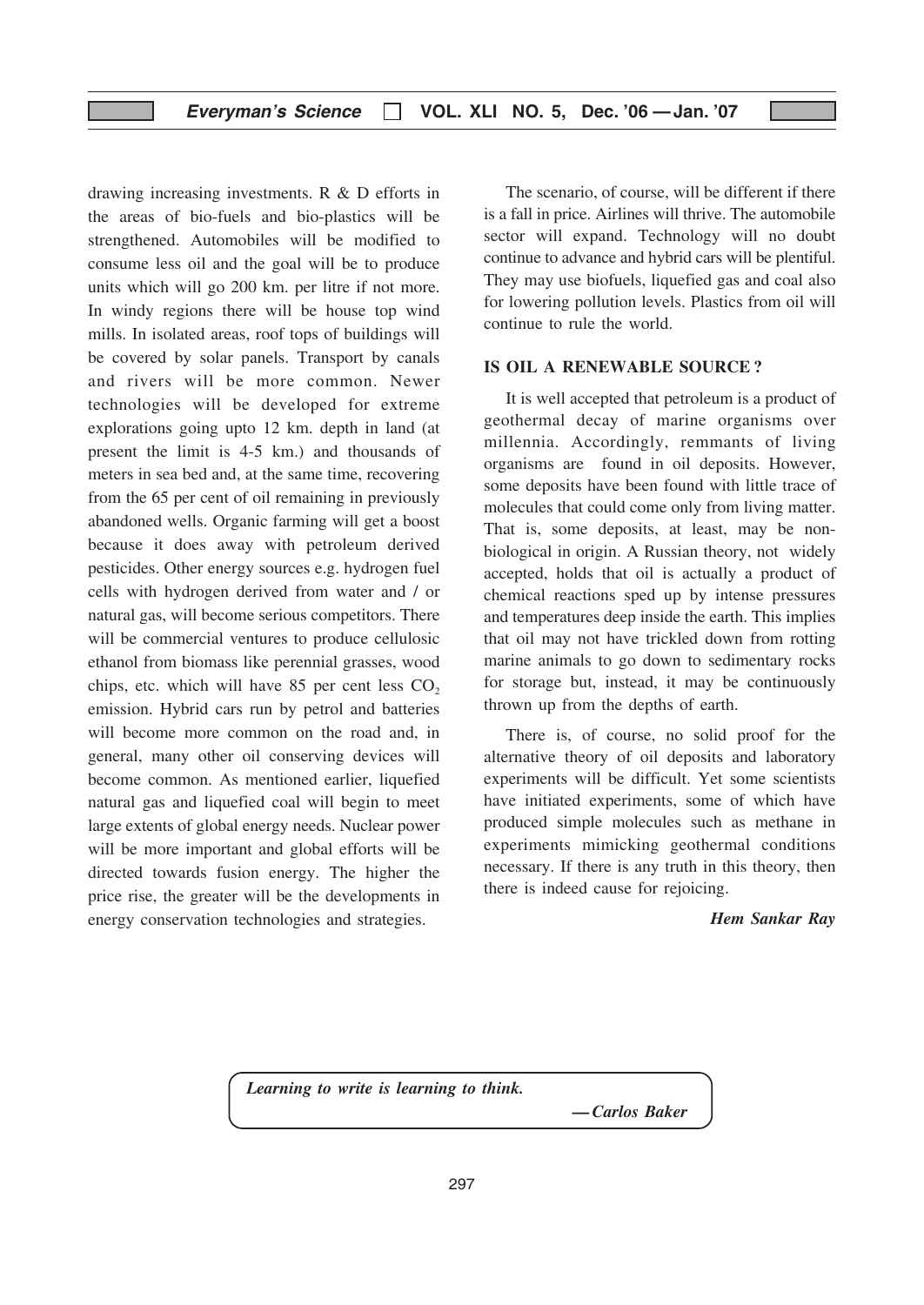drawing increasing investments. R & D efforts in the areas of bio-fuels and bio-plastics will be strengthened. Automobiles will be modified to consume less oil and the goal will be to produce units which will go 200 km. per litre if not more. In windy regions there will be house top wind mills. In isolated areas, roof tops of buildings will be covered by solar panels. Transport by canals and rivers will be more common. Newer technologies will be developed for extreme explorations going upto 12 km. depth in land (at present the limit is 4-5 km.) and thousands of meters in sea bed and, at the same time, recovering from the 65 per cent of oil remaining in previously abandoned wells. Organic farming will get a boost because it does away with petroleum derived pesticides. Other energy sources e.g. hydrogen fuel cells with hydrogen derived from water and / or natural gas, will become serious competitors. There will be commercial ventures to produce cellulosic ethanol from biomass like perennial grasses, wood chips, etc. which will have 85 per cent less $CO_2$ emission. Hybrid cars run by petrol and batteries will become more common on the road and, in general, many other oil conserving devices will become common. As mentioned earlier, liquefied natural gas and liquefied coal will begin to meet large extents of global energy needs. Nuclear power will be more important and global efforts will be directed towards fusion energy. The higher the price rise, the greater will be the developments in energy conservation technologies and strategies.

The scenario, of course, will be different if there is a fall in price. Airlines will thrive. The automobile sector will expand. Technology will no doubt continue to advance and hybrid cars will be plentiful. They may use biofuels, liquefied gas and coal also for lowering pollution levels. Plastics from oil will continue to rule the world.

## IS OIL A RENEWABLE SOURCE ?

It is well accepted that petroleum is a product of geothermal decay of marine organisms over millennia. Accordingly, remmants of living organisms are found in oil deposits. However, some deposits have been found with little trace of molecules that could come only from living matter. That is, some deposits, at least, may be non-biological in origin. A Russian theory, not widely accepted, holds that oil is actually a product of chemical reactions sped up by intense pressures and temperatures deep inside the earth. This implies that oil may not have trickled down from rotting marine animals to go down to sedimentary rocks for storage but, instead, it may be continuously thrown up from the depths of earth.

There is, of course, no solid proof for the alternative theory of oil deposits and laboratory experiments will be difficult. Yet some scientists have initiated experiments, some of which have produced simple molecules such as methane in experiments mimicking geothermal conditions necessary. If there is any truth in this theory, then there is indeed cause for rejoicing.

***Hem Sankar Ray***

*Learning to write is learning to think.*

*— Carlos Baker*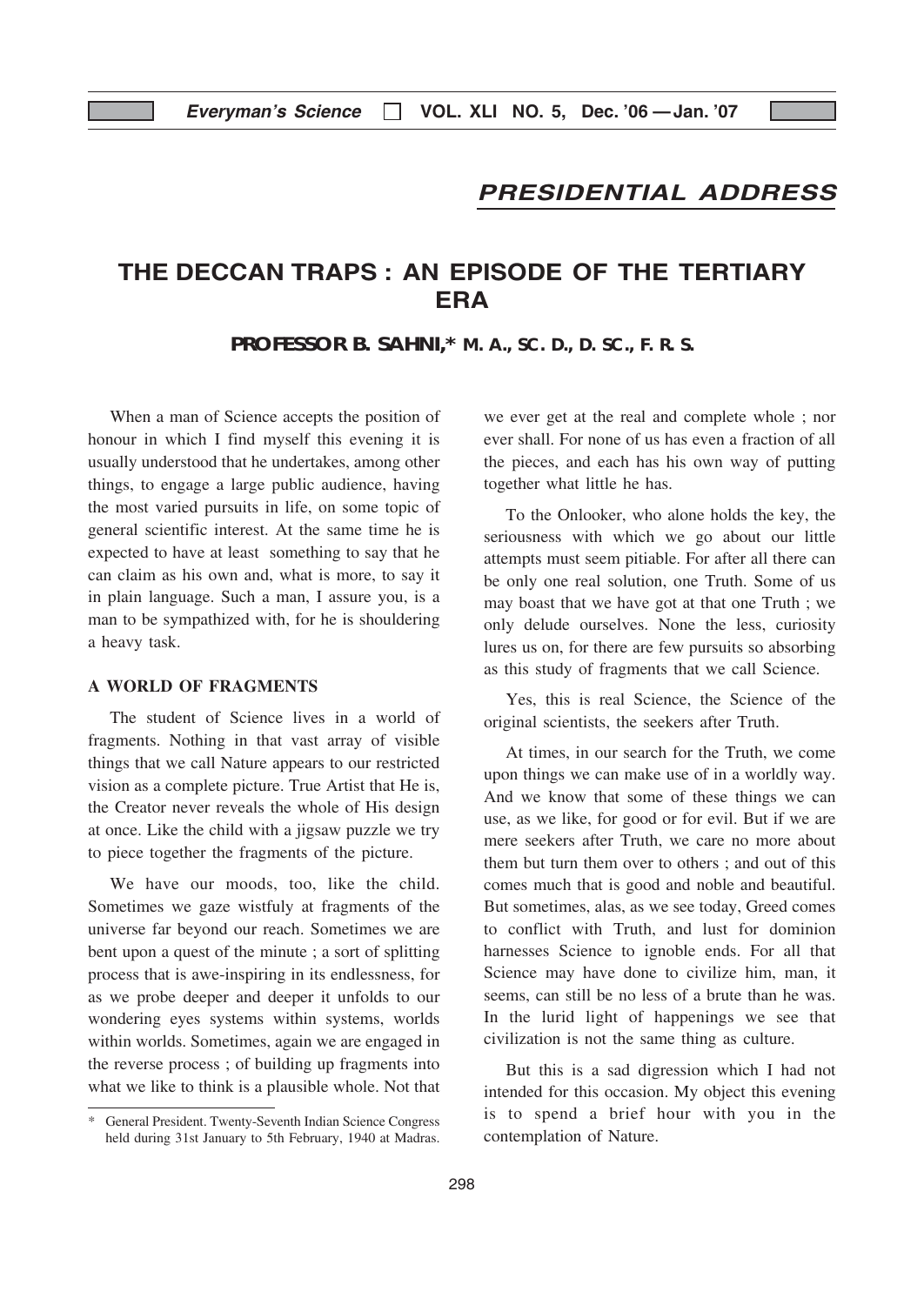## *PRESIDENTIAL ADDRESS*

# THE DECCAN TRAPS : AN EPISODE OF THE TERTIARY ERA

**PROFESSOR B. SAHNI,*** **M. A., SC. D., D. SC., F. R. S.**

When a man of Science accepts the position of honour in which I find myself this evening it is usually understood that he undertakes, among other things, to engage a large public audience, having the most varied pursuits in life, on some topic of general scientific interest. At the same time he is expected to have at least something to say that he can claim as his own and, what is more, to say it in plain language. Such a man, I assure you, is a man to be sympathized with, for he is shouldering a heavy task.

### A WORLD OF FRAGMENTS

The student of Science lives in a world of fragments. Nothing in that vast array of visible things that we call Nature appears to our restricted vision as a complete picture. True Artist that He is, the Creator never reveals the whole of His design at once. Like the child with a jigsaw puzzle we try to piece together the fragments of the picture.

We have our moods, too, like the child. Sometimes we gaze wistfuly at fragments of the universe far beyond our reach. Sometimes we are bent upon a quest of the minute ; a sort of splitting process that is awe-inspiring in its endlessness, for as we probe deeper and deeper it unfolds to our wondering eyes systems within systems, worlds within worlds. Sometimes, again we are engaged in the reverse process ; of building up fragments into what we like to think is a plausible whole. Not that we ever get at the real and complete whole ; nor ever shall. For none of us has even a fraction of all the pieces, and each has his own way of putting together what little he has.

To the Onlooker, who alone holds the key, the seriousness with which we go about our little attempts must seem pitiable. For after all there can be only one real solution, one Truth. Some of us may boast that we have got at that one Truth ; we only delude ourselves. None the less, curiosity lures us on, for there are few pursuits so absorbing as this study of fragments that we call Science.

Yes, this is real Science, the Science of the original scientists, the seekers after Truth.

At times, in our search for the Truth, we come upon things we can make use of in a worldly way. And we know that some of these things we can use, as we like, for good or for evil. But if we are mere seekers after Truth, we care no more about them but turn them over to others ; and out of this comes much that is good and noble and beautiful. But sometimes, alas, as we see today, Greed comes to conflict with Truth, and lust for dominion harnesses Science to ignoble ends. For all that Science may have done to civilize him, man, it seems, can still be no less of a brute than he was. In the lurid light of happenings we see that civilization is not the same thing as culture.

But this is a sad digression which I had not intended for this occasion. My object this evening is to spend a brief hour with you in the contemplation of Nature.

---

\* General President. Twenty-Seventh Indian Science Congress held during 31st January to 5th February, 1940 at Madras.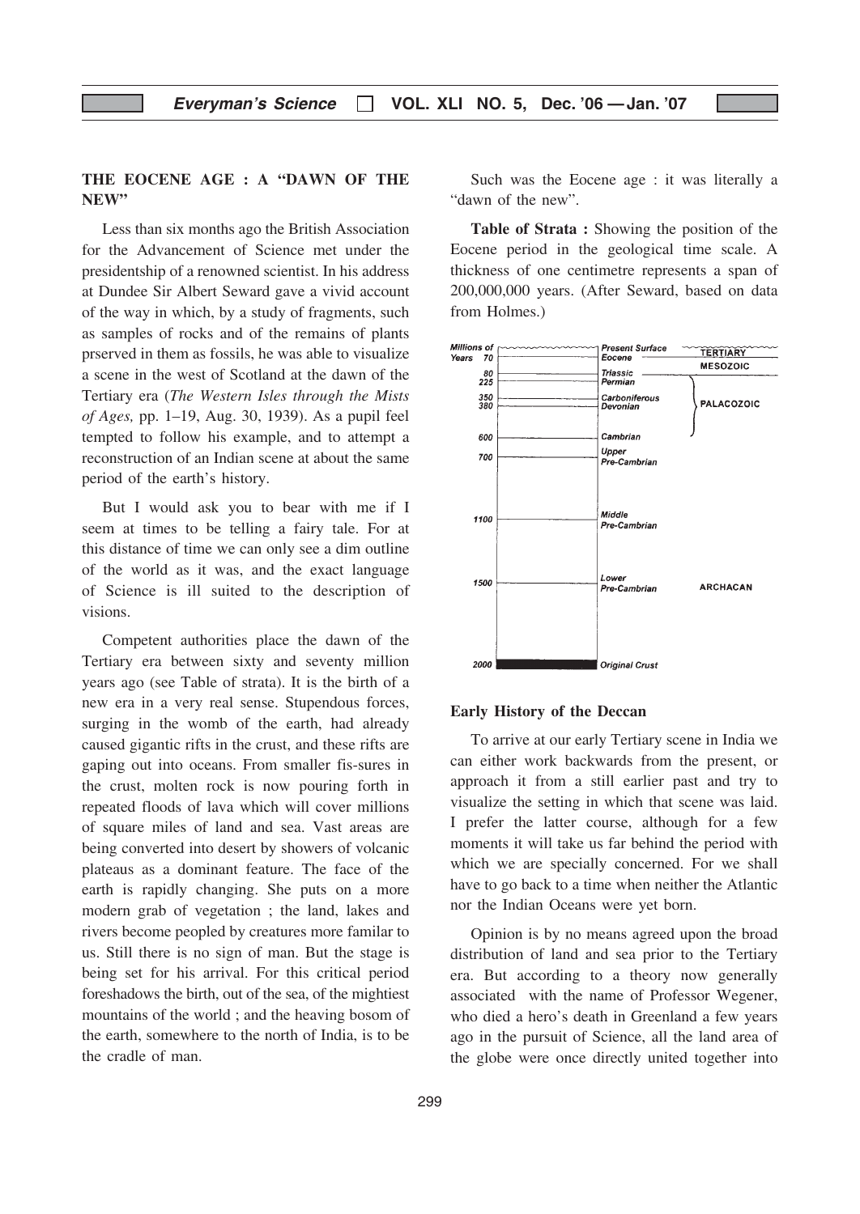## THE EOCENE AGE : A "DAWN OF THE NEW"

Less than six months ago the British Association for the Advancement of Science met under the presidentship of a renowned scientist. In his address at Dundee Sir Albert Seward gave a vivid account of the way in which, by a study of fragments, such as samples of rocks and of the remains of plants prserved in them as fossils, he was able to visualize a scene in the west of Scotland at the dawn of the Tertiary era (*The Western Isles through the Mists of Ages,* pp. 1–19, Aug. 30, 1939). As a pupil feel tempted to follow his example, and to attempt a reconstruction of an Indian scene at about the same period of the earth's history.

But I would ask you to bear with me if I seem at times to be telling a fairy tale. For at this distance of time we can only see a dim outline of the world as it was, and the exact language of Science is ill suited to the description of visions.

Competent authorities place the dawn of the Tertiary era between sixty and seventy million years ago (see Table of strata). It is the birth of a new era in a very real sense. Stupendous forces, surging in the womb of the earth, had already caused gigantic rifts in the crust, and these rifts are gaping out into oceans. From smaller fis-sures in the crust, molten rock is now pouring forth in repeated floods of lava which will cover millions of square miles of land and sea. Vast areas are being converted into desert by showers of volcanic plateaus as a dominant feature. The face of the earth is rapidly changing. She puts on a more modern grab of vegetation ; the land, lakes and rivers become peopled by creatures more familar to us. Still there is no sign of man. But the stage is being set for his arrival. For this critical period foreshadows the birth, out of the sea, of the mightiest mountains of the world ; and the heaving bosom of the earth, somewhere to the north of India, is to be the cradle of man.

Such was the Eocene age : it was literally a "dawn of the new".

**Table of Strata :** Showing the position of the Eocene period in the geological time scale. A thickness of one centimetre represents a span of 200,000,000 years. (After Seward, based on data from Holmes.)

| Millions of Years | Strata | Era |
|---|---|---|
| | Present Surface | TERTIARY |
| 70 | Eocene | |
| 80 | Triassic | MESOZOIC |
| 225 | Permian | |
| 350 | Carboniferous | PALACOZOIC |
| 380 | Devonian | |
| 600 | Cambrian | |
| 700 | Upper Pre-Cambrian | |
| 1100 | Middle Pre-Cambrian | |
| 1500 | Lower Pre-Cambrian | ARCHACAN |
| 2000 | Original Crust | |

### Early History of the Deccan

To arrive at our early Tertiary scene in India we can either work backwards from the present, or approach it from a still earlier past and try to visualize the setting in which that scene was laid. I prefer the latter course, although for a few moments it will take us far behind the period with which we are specially concerned. For we shall have to go back to a time when neither the Atlantic nor the Indian Oceans were yet born.

Opinion is by no means agreed upon the broad distribution of land and sea prior to the Tertiary era. But according to a theory now generally associated with the name of Professor Wegener, who died a hero's death in Greenland a few years ago in the pursuit of Science, all the land area of the globe were once directly united together into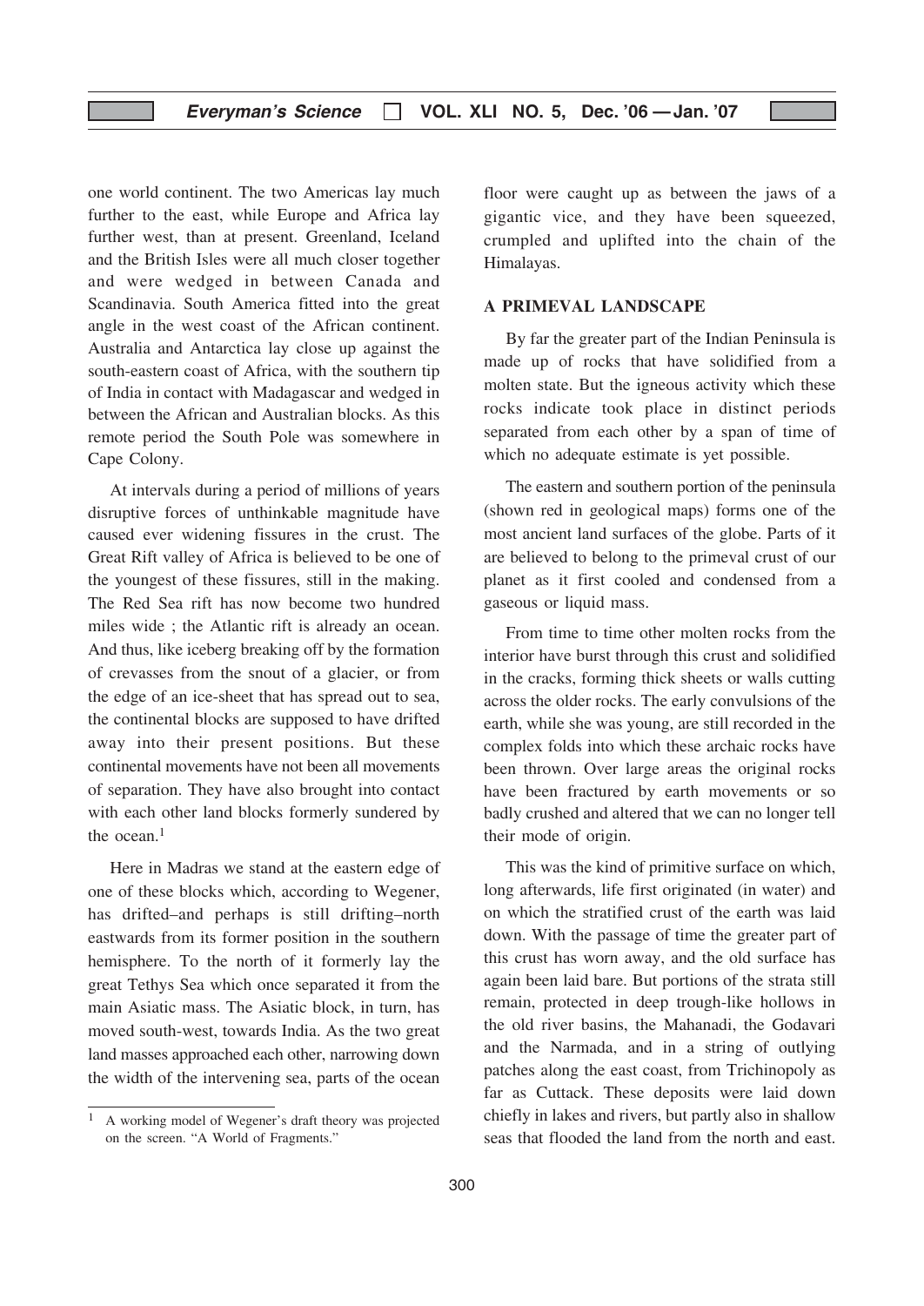one world continent. The two Americas lay much further to the east, while Europe and Africa lay further west, than at present. Greenland, Iceland and the British Isles were all much closer together and were wedged in between Canada and Scandinavia. South America fitted into the great angle in the west coast of the African continent. Australia and Antarctica lay close up against the south-eastern coast of Africa, with the southern tip of India in contact with Madagascar and wedged in between the African and Australian blocks. As this remote period the South Pole was somewhere in Cape Colony.

At intervals during a period of millions of years disruptive forces of unthinkable magnitude have caused ever widening fissures in the crust. The Great Rift valley of Africa is believed to be one of the youngest of these fissures, still in the making. The Red Sea rift has now become two hundred miles wide ; the Atlantic rift is already an ocean. And thus, like iceberg breaking off by the formation of crevasses from the snout of a glacier, or from the edge of an ice-sheet that has spread out to sea, the continental blocks are supposed to have drifted away into their present positions. But these continental movements have not been all movements of separation. They have also brought into contact with each other land blocks formerly sundered by the ocean.[1]

Here in Madras we stand at the eastern edge of one of these blocks which, according to Wegener, has drifted–and perhaps is still drifting–north eastwards from its former position in the southern hemisphere. To the north of it formerly lay the great Tethys Sea which once separated it from the main Asiatic mass. The Asiatic block, in turn, has moved south-west, towards India. As the two great land masses approached each other, narrowing down the width of the intervening sea, parts of the ocean floor were caught up as between the jaws of a gigantic vice, and they have been squeezed, crumpled and uplifted into the chain of the Himalayas.

## A PRIMEVAL LANDSCAPE

By far the greater part of the Indian Peninsula is made up of rocks that have solidified from a molten state. But the igneous activity which these rocks indicate took place in distinct periods separated from each other by a span of time of which no adequate estimate is yet possible.

The eastern and southern portion of the peninsula (shown red in geological maps) forms one of the most ancient land surfaces of the globe. Parts of it are believed to belong to the primeval crust of our planet as it first cooled and condensed from a gaseous or liquid mass.

From time to time other molten rocks from the interior have burst through this crust and solidified in the cracks, forming thick sheets or walls cutting across the older rocks. The early convulsions of the earth, while she was young, are still recorded in the complex folds into which these archaic rocks have been thrown. Over large areas the original rocks have been fractured by earth movements or so badly crushed and altered that we can no longer tell their mode of origin.

This was the kind of primitive surface on which, long afterwards, life first originated (in water) and on which the stratified crust of the earth was laid down. With the passage of time the greater part of this crust has worn away, and the old surface has again been laid bare. But portions of the strata still remain, protected in deep trough-like hollows in the old river basins, the Mahanadi, the Godavari and the Narmada, and in a string of outlying patches along the east coast, from Trichinopoly as far as Cuttack. These deposits were laid down chiefly in lakes and rivers, but partly also in shallow seas that flooded the land from the north and east.

---

[1] A working model of Wegener's draft theory was projected on the screen. "A World of Fragments."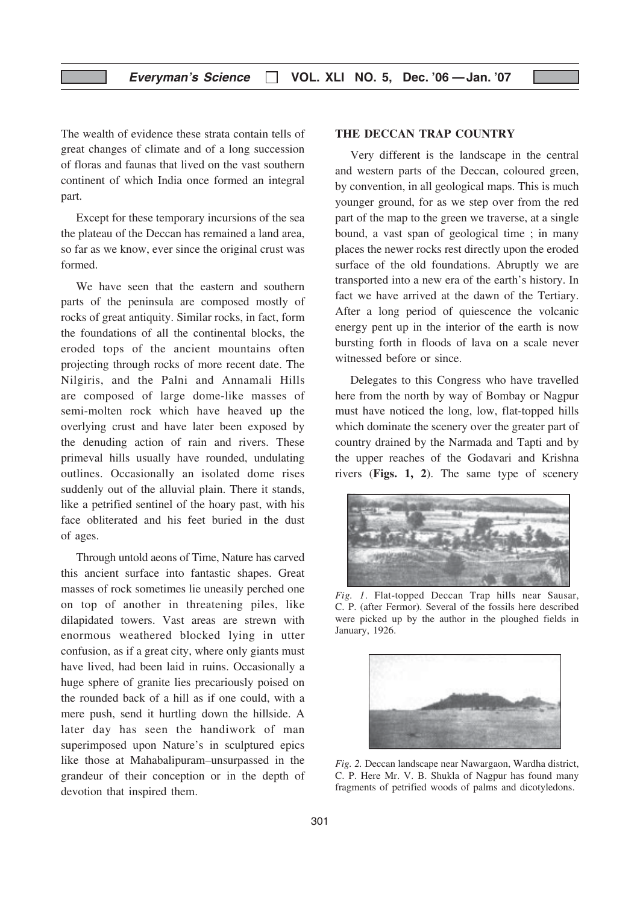The wealth of evidence these strata contain tells of great changes of climate and of a long succession of floras and faunas that lived on the vast southern continent of which India once formed an integral part.

Except for these temporary incursions of the sea the plateau of the Deccan has remained a land area, so far as we know, ever since the original crust was formed.

We have seen that the eastern and southern parts of the peninsula are composed mostly of rocks of great antiquity. Similar rocks, in fact, form the foundations of all the continental blocks, the eroded tops of the ancient mountains often projecting through rocks of more recent date. The Nilgiris, and the Palni and Annamali Hills are composed of large dome-like masses of semi-molten rock which have heaved up the overlying crust and have later been exposed by the denuding action of rain and rivers. These primeval hills usually have rounded, undulating outlines. Occasionally an isolated dome rises suddenly out of the alluvial plain. There it stands, like a petrified sentinel of the hoary past, with his face obliterated and his feet buried in the dust of ages.

Through untold aeons of Time, Nature has carved this ancient surface into fantastic shapes. Great masses of rock sometimes lie uneasily perched one on top of another in threatening piles, like dilapidated towers. Vast areas are strewn with enormous weathered blocked lying in utter confusion, as if a great city, where only giants must have lived, had been laid in ruins. Occasionally a huge sphere of granite lies precariously poised on the rounded back of a hill as if one could, with a mere push, send it hurtling down the hillside. A later day has seen the handiwork of man superimposed upon Nature's in sculptured epics like those at Mahabalipuram–unsurpassed in the grandeur of their conception or in the depth of devotion that inspired them.

## THE DECCAN TRAP COUNTRY

Very different is the landscape in the central and western parts of the Deccan, coloured green, by convention, in all geological maps. This is much younger ground, for as we step over from the red part of the map to the green we traverse, at a single bound, a vast span of geological time ; in many places the newer rocks rest directly upon the eroded surface of the old foundations. Abruptly we are transported into a new era of the earth's history. In fact we have arrived at the dawn of the Tertiary. After a long period of quiescence the volcanic energy pent up in the interior of the earth is now bursting forth in floods of lava on a scale never witnessed before or since.

Delegates to this Congress who have travelled here from the north by way of Bombay or Nagpur must have noticed the long, low, flat-topped hills which dominate the scenery over the greater part of country drained by the Narmada and Tapti and by the upper reaches of the Godavari and Krishna rivers (**Figs. 1, 2**). The same type of scenery

*Fig. 1*. Flat-topped Deccan Trap hills near Sausar, C. P. (after Fermor). Several of the fossils here described were picked up by the author in the ploughed fields in January, 1926.

*Fig. 2.* Deccan landscape near Nawargaon, Wardha district, C. P. Here Mr. V. B. Shukla of Nagpur has found many fragments of petrified woods of palms and dicotyledons.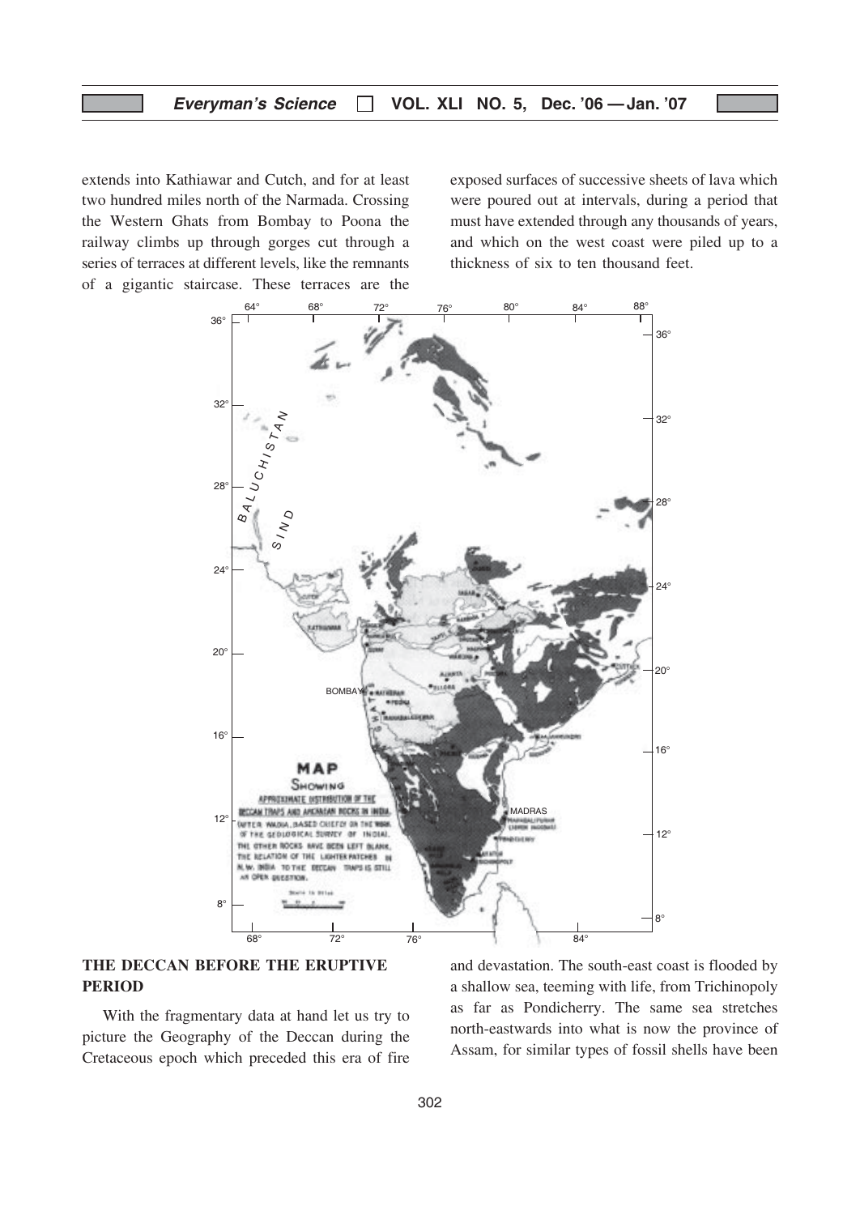extends into Kathiawar and Cutch, and for at least two hundred miles north of the Narmada. Crossing the Western Ghats from Bombay to Poona the railway climbs up through gorges cut through a series of terraces at different levels, like the remnants of a gigantic staircase. These terraces are the exposed surfaces of successive sheets of lava which were poured out at intervals, during a period that must have extended through any thousands of years, and which on the west coast were piled up to a thickness of six to ten thousand feet.

MAP SHOWING APPROXIMATE DISTRIBUTION OF THE DECCAN TRAPS AND ARCHAEAN ROCKS IN INDIA. (AFTER WADIA, BASED CHIEFLY ON THE WORK OF THE GEOLOGICAL SURVEY OF INDIA). THE OTHER ROCKS HAVE BEEN LEFT BLANK. THE RELATION OF THE LIGHTER PATCHES IN N.W. INDIA TO THE DECCAN TRAPS IS STILL AN OPEN QUESTION.

## THE DECCAN BEFORE THE ERUPTIVE PERIOD

With the fragmentary data at hand let us try to picture the Geography of the Deccan during the Cretaceous epoch which preceded this era of fire and devastation. The south-east coast is flooded by a shallow sea, teeming with life, from Trichinopoly as far as Pondicherry. The same sea stretches north-eastwards into what is now the province of Assam, for similar types of fossil shells have been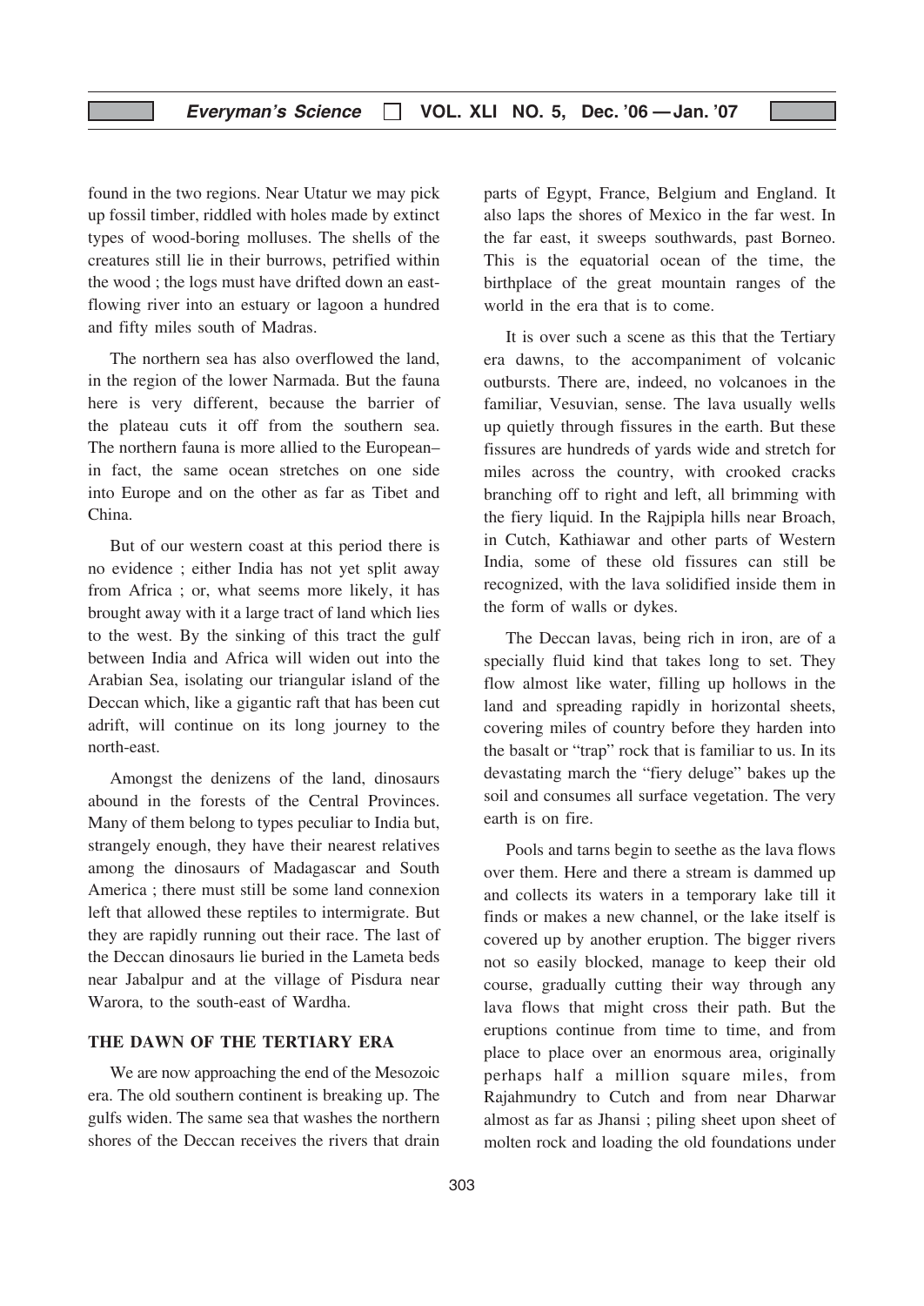found in the two regions. Near Utatur we may pick up fossil timber, riddled with holes made by extinct types of wood-boring molluscs. The shells of the creatures still lie in their burrows, petrified within the wood ; the logs must have drifted down an east-flowing river into an estuary or lagoon a hundred and fifty miles south of Madras.

The northern sea has also overflowed the land, in the region of the lower Narmada. But the fauna here is very different, because the barrier of the plateau cuts it off from the southern sea. The northern fauna is more allied to the European– in fact, the same ocean stretches on one side into Europe and on the other as far as Tibet and China.

But of our western coast at this period there is no evidence ; either India has not yet split away from Africa ; or, what seems more likely, it has brought away with it a large tract of land which lies to the west. By the sinking of this tract the gulf between India and Africa will widen out into the Arabian Sea, isolating our triangular island of the Deccan which, like a gigantic raft that has been cut adrift, will continue on its long journey to the north-east.

Amongst the denizens of the land, dinosaurs abound in the forests of the Central Provinces. Many of them belong to types peculiar to India but, strangely enough, they have their nearest relatives among the dinosaurs of Madagascar and South America ; there must still be some land connexion left that allowed these reptiles to intermigrate. But they are rapidly running out their race. The last of the Deccan dinosaurs lie buried in the Lameta beds near Jabalpur and at the village of Pisdura near Warora, to the south-east of Wardha.

## THE DAWN OF THE TERTIARY ERA

We are now approaching the end of the Mesozoic era. The old southern continent is breaking up. The gulfs widen. The same sea that washes the northern shores of the Deccan receives the rivers that drain parts of Egypt, France, Belgium and England. It also laps the shores of Mexico in the far west. In the far east, it sweeps southwards, past Borneo. This is the equatorial ocean of the time, the birthplace of the great mountain ranges of the world in the era that is to come.

It is over such a scene as this that the Tertiary era dawns, to the accompaniment of volcanic outbursts. There are, indeed, no volcanoes in the familiar, Vesuvian, sense. The lava usually wells up quietly through fissures in the earth. But these fissures are hundreds of yards wide and stretch for miles across the country, with crooked cracks branching off to right and left, all brimming with the fiery liquid. In the Rajpipla hills near Broach, in Cutch, Kathiawar and other parts of Western India, some of these old fissures can still be recognized, with the lava solidified inside them in the form of walls or dykes.

The Deccan lavas, being rich in iron, are of a specially fluid kind that takes long to set. They flow almost like water, filling up hollows in the land and spreading rapidly in horizontal sheets, covering miles of country before they harden into the basalt or "trap" rock that is familiar to us. In its devastating march the "fiery deluge" bakes up the soil and consumes all surface vegetation. The very earth is on fire.

Pools and tarns begin to seethe as the lava flows over them. Here and there a stream is dammed up and collects its waters in a temporary lake till it finds or makes a new channel, or the lake itself is covered up by another eruption. The bigger rivers not so easily blocked, manage to keep their old course, gradually cutting their way through any lava flows that might cross their path. But the eruptions continue from time to time, and from place to place over an enormous area, originally perhaps half a million square miles, from Rajahmundry to Cutch and from near Dharwar almost as far as Jhansi ; piling sheet upon sheet of molten rock and loading the old foundations under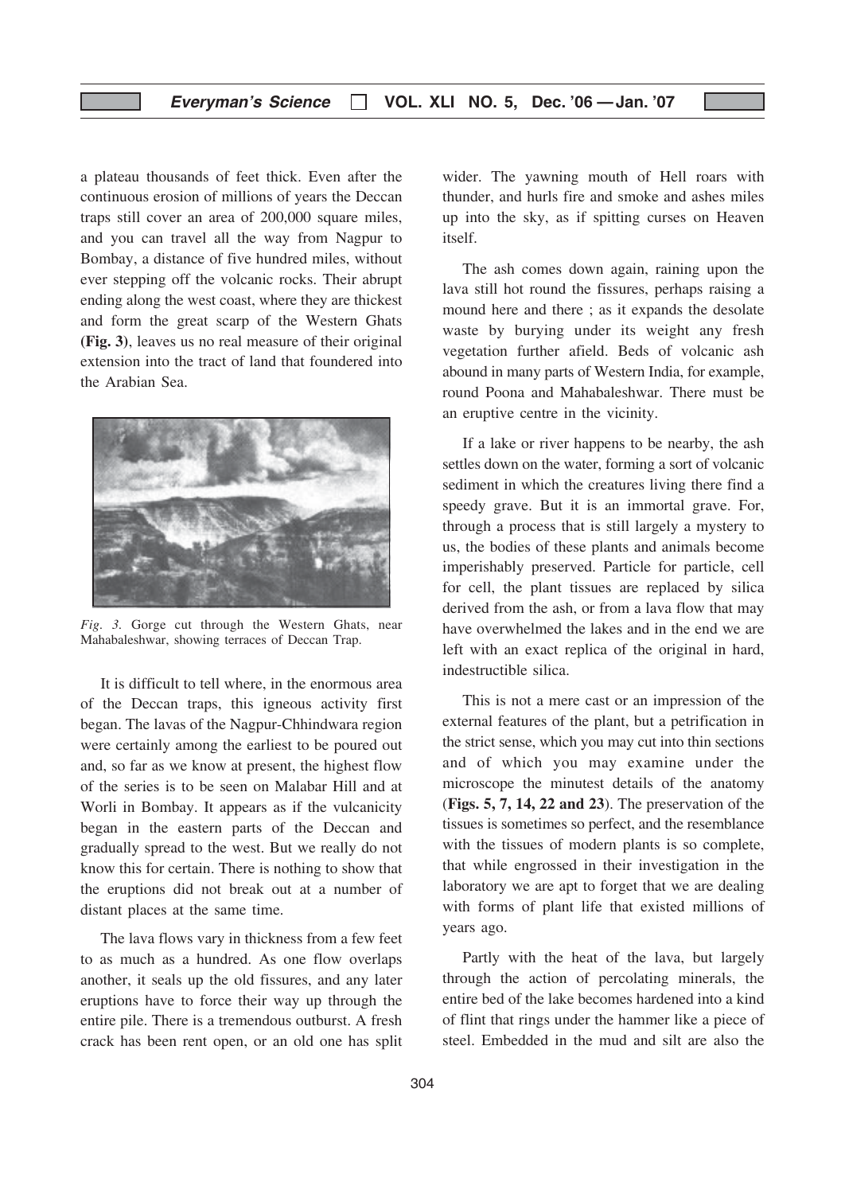a plateau thousands of feet thick. Even after the continuous erosion of millions of years the Deccan traps still cover an area of 200,000 square miles, and you can travel all the way from Nagpur to Bombay, a distance of five hundred miles, without ever stepping off the volcanic rocks. Their abrupt ending along the west coast, where they are thickest and form the great scarp of the Western Ghats **(Fig. 3)**, leaves us no real measure of their original extension into the tract of land that foundered into the Arabian Sea.

*Fig. 3.* Gorge cut through the Western Ghats, near Mahabaleshwar, showing terraces of Deccan Trap.

It is difficult to tell where, in the enormous area of the Deccan traps, this igneous activity first began. The lavas of the Nagpur-Chhindwara region were certainly among the earliest to be poured out and, so far as we know at present, the highest flow of the series is to be seen on Malabar Hill and at Worli in Bombay. It appears as if the vulcanicity began in the eastern parts of the Deccan and gradually spread to the west. But we really do not know this for certain. There is nothing to show that the eruptions did not break out at a number of distant places at the same time.

The lava flows vary in thickness from a few feet to as much as a hundred. As one flow overlaps another, it seals up the old fissures, and any later eruptions have to force their way up through the entire pile. There is a tremendous outburst. A fresh crack has been rent open, or an old one has split wider. The yawning mouth of Hell roars with thunder, and hurls fire and smoke and ashes miles up into the sky, as if spitting curses on Heaven itself.

The ash comes down again, raining upon the lava still hot round the fissures, perhaps raising a mound here and there ; as it expands the desolate waste by burying under its weight any fresh vegetation further afield. Beds of volcanic ash abound in many parts of Western India, for example, round Poona and Mahabaleshwar. There must be an eruptive centre in the vicinity.

If a lake or river happens to be nearby, the ash settles down on the water, forming a sort of volcanic sediment in which the creatures living there find a speedy grave. But it is an immortal grave. For, through a process that is still largely a mystery to us, the bodies of these plants and animals become imperishably preserved. Particle for particle, cell for cell, the plant tissues are replaced by silica derived from the ash, or from a lava flow that may have overwhelmed the lakes and in the end we are left with an exact replica of the original in hard, indestructible silica.

This is not a mere cast or an impression of the external features of the plant, but a petrification in the strict sense, which you may cut into thin sections and of which you may examine under the microscope the minutest details of the anatomy (**Figs. 5, 7, 14, 22 and 23**). The preservation of the tissues is sometimes so perfect, and the resemblance with the tissues of modern plants is so complete, that while engrossed in their investigation in the laboratory we are apt to forget that we are dealing with forms of plant life that existed millions of years ago.

Partly with the heat of the lava, but largely through the action of percolating minerals, the entire bed of the lake becomes hardened into a kind of flint that rings under the hammer like a piece of steel. Embedded in the mud and silt are also the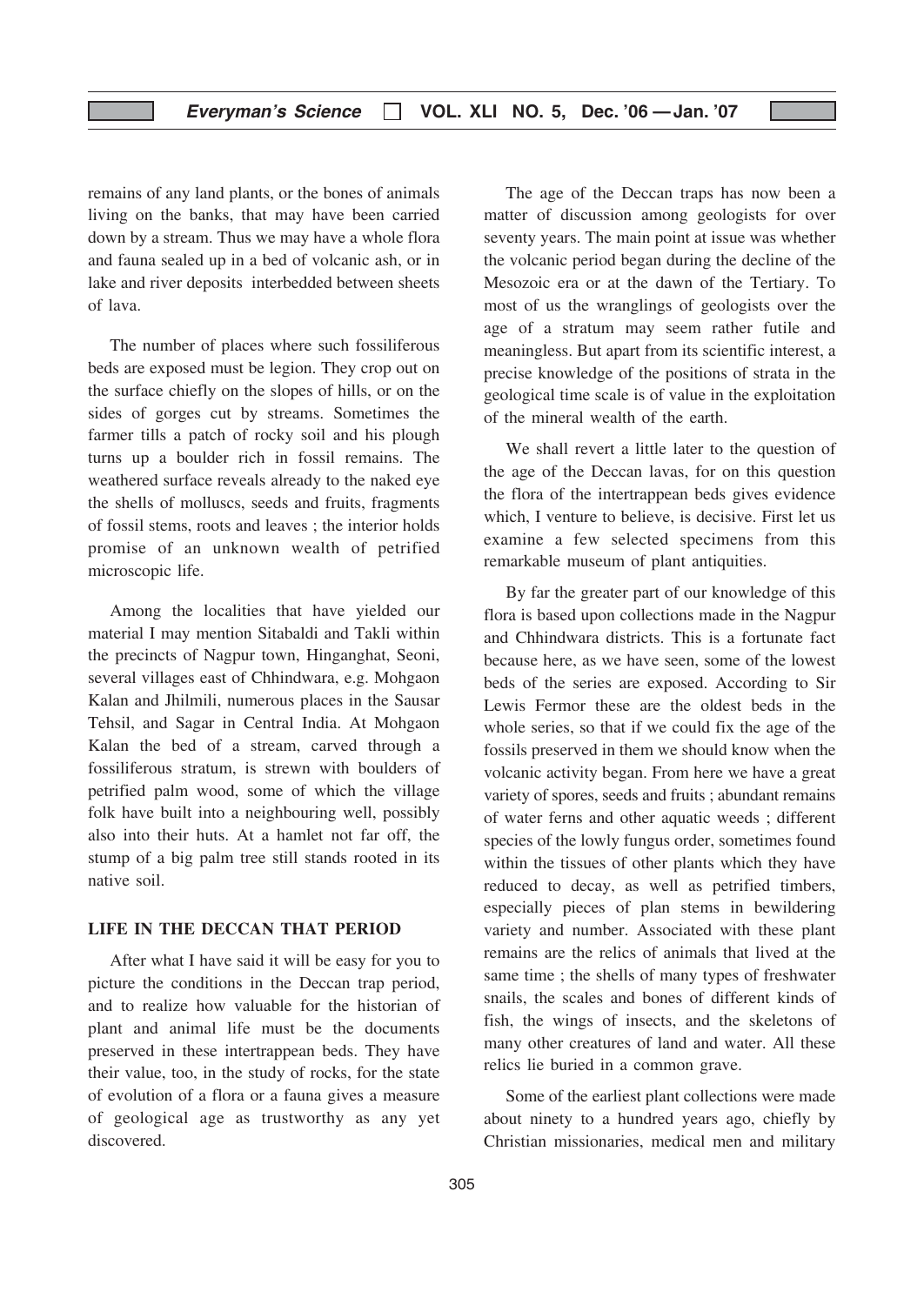remains of any land plants, or the bones of animals living on the banks, that may have been carried down by a stream. Thus we may have a whole flora and fauna sealed up in a bed of volcanic ash, or in lake and river deposits interbedded between sheets of lava.

The number of places where such fossiliferous beds are exposed must be legion. They crop out on the surface chiefly on the slopes of hills, or on the sides of gorges cut by streams. Sometimes the farmer tills a patch of rocky soil and his plough turns up a boulder rich in fossil remains. The weathered surface reveals already to the naked eye the shells of molluscs, seeds and fruits, fragments of fossil stems, roots and leaves ; the interior holds promise of an unknown wealth of petrified microscopic life.

Among the localities that have yielded our material I may mention Sitabaldi and Takli within the precincts of Nagpur town, Hinganghat, Seoni, several villages east of Chhindwara, e.g. Mohgaon Kalan and Jhilmili, numerous places in the Sausar Tehsil, and Sagar in Central India. At Mohgaon Kalan the bed of a stream, carved through a fossiliferous stratum, is strewn with boulders of petrified palm wood, some of which the village folk have built into a neighbouring well, possibly also into their huts. At a hamlet not far off, the stump of a big palm tree still stands rooted in its native soil.

## LIFE IN THE DECCAN THAT PERIOD

After what I have said it will be easy for you to picture the conditions in the Deccan trap period, and to realize how valuable for the historian of plant and animal life must be the documents preserved in these intertrappean beds. They have their value, too, in the study of rocks, for the state of evolution of a flora or a fauna gives a measure of geological age as trustworthy as any yet discovered.

The age of the Deccan traps has now been a matter of discussion among geologists for over seventy years. The main point at issue was whether the volcanic period began during the decline of the Mesozoic era or at the dawn of the Tertiary. To most of us the wranglings of geologists over the age of a stratum may seem rather futile and meaningless. But apart from its scientific interest, a precise knowledge of the positions of strata in the geological time scale is of value in the exploitation of the mineral wealth of the earth.

We shall revert a little later to the question of the age of the Deccan lavas, for on this question the flora of the intertrappean beds gives evidence which, I venture to believe, is decisive. First let us examine a few selected specimens from this remarkable museum of plant antiquities.

By far the greater part of our knowledge of this flora is based upon collections made in the Nagpur and Chhindwara districts. This is a fortunate fact because here, as we have seen, some of the lowest beds of the series are exposed. According to Sir Lewis Fermor these are the oldest beds in the whole series, so that if we could fix the age of the fossils preserved in them we should know when the volcanic activity began. From here we have a great variety of spores, seeds and fruits ; abundant remains of water ferns and other aquatic weeds ; different species of the lowly fungus order, sometimes found within the tissues of other plants which they have reduced to decay, as well as petrified timbers, especially pieces of plan stems in bewildering variety and number. Associated with these plant remains are the relics of animals that lived at the same time ; the shells of many types of freshwater snails, the scales and bones of different kinds of fish, the wings of insects, and the skeletons of many other creatures of land and water. All these relics lie buried in a common grave.

Some of the earliest plant collections were made about ninety to a hundred years ago, chiefly by Christian missionaries, medical men and military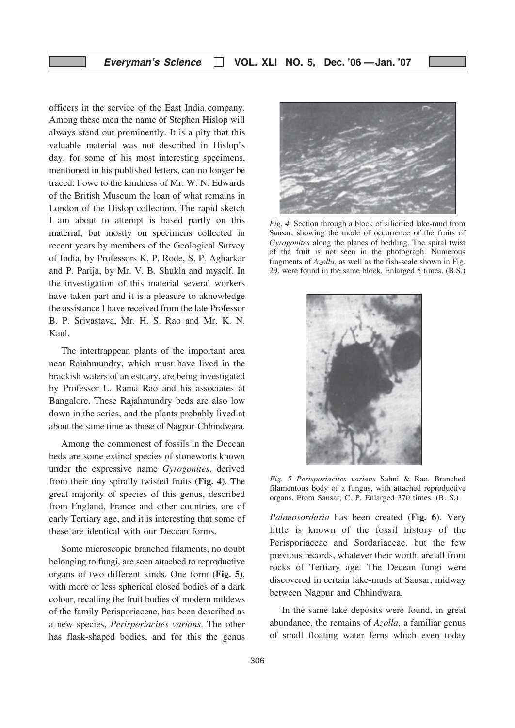officers in the service of the East India company. Among these men the name of Stephen Hislop will always stand out prominently. It is a pity that this valuable material was not described in Hislop's day, for some of his most interesting specimens, mentioned in his published letters, can no longer be traced. I owe to the kindness of Mr. W. N. Edwards of the British Museum the loan of what remains in London of the Hislop collection. The rapid sketch I am about to attempt is based partly on this material, but mostly on specimens collected in recent years by members of the Geological Survey of India, by Professors K. P. Rode, S. P. Agharkar and P. Parija, by Mr. V. B. Shukla and myself. In the investigation of this material several workers have taken part and it is a pleasure to aknowledge the assistance I have received from the late Professor B. P. Srivastava, Mr. H. S. Rao and Mr. K. N. Kaul.

The intertrappean plants of the important area near Rajahmundry, which must have lived in the brackish waters of an estuary, are being investigated by Professor L. Rama Rao and his associates at Bangalore. These Rajahmundry beds are also low down in the series, and the plants probably lived at about the same time as those of Nagpur-Chhindwara.

Among the commonest of fossils in the Deccan beds are some extinct species of stoneworts known under the expressive name *Gyrogonites*, derived from their tiny spirally twisted fruits (**Fig. 4**). The great majority of species of this genus, described from England, France and other countries, are of early Tertiary age, and it is interesting that some of these are identical with our Deccan forms.

*Fig. 4.* Section through a block of silicified lake-mud from Sausar, showing the mode of occurrence of the fruits of *Gyrogonites* along the planes of bedding. The spiral twist of the fruit is not seen in the photograph. Numerous fragments of *Azolla*, as well as the fish-scale shown in Fig. 29, were found in the same block. Enlarged 5 times. (B.S.)

Some microscopic branched filaments, no doubt belonging to fungi, are seen attached to reproductive organs of two different kinds. One form (**Fig. 5**), with more or less spherical closed bodies of a dark colour, recalling the fruit bodies of modern mildews of the family Perisporiaceae, has been described as a new species, *Perisporiacites varians*. The other has flask-shaped bodies, and for this the genus *Palaeosordaria* has been created (**Fig. 6**). Very little is known of the fossil history of the Perisporiaceae and Sordariaceae, but the few previous records, whatever their worth, are all from rocks of Tertiary age. The Decean fungi were discovered in certain lake-muds at Sausar, midway between Nagpur and Chhindwara.

*Fig. 5 Perisporiacites varians* Sahni & Rao. Branched filamentous body of a fungus, with attached reproductive organs. From Sausar, C. P. Enlarged 370 times. (B. S.)

In the same lake deposits were found, in great abundance, the remains of *Azolla*, a familiar genus of small floating water ferns which even today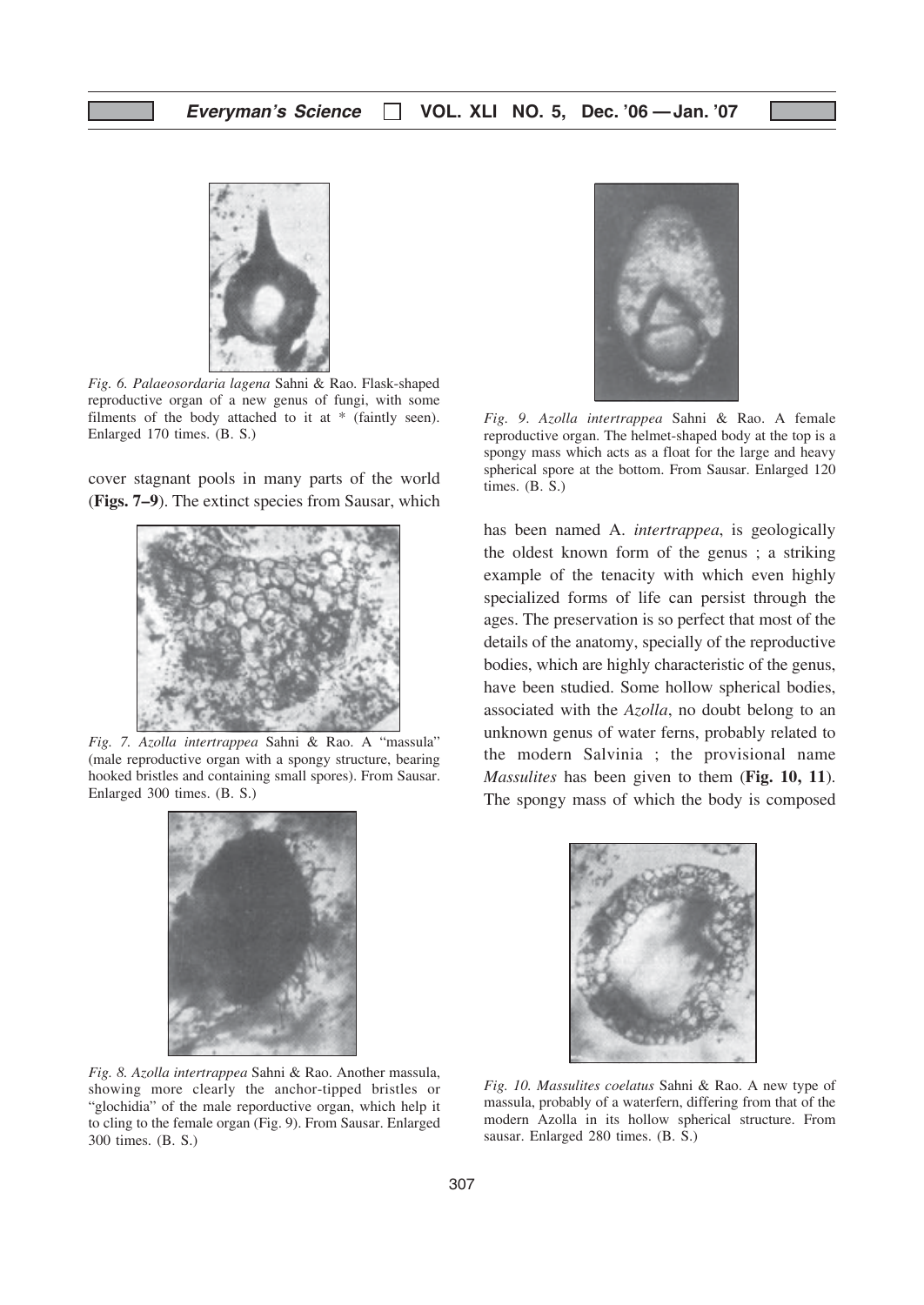*Fig. 6. Palaeosordaria lagena* Sahni & Rao. Flask-shaped reproductive organ of a new genus of fungi, with some filments of the body attached to it at * (faintly seen). Enlarged 170 times. (B. S.)

cover stagnant pools in many parts of the world (**Figs. 7–9**). The extinct species from Sausar, which has been named A. *intertrappea*, is geologically the oldest known form of the genus ; a striking example of the tenacity with which even highly specialized forms of life can persist through the ages. The preservation is so perfect that most of the details of the anatomy, specially of the reproductive bodies, which are highly characteristic of the genus, have been studied. Some hollow spherical bodies, associated with the *Azolla*, no doubt belong to an unknown genus of water ferns, probably related to the modern Salvinia ; the provisional name *Massulites* has been given to them (**Fig. 10, 11**). The spongy mass of which the body is composed

*Fig. 7. Azolla intertrappea* Sahni & Rao. A "massula" (male reproductive organ with a spongy structure, bearing hooked bristles and containing small spores). From Sausar. Enlarged 300 times. (B. S.)

*Fig. 8. Azolla intertrappea* Sahni & Rao. Another massula, showing more clearly the anchor-tipped bristles or "glochidia" of the male reporductive organ, which help it to cling to the female organ (Fig. 9). From Sausar. Enlarged 300 times. (B. S.)

*Fig. 9. Azolla intertrappea* Sahni & Rao. A female reproductive organ. The helmet-shaped body at the top is a spongy mass which acts as a float for the large and heavy spherical spore at the bottom. From Sausar. Enlarged 120 times. (B. S.)

*Fig. 10. Massulites coelatus* Sahni & Rao. A new type of massula, probably of a waterfern, differing from that of the modern Azolla in its hollow spherical structure. From sausar. Enlarged 280 times. (B. S.)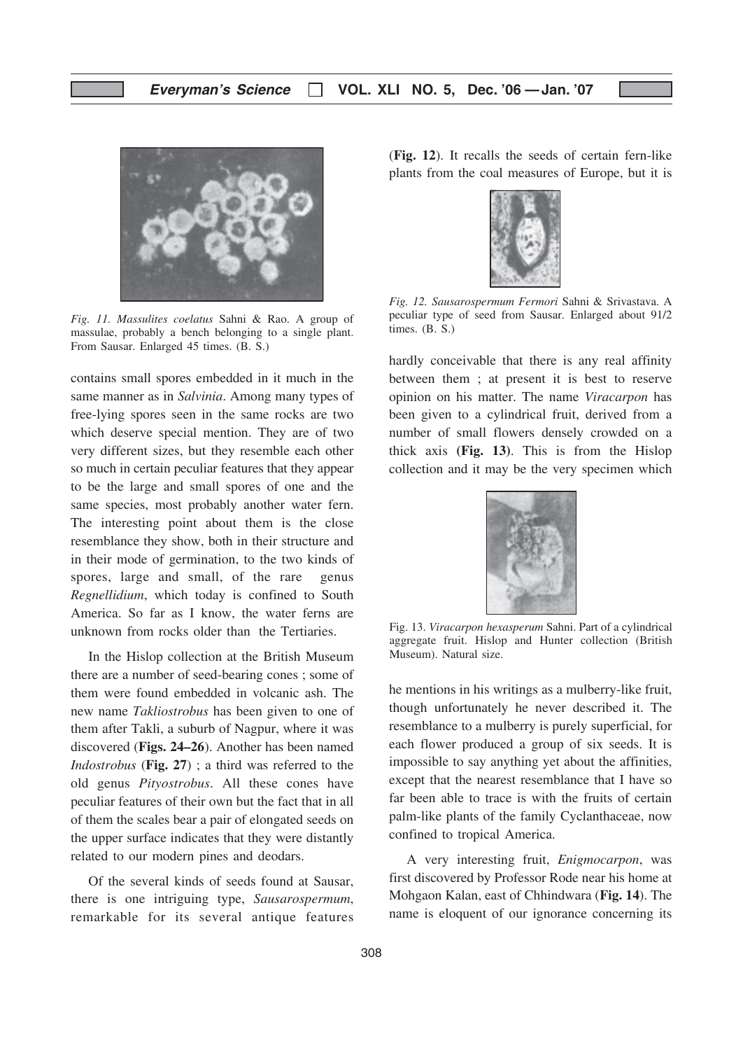*Fig. 11. Massulites coelatus* Sahni & Rao. A group of massulae, probably a bench belonging to a single plant. From Sausar. Enlarged 45 times. (B. S.)

contains small spores embedded in it much in the same manner as in *Salvinia*. Among many types of free-lying spores seen in the same rocks are two which deserve special mention. They are of two very different sizes, but they resemble each other so much in certain peculiar features that they appear to be the large and small spores of one and the same species, most probably another water fern. The interesting point about them is the close resemblance they show, both in their structure and in their mode of germination, to the two kinds of spores, large and small, of the rare genus *Regnellidium*, which today is confined to South America. So far as I know, the water ferns are unknown from rocks older than the Tertiaries.

In the Hislop collection at the British Museum there are a number of seed-bearing cones ; some of them were found embedded in volcanic ash. The new name *Takliostrobus* has been given to one of them after Takli, a suburb of Nagpur, where it was discovered (**Figs. 24–26**). Another has been named *Indostrobus* (**Fig. 27**) ; a third was referred to the old genus *Pityostrobus*. All these cones have peculiar features of their own but the fact that in all of them the scales bear a pair of elongated seeds on the upper surface indicates that they were distantly related to our modern pines and deodars.

Of the several kinds of seeds found at Sausar, there is one intriguing type, *Sausarospermum*, remarkable for its several antique features (**Fig. 12**). It recalls the seeds of certain fern-like plants from the coal measures of Europe, but it is

*Fig. 12. Sausarospermum Fermori* Sahni & Srivastava. A peculiar type of seed from Sausar. Enlarged about 91/2 times. (B. S.)

hardly conceivable that there is any real affinity between them ; at present it is best to reserve opinion on his matter. The name *Viracarpon* has been given to a cylindrical fruit, derived from a number of small flowers densely crowded on a thick axis **(Fig. 13)**. This is from the Hislop collection and it may be the very specimen which

Fig. 13. *Viracarpon hexasperum* Sahni. Part of a cylindrical aggregate fruit. Hislop and Hunter collection (British Museum). Natural size.

he mentions in his writings as a mulberry-like fruit, though unfortunately he never described it. The resemblance to a mulberry is purely superficial, for each flower produced a group of six seeds. It is impossible to say anything yet about the affinities, except that the nearest resemblance that I have so far been able to trace is with the fruits of certain palm-like plants of the family Cyclanthaceae, now confined to tropical America.

A very interesting fruit, *Enigmocarpon*, was first discovered by Professor Rode near his home at Mohgaon Kalan, east of Chhindwara (**Fig. 14**). The name is eloquent of our ignorance concerning its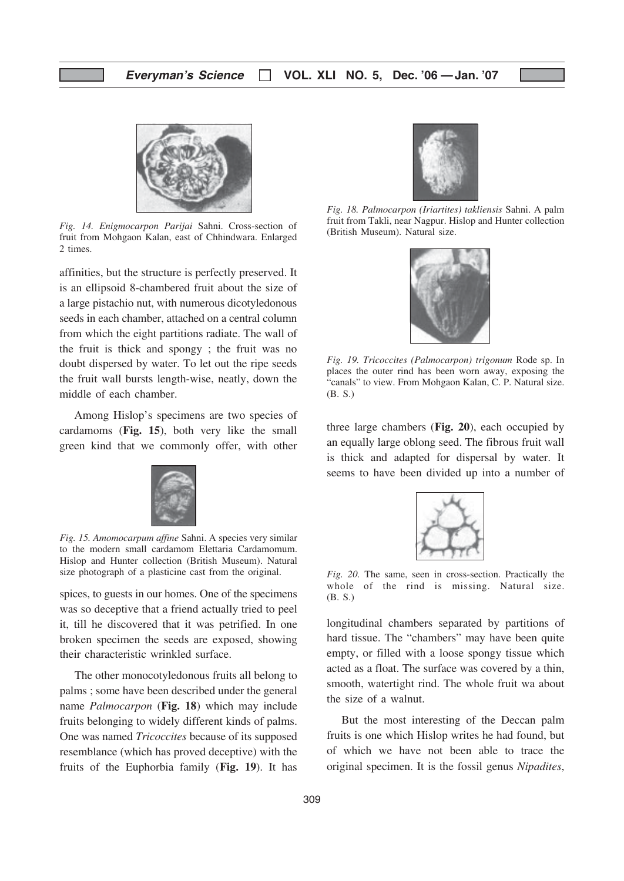*Fig. 14. Enigmocarpon Parijai* Sahni. Cross-section of fruit from Mohgaon Kalan, east of Chhindwara. Enlarged 2 times.

affinities, but the structure is perfectly preserved. It is an ellipsoid 8-chambered fruit about the size of a large pistachio nut, with numerous dicotyledonous seeds in each chamber, attached on a central column from which the eight partitions radiate. The wall of the fruit is thick and spongy ; the fruit was no doubt dispersed by water. To let out the ripe seeds the fruit wall bursts length-wise, neatly, down the middle of each chamber.

Among Hislop's specimens are two species of cardamoms (**Fig. 15**), both very like the small green kind that we commonly offer, with other

*Fig. 15. Amomocarpum affine* Sahni. A species very similar to the modern small cardamom Elettaria Cardamomum. Hislop and Hunter collection (British Museum). Natural size photograph of a plasticine cast from the original.

spices, to guests in our homes. One of the specimens was so deceptive that a friend actually tried to peel it, till he discovered that it was petrified. In one broken specimen the seeds are exposed, showing their characteristic wrinkled surface.

The other monocotyledonous fruits all belong to palms ; some have been described under the general name *Palmocarpon* (**Fig. 18**) which may include fruits belonging to widely different kinds of palms. One was named *Tricoccites* because of its supposed resemblance (which has proved deceptive) with the fruits of the Euphorbia family (**Fig. 19**). It has

*Fig. 18. Palmocarpon (Iriartites) takliensis* Sahni. A palm fruit from Takli, near Nagpur. Hislop and Hunter collection (British Museum). Natural size.

*Fig. 19. Tricoccites (Palmocarpon) trigonum* Rode sp. In places the outer rind has been worn away, exposing the "canals" to view. From Mohgaon Kalan, C. P. Natural size. (B. S.)

three large chambers (**Fig. 20**), each occupied by an equally large oblong seed. The fibrous fruit wall is thick and adapted for dispersal by water. It seems to have been divided up into a number of

*Fig. 20.* The same, seen in cross-section. Practically the whole of the rind is missing. Natural size. (B. S.)

longitudinal chambers separated by partitions of hard tissue. The "chambers" may have been quite empty, or filled with a loose spongy tissue which acted as a float. The surface was covered by a thin, smooth, watertight rind. The whole fruit wa about the size of a walnut.

But the most interesting of the Deccan palm fruits is one which Hislop writes he had found, but of which we have not been able to trace the original specimen. It is the fossil genus *Nipadites*,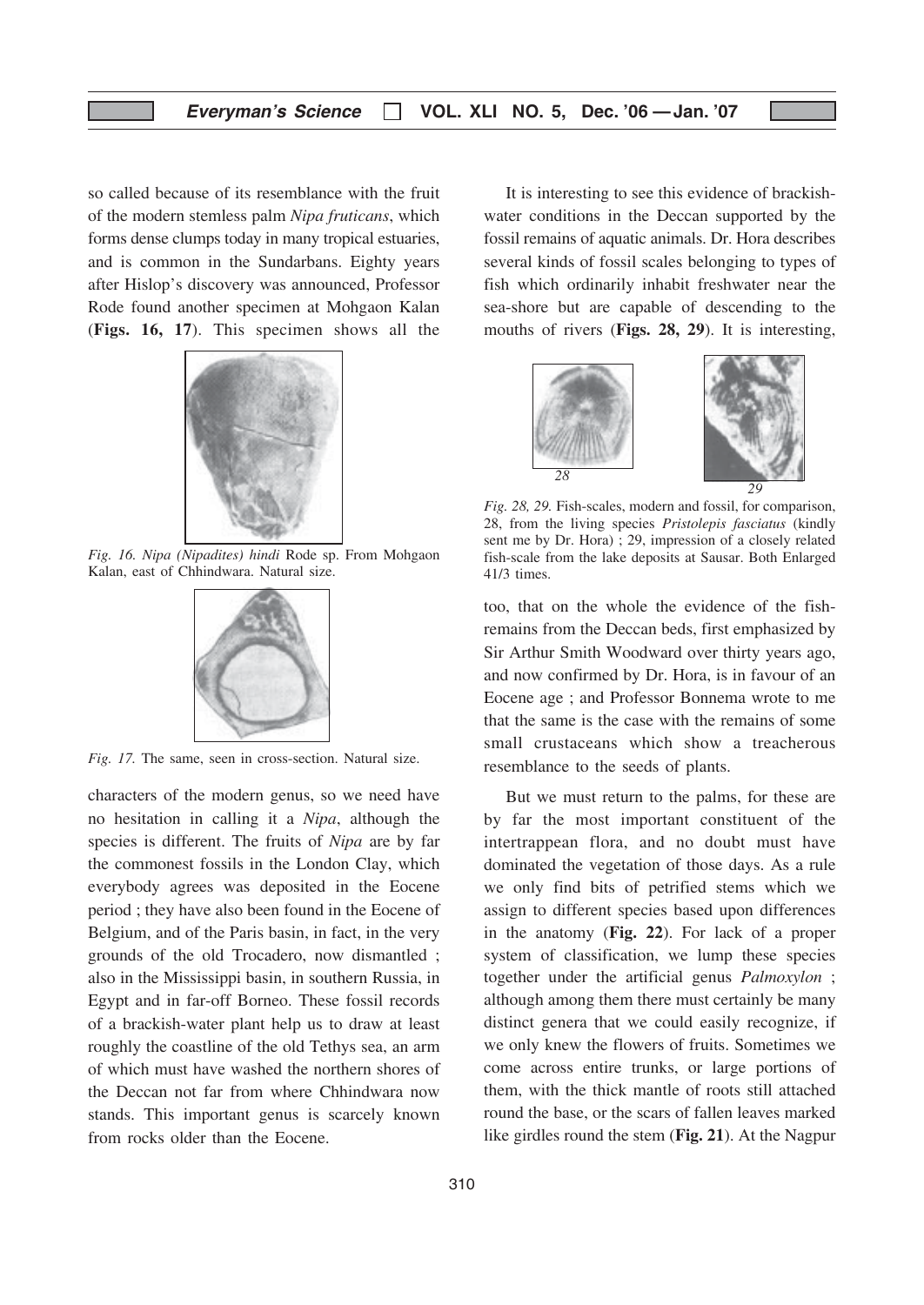so called because of its resemblance with the fruit of the modern stemless palm *Nipa fruticans*, which forms dense clumps today in many tropical estuaries, and is common in the Sundarbans. Eighty years after Hislop's discovery was announced, Professor Rode found another specimen at Mohgaon Kalan (**Figs. 16, 17**). This specimen shows all the characters of the modern genus, so we need have no hesitation in calling it a *Nipa*, although the species is different. The fruits of *Nipa* are by far the commonest fossils in the London Clay, which everybody agrees was deposited in the Eocene period ; they have also been found in the Eocene of Belgium, and of the Paris basin, in fact, in the very grounds of the old Trocadero, now dismantled ; also in the Mississippi basin, in southern Russia, in Egypt and in far-off Borneo. These fossil records of a brackish-water plant help us to draw at least roughly the coastline of the old Tethys sea, an arm of which must have washed the northern shores of the Deccan not far from where Chhindwara now stands. This important genus is scarcely known from rocks older than the Eocene.

*Fig. 16. Nipa (Nipadites) hindi* Rode sp. From Mohgaon Kalan, east of Chhindwara. Natural size.

*Fig. 17.* The same, seen in cross-section. Natural size.

It is interesting to see this evidence of brackish-water conditions in the Deccan supported by the fossil remains of aquatic animals. Dr. Hora describes several kinds of fossil scales belonging to types of fish which ordinarily inhabit freshwater near the sea-shore but are capable of descending to the mouths of rivers (**Figs. 28, 29**). It is interesting, too, that on the whole the evidence of the fish-remains from the Deccan beds, first emphasized by Sir Arthur Smith Woodward over thirty years ago, and now confirmed by Dr. Hora, is in favour of an Eocene age ; and Professor Bonnema wrote to me that the same is the case with the remains of some small crustaceans which show a treacherous resemblance to the seeds of plants.

*Fig. 28, 29.* Fish-scales, modern and fossil, for comparison, 28, from the living species *Pristolepis fasciatus* (kindly sent me by Dr. Hora) ; 29, impression of a closely related fish-scale from the lake deposits at Sausar. Both Enlarged 41/3 times.

But we must return to the palms, for these are by far the most important constituent of the intertrappean flora, and no doubt must have dominated the vegetation of those days. As a rule we only find bits of petrified stems which we assign to different species based upon differences in the anatomy (**Fig. 22**). For lack of a proper system of classification, we lump these species together under the artificial genus *Palmoxylon* ; although among them there must certainly be many distinct genera that we could easily recognize, if we only knew the flowers of fruits. Sometimes we come across entire trunks, or large portions of them, with the thick mantle of roots still attached round the base, or the scars of fallen leaves marked like girdles round the stem (**Fig. 21**). At the Nagpur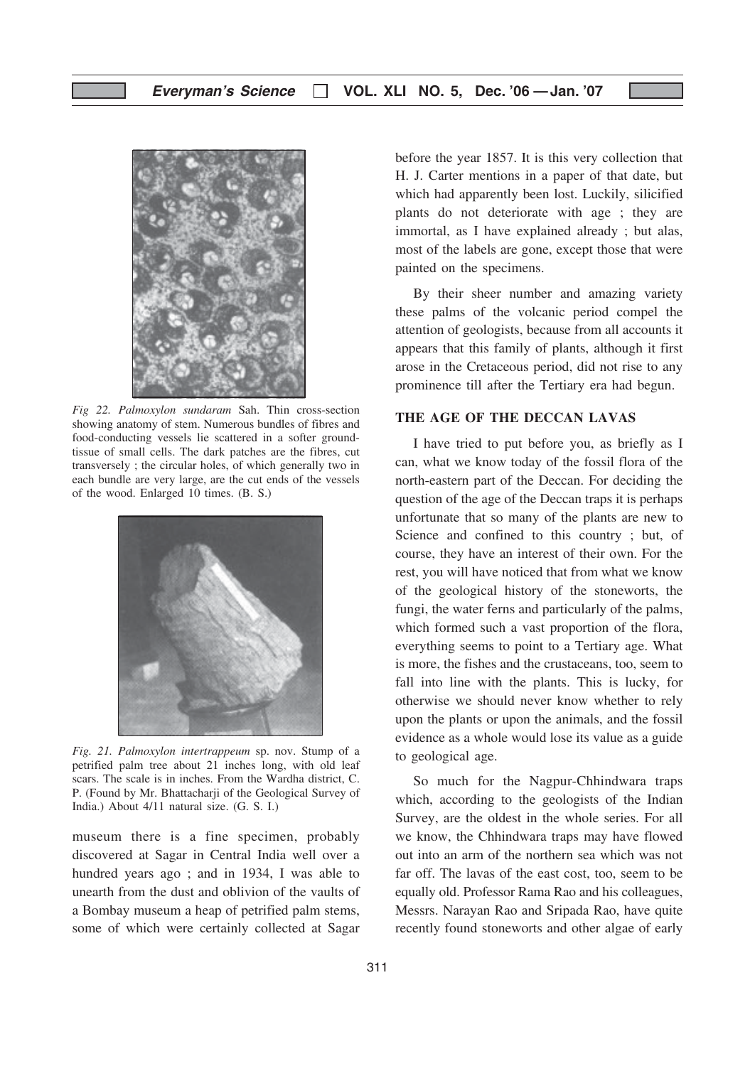*Fig 22. Palmoxylon sundaram* Sah. Thin cross-section showing anatomy of stem. Numerous bundles of fibres and food-conducting vessels lie scattered in a softer ground-tissue of small cells. The dark patches are the fibres, cut transversely ; the circular holes, of which generally two in each bundle are very large, are the cut ends of the vessels of the wood. Enlarged 10 times. (B. S.)

*Fig. 21. Palmoxylon intertrappeum* sp. nov. Stump of a petrified palm tree about 21 inches long, with old leaf scars. The scale is in inches. From the Wardha district, C. P. (Found by Mr. Bhattacharji of the Geological Survey of India.) About 4/11 natural size. (G. S. I.)

museum there is a fine specimen, probably discovered at Sagar in Central India well over a hundred years ago ; and in 1934, I was able to unearth from the dust and oblivion of the vaults of a Bombay museum a heap of petrified palm stems, some of which were certainly collected at Sagar before the year 1857. It is this very collection that H. J. Carter mentions in a paper of that date, but which had apparently been lost. Luckily, silicified plants do not deteriorate with age ; they are immortal, as I have explained already ; but alas, most of the labels are gone, except those that were painted on the specimens.

By their sheer number and amazing variety these palms of the volcanic period compel the attention of geologists, because from all accounts it appears that this family of plants, although it first arose in the Cretaceous period, did not rise to any prominence till after the Tertiary era had begun.

## THE AGE OF THE DECCAN LAVAS

I have tried to put before you, as briefly as I can, what we know today of the fossil flora of the north-eastern part of the Deccan. For deciding the question of the age of the Deccan traps it is perhaps unfortunate that so many of the plants are new to Science and confined to this country ; but, of course, they have an interest of their own. For the rest, you will have noticed that from what we know of the geological history of the stoneworts, the fungi, the water ferns and particularly of the palms, which formed such a vast proportion of the flora, everything seems to point to a Tertiary age. What is more, the fishes and the crustaceans, too, seem to fall into line with the plants. This is lucky, for otherwise we should never know whether to rely upon the plants or upon the animals, and the fossil evidence as a whole would lose its value as a guide to geological age.

So much for the Nagpur-Chhindwara traps which, according to the geologists of the Indian Survey, are the oldest in the whole series. For all we know, the Chhindwara traps may have flowed out into an arm of the northern sea which was not far off. The lavas of the east cost, too, seem to be equally old. Professor Rama Rao and his colleagues, Messrs. Narayan Rao and Sripada Rao, have quite recently found stoneworts and other algae of early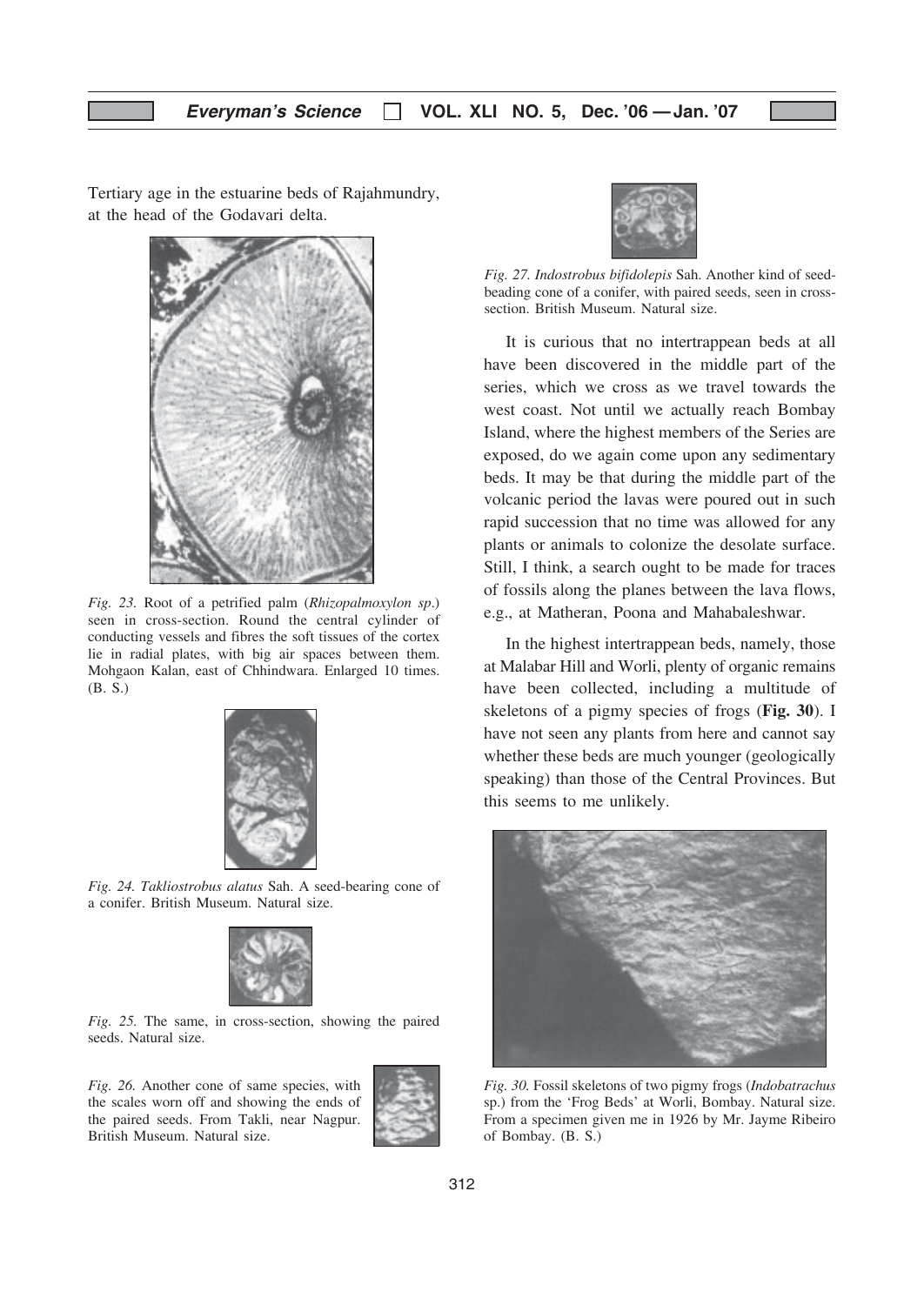Tertiary age in the estuarine beds of Rajahmundry, at the head of the Godavari delta.

*Fig. 23.* Root of a petrified palm (*Rhizopalmoxylon sp.*) seen in cross-section. Round the central cylinder of conducting vessels and fibres the soft tissues of the cortex lie in radial plates, with big air spaces between them. Mohgaon Kalan, east of Chhindwara. Enlarged 10 times. (B. S.)

*Fig. 24. Takliostrobus alatus* Sah. A seed-bearing cone of a conifer. British Museum. Natural size.

*Fig. 25.* The same, in cross-section, showing the paired seeds. Natural size.

*Fig. 26.* Another cone of same species, with the scales worn off and showing the ends of the paired seeds. From Takli, near Nagpur. British Museum. Natural size.

*Fig. 27. Indostrobus bifidolepis* Sah. Another kind of seed-beading cone of a conifer, with paired seeds, seen in cross-section. British Museum. Natural size.

It is curious that no intertrappean beds at all have been discovered in the middle part of the series, which we cross as we travel towards the west coast. Not until we actually reach Bombay Island, where the highest members of the Series are exposed, do we again come upon any sedimentary beds. It may be that during the middle part of the volcanic period the lavas were poured out in such rapid succession that no time was allowed for any plants or animals to colonize the desolate surface. Still, I think, a search ought to be made for traces of fossils along the planes between the lava flows, e.g., at Matheran, Poona and Mahabaleshwar.

In the highest intertrappean beds, namely, those at Malabar Hill and Worli, plenty of organic remains have been collected, including a multitude of skeletons of a pigmy species of frogs (**Fig. 30**). I have not seen any plants from here and cannot say whether these beds are much younger (geologically speaking) than those of the Central Provinces. But this seems to me unlikely.

*Fig. 30.* Fossil skeletons of two pigmy frogs (*Indobatrachus* sp.) from the 'Frog Beds' at Worli, Bombay. Natural size. From a specimen given me in 1926 by Mr. Jayme Ribeiro of Bombay. (B. S.)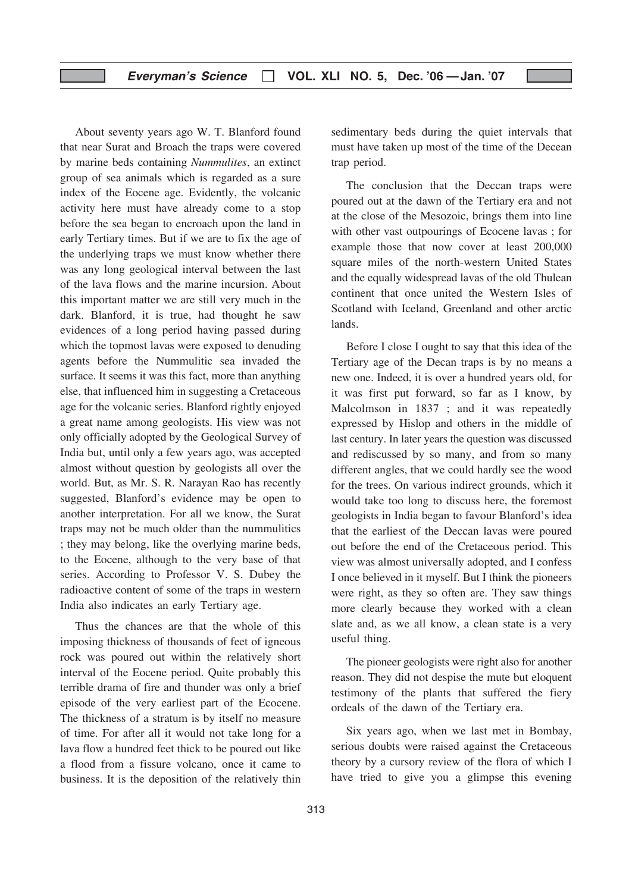About seventy years ago W. T. Blanford found that near Surat and Broach the traps were covered by marine beds containing *Nummulites*, an extinct group of sea animals which is regarded as a sure index of the Eocene age. Evidently, the volcanic activity here must have already come to a stop before the sea began to encroach upon the land in early Tertiary times. But if we are to fix the age of the underlying traps we must know whether there was any long geological interval between the last of the lava flows and the marine incursion. About this important matter we are still very much in the dark. Blanford, it is true, had thought he saw evidences of a long period having passed during which the topmost lavas were exposed to denuding agents before the Nummulitic sea invaded the surface. It seems it was this fact, more than anything else, that influenced him in suggesting a Cretaceous age for the volcanic series. Blanford rightly enjoyed a great name among geologists. His view was not only officially adopted by the Geological Survey of India but, until only a few years ago, was accepted almost without question by geologists all over the world. But, as Mr. S. R. Narayan Rao has recently suggested, Blanford's evidence may be open to another interpretation. For all we know, the Surat traps may not be much older than the nummulitics ; they may belong, like the overlying marine beds, to the Eocene, although to the very base of that series. According to Professor V. S. Dubey the radioactive content of some of the traps in western India also indicates an early Tertiary age.

Thus the chances are that the whole of this imposing thickness of thousands of feet of igneous rock was poured out within the relatively short interval of the Eocene period. Quite probably this terrible drama of fire and thunder was only a brief episode of the very earliest part of the Ecocene. The thickness of a stratum is by itself no measure of time. For after all it would not take long for a lava flow a hundred feet thick to be poured out like a flood from a fissure volcano, once it came to business. It is the deposition of the relatively thin sedimentary beds during the quiet intervals that must have taken up most of the time of the Decean trap period.

The conclusion that the Deccan traps were poured out at the dawn of the Tertiary era and not at the close of the Mesozoic, brings them into line with other vast outpourings of Ecocene lavas ; for example those that now cover at least 200,000 square miles of the north-western United States and the equally widespread lavas of the old Thulean continent that once united the Western Isles of Scotland with Iceland, Greenland and other arctic lands.

Before I close I ought to say that this idea of the Tertiary age of the Decan traps is by no means a new one. Indeed, it is over a hundred years old, for it was first put forward, so far as I know, by Malcolmson in 1837 ; and it was repeatedly expressed by Hislop and others in the middle of last century. In later years the question was discussed and rediscussed by so many, and from so many different angles, that we could hardly see the wood for the trees. On various indirect grounds, which it would take too long to discuss here, the foremost geologists in India began to favour Blanford's idea that the earliest of the Deccan lavas were poured out before the end of the Cretaceous period. This view was almost universally adopted, and I confess I once believed in it myself. But I think the pioneers were right, as they so often are. They saw things more clearly because they worked with a clean slate and, as we all know, a clean state is a very useful thing.

The pioneer geologists were right also for another reason. They did not despise the mute but eloquent testimony of the plants that suffered the fiery ordeals of the dawn of the Tertiary era.

Six years ago, when we last met in Bombay, serious doubts were raised against the Cretaceous theory by a cursory review of the flora of which I have tried to give you a glimpse this evening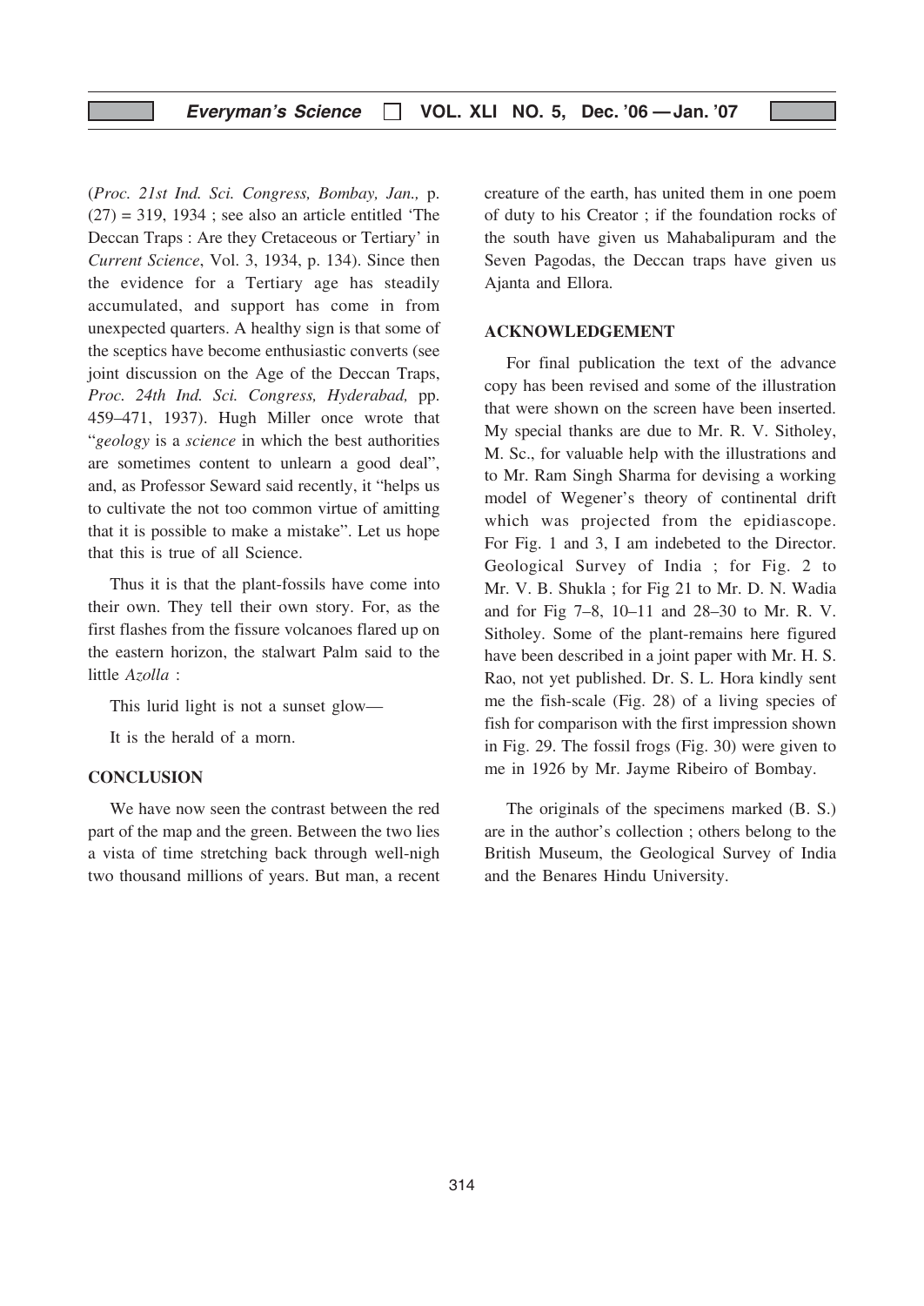(*Proc. 21st Ind. Sci. Congress, Bombay, Jan.,* p. (27) = 319, 1934 ; see also an article entitled 'The Deccan Traps : Are they Cretaceous or Tertiary' in *Current Science*, Vol. 3, 1934, p. 134). Since then the evidence for a Tertiary age has steadily accumulated, and support has come in from unexpected quarters. A healthy sign is that some of the sceptics have become enthusiastic converts (see joint discussion on the Age of the Deccan Traps, *Proc. 24th Ind. Sci. Congress, Hyderabad,* pp. 459–471, 1937). Hugh Miller once wrote that "*geology* is a *science* in which the best authorities are sometimes content to unlearn a good deal", and, as Professor Seward said recently, it "helps us to cultivate the not too common virtue of amitting that it is possible to make a mistake". Let us hope that this is true of all Science.

Thus it is that the plant-fossils have come into their own. They tell their own story. For, as the first flashes from the fissure volcanoes flared up on the eastern horizon, the stalwart Palm said to the little *Azolla* :

This lurid light is not a sunset glow—

It is the herald of a morn.

## CONCLUSION

We have now seen the contrast between the red part of the map and the green. Between the two lies a vista of time stretching back through well-nigh two thousand millions of years. But man, a recent creature of the earth, has united them in one poem of duty to his Creator ; if the foundation rocks of the south have given us Mahabalipuram and the Seven Pagodas, the Deccan traps have given us Ajanta and Ellora.

## ACKNOWLEDGEMENT

For final publication the text of the advance copy has been revised and some of the illustration that were shown on the screen have been inserted. My special thanks are due to Mr. R. V. Sitholey, M. Sc., for valuable help with the illustrations and to Mr. Ram Singh Sharma for devising a working model of Wegener's theory of continental drift which was projected from the epidiascope. For Fig. 1 and 3, I am indebeted to the Director. Geological Survey of India ; for Fig. 2 to Mr. V. B. Shukla ; for Fig 21 to Mr. D. N. Wadia and for Fig 7–8, 10–11 and 28–30 to Mr. R. V. Sitholey. Some of the plant-remains here figured have been described in a joint paper with Mr. H. S. Rao, not yet published. Dr. S. L. Hora kindly sent me the fish-scale (Fig. 28) of a living species of fish for comparison with the first impression shown in Fig. 29. The fossil frogs (Fig. 30) were given to me in 1926 by Mr. Jayme Ribeiro of Bombay.

The originals of the specimens marked (B. S.) are in the author's collection ; others belong to the British Museum, the Geological Survey of India and the Benares Hindu University.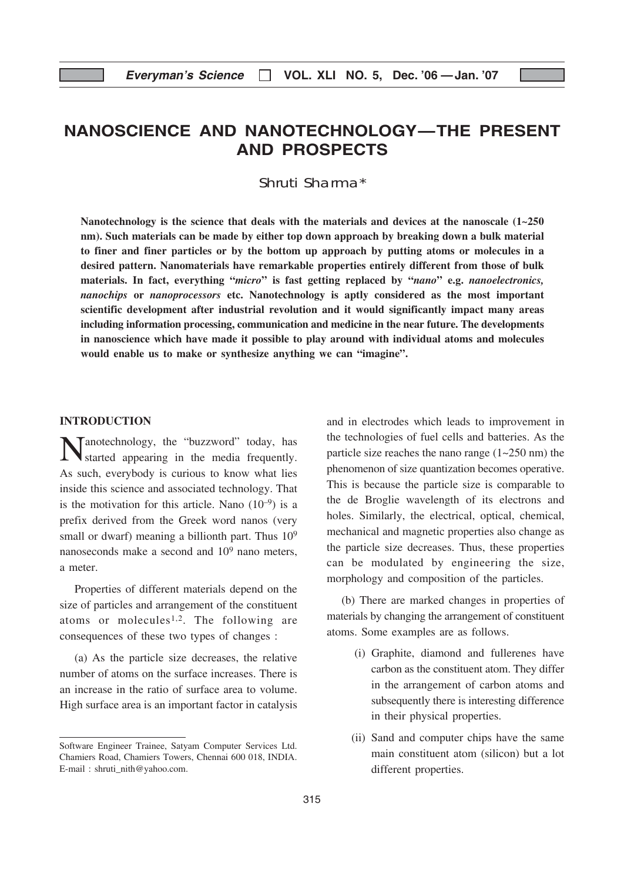# NANOSCIENCE AND NANOTECHNOLOGY—THE PRESENT AND PROSPECTS

Shruti Sharma*

**Nanotechnology is the science that deals with the materials and devices at the nanoscale (1~250 nm). Such materials can be made by either top down approach by breaking down a bulk material to finer and finer particles or by the bottom up approach by putting atoms or molecules in a desired pattern. Nanomaterials have remarkable properties entirely different from those of bulk materials. In fact, everything "*micro*" is fast getting replaced by "*nano*" e.g. *nanoelectronics, nanochips* or *nanoprocessors* etc. Nanotechnology is aptly considered as the most important scientific development after industrial revolution and it would significantly impact many areas including information processing, communication and medicine in the near future. The developments in nanoscience which have made it possible to play around with individual atoms and molecules would enable us to make or synthesize anything we can "imagine".**

## INTRODUCTION

Nanotechnology, the "buzzword" today, has started appearing in the media frequently. As such, everybody is curious to know what lies inside this science and associated technology. That is the motivation for this article. Nano ($10^{-9}$) is a prefix derived from the Greek word nanos (very small or dwarf) meaning a billionth part. Thus $10^9$ nanoseconds make a second and $10^9$ nano meters, a meter.

Properties of different materials depend on the size of particles and arrangement of the constituent atoms or molecules[1,2]. The following are consequences of these two types of changes :

(a) As the particle size decreases, the relative number of atoms on the surface increases. There is an increase in the ratio of surface area to volume. High surface area is an important factor in catalysis and in electrodes which leads to improvement in the technologies of fuel cells and batteries. As the particle size reaches the nano range (1~250 nm) the phenomenon of size quantization becomes operative. This is because the particle size is comparable to the de Broglie wavelength of its electrons and holes. Similarly, the electrical, optical, chemical, mechanical and magnetic properties also change as the particle size decreases. Thus, these properties can be modulated by engineering the size, morphology and composition of the particles.

(b) There are marked changes in properties of materials by changing the arrangement of constituent atoms. Some examples are as follows.

(i) Graphite, diamond and fullerenes have carbon as the constituent atom. They differ in the arrangement of carbon atoms and subsequently there is interesting difference in their physical properties.

(ii) Sand and computer chips have the same main constituent atom (silicon) but a lot different properties.

---

Software Engineer Trainee, Satyam Computer Services Ltd. Chamiers Road, Chamiers Towers, Chennai 600 018, INDIA. E-mail : shruti_nith@yahoo.com.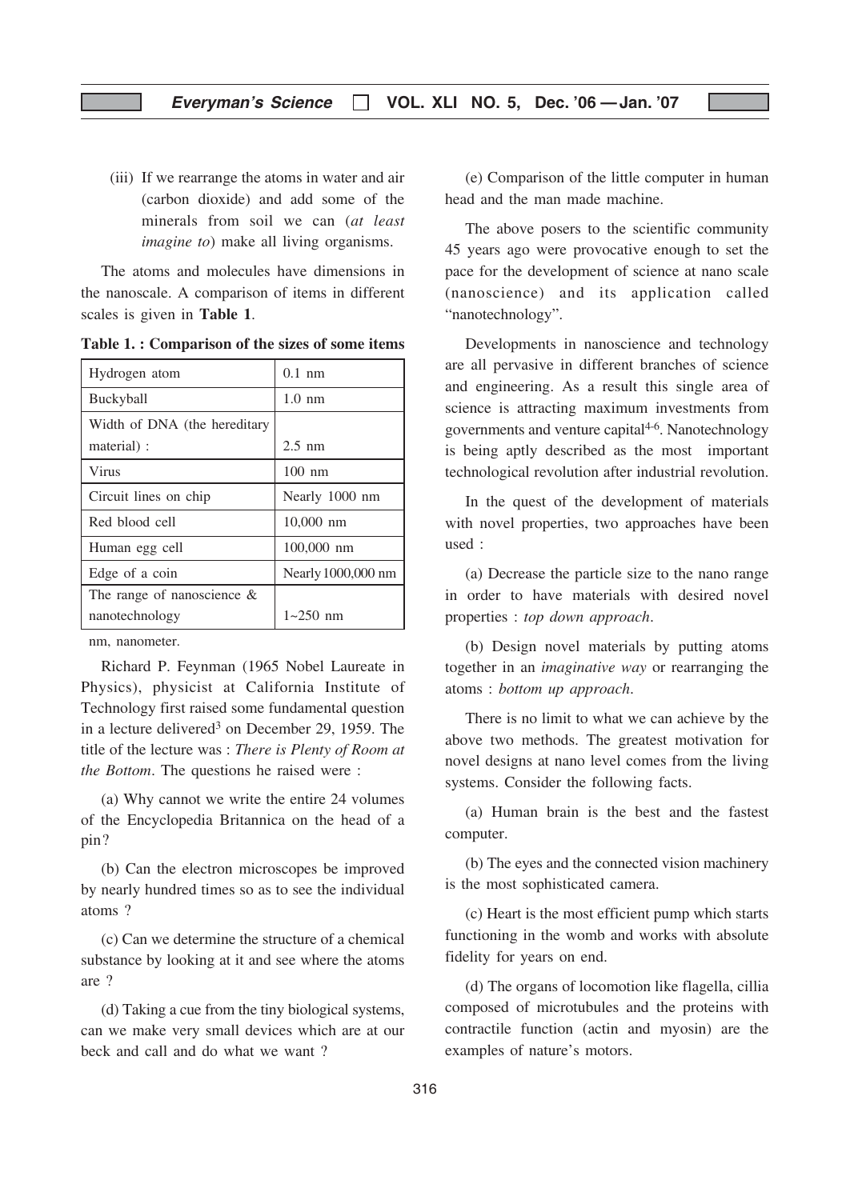(iii) If we rearrange the atoms in water and air (carbon dioxide) and add some of the minerals from soil we can (*at least imagine to*) make all living organisms.

The atoms and molecules have dimensions in the nanoscale. A comparison of items in different scales is given in **Table 1**.

**Table 1. : Comparison of the sizes of some items**

| Item | Size |
|---|---|
| Hydrogen atom | 0.1 nm |
| Buckyball | 1.0 nm |
| Width of DNA (the hereditary material) : | 2.5 nm |
| Virus | 100 nm |
| Circuit lines on chip | Nearly 1000 nm |
| Red blood cell | 10,000 nm |
| Human egg cell | 100,000 nm |
| Edge of a coin | Nearly 1000,000 nm |
| The range of nanoscience & nanotechnology | 1~250 nm |

nm, nanometer.

Richard P. Feynman (1965 Nobel Laureate in Physics), physicist at California Institute of Technology first raised some fundamental question in a lecture delivered[3] on December 29, 1959. The title of the lecture was : *There is Plenty of Room at the Bottom*. The questions he raised were :

(a) Why cannot we write the entire 24 volumes of the Encyclopedia Britannica on the head of a pin?

(b) Can the electron microscopes be improved by nearly hundred times so as to see the individual atoms ?

(c) Can we determine the structure of a chemical substance by looking at it and see where the atoms are ?

(d) Taking a cue from the tiny biological systems, can we make very small devices which are at our beck and call and do what we want ?

(e) Comparison of the little computer in human head and the man made machine.

The above posers to the scientific community 45 years ago were provocative enough to set the pace for the development of science at nano scale (nanoscience) and its application called "nanotechnology".

Developments in nanoscience and technology are all pervasive in different branches of science and engineering. As a result this single area of science is attracting maximum investments from governments and venture capital[4-6]. Nanotechnology is being aptly described as the most important technological revolution after industrial revolution.

In the quest of the development of materials with novel properties, two approaches have been used :

(a) Decrease the particle size to the nano range in order to have materials with desired novel properties : *top down approach*.

(b) Design novel materials by putting atoms together in an *imaginative way* or rearranging the atoms : *bottom up approach*.

There is no limit to what we can achieve by the above two methods. The greatest motivation for novel designs at nano level comes from the living systems. Consider the following facts.

(a) Human brain is the best and the fastest computer.

(b) The eyes and the connected vision machinery is the most sophisticated camera.

(c) Heart is the most efficient pump which starts functioning in the womb and works with absolute fidelity for years on end.

(d) The organs of locomotion like flagella, cillia composed of microtubules and the proteins with contractile function (actin and myosin) are the examples of nature's motors.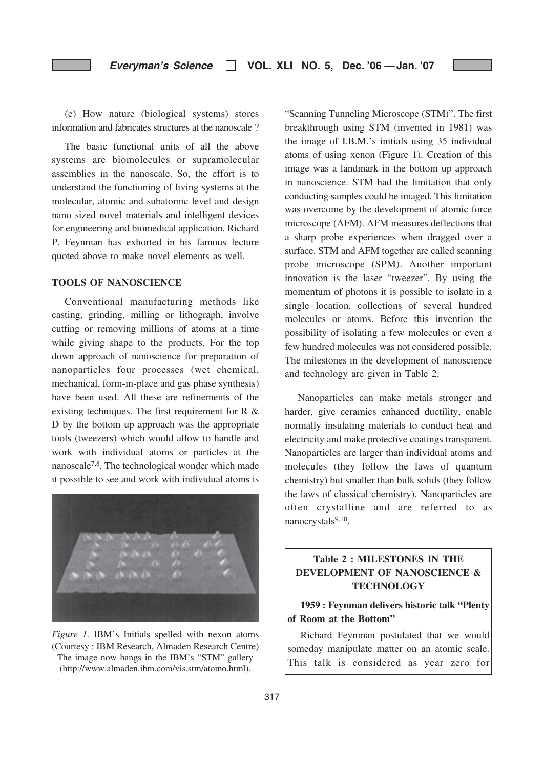(e) How nature (biological systems) stores information and fabricates structures at the nanoscale ?

The basic functional units of all the above systems are biomolecules or supramolecular assemblies in the nanoscale. So, the effort is to understand the functioning of living systems at the molecular, atomic and subatomic level and design nano sized novel materials and intelligent devices for engineering and biomedical application. Richard P. Feynman has exhorted in his famous lecture quoted above to make novel elements as well.

## TOOLS OF NANOSCIENCE

Conventional manufacturing methods like casting, grinding, milling or lithograph, involve cutting or removing millions of atoms at a time while giving shape to the products. For the top down approach of nanoscience for preparation of nanoparticles four processes (wet chemical, mechanical, form-in-place and gas phase synthesis) have been used. All these are refinements of the existing techniques. The first requirement for R & D by the bottom up approach was the appropriate tools (tweezers) which would allow to handle and work with individual atoms or particles at the nanoscale[7,8]. The technological wonder which made it possible to see and work with individual atoms is "Scanning Tunneling Microscope (STM)". The first breakthrough using STM (invented in 1981) was the image of I.B.M.'s initials using 35 individual atoms of using xenon (Figure 1). Creation of this image was a landmark in the bottom up approach in nanoscience. STM had the limitation that only conducting samples could be imaged. This limitation was overcome by the development of atomic force microscope (AFM). AFM measures deflections that a sharp probe experiences when dragged over a surface. STM and AFM together are called scanning probe microscope (SPM). Another important innovation is the laser "tweezer". By using the momentum of photons it is possible to isolate in a single location, collections of several hundred molecules or atoms. Before this invention the possibility of isolating a few molecules or even a few hundred molecules was not considered possible. The milestones in the development of nanoscience and technology are given in Table 2.

*Figure 1.* IBM's Initials spelled with nexon atoms (Courtesy : IBM Research, Almaden Research Centre) The image now hangs in the IBM's "STM" gallery (http://www.almaden.ibm.com/vis.stm/atomo.html).

Nanoparticles can make metals stronger and harder, give ceramics enhanced ductility, enable normally insulating materials to conduct heat and electricity and make protective coatings transparent. Nanoparticles are larger than individual atoms and molecules (they follow the laws of quantum chemistry) but smaller than bulk solids (they follow the laws of classical chemistry). Nanoparticles are often crystalline and are referred to as nanocrystals[9,10].

### Table 2 : MILESTONES IN THE DEVELOPMENT OF NANOSCIENCE & TECHNOLOGY

**1959 : Feynman delivers historic talk "Plenty of Room at the Bottom"**

Richard Feynman postulated that we would someday manipulate matter on an atomic scale. This talk is considered as year zero for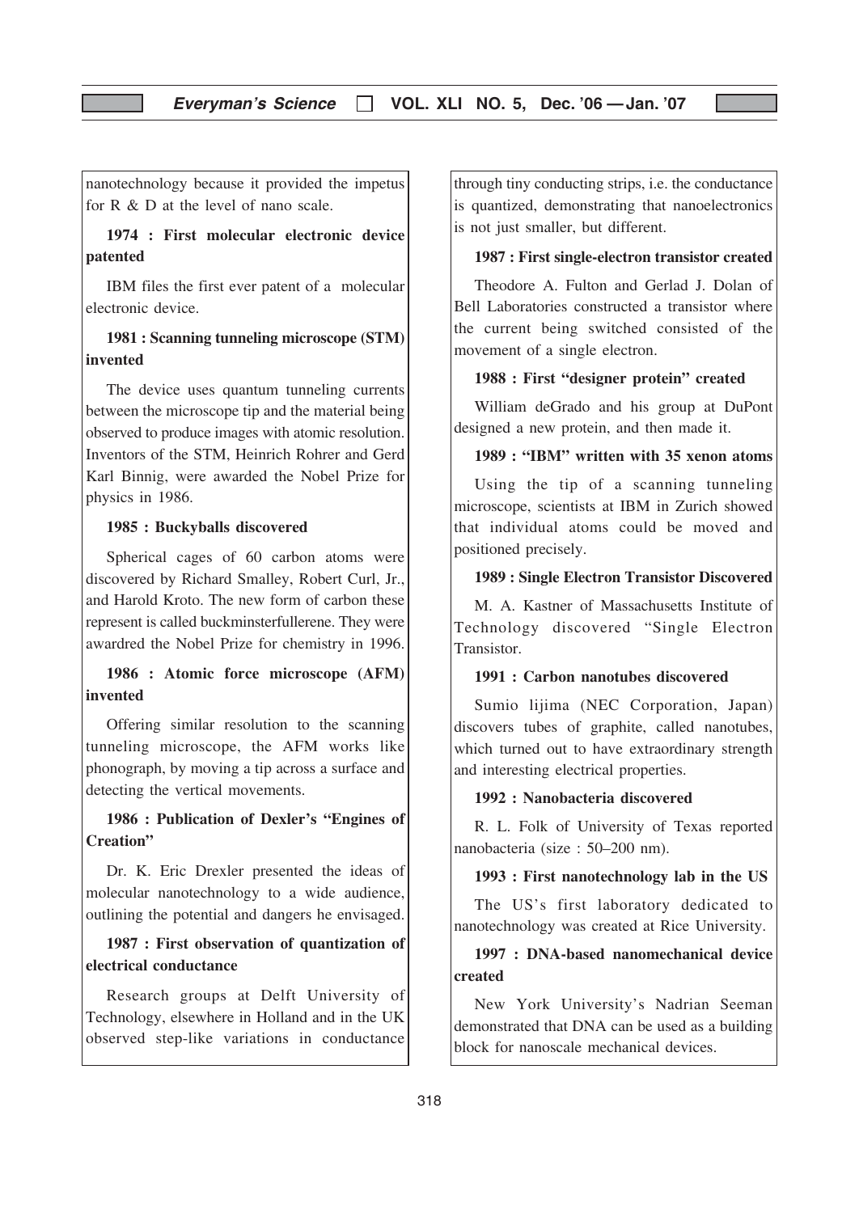nanotechnology because it provided the impetus for R & D at the level of nano scale.

**1974 : First molecular electronic device patented**

IBM files the first ever patent of a molecular electronic device.

**1981 : Scanning tunneling microscope (STM) invented**

The device uses quantum tunneling currents between the microscope tip and the material being observed to produce images with atomic resolution. Inventors of the STM, Heinrich Rohrer and Gerd Karl Binnig, were awarded the Nobel Prize for physics in 1986.

**1985 : Buckyballs discovered**

Spherical cages of 60 carbon atoms were discovered by Richard Smalley, Robert Curl, Jr., and Harold Kroto. The new form of carbon these represent is called buckminsterfullerene. They were awardred the Nobel Prize for chemistry in 1996.

**1986 : Atomic force microscope (AFM) invented**

Offering similar resolution to the scanning tunneling microscope, the AFM works like phonograph, by moving a tip across a surface and detecting the vertical movements.

**1986 : Publication of Dexler's "Engines of Creation"**

Dr. K. Eric Drexler presented the ideas of molecular nanotechnology to a wide audience, outlining the potential and dangers he envisaged.

**1987 : First observation of quantization of electrical conductance**

Research groups at Delft University of Technology, elsewhere in Holland and in the UK observed step-like variations in conductance through tiny conducting strips, i.e. the conductance is quantized, demonstrating that nanoelectronics is not just smaller, but different.

**1987 : First single-electron transistor created**

Theodore A. Fulton and Gerlad J. Dolan of Bell Laboratories constructed a transistor where the current being switched consisted of the movement of a single electron.

**1988 : First "designer protein" created**

William deGrado and his group at DuPont designed a new protein, and then made it.

**1989 : "IBM" written with 35 xenon atoms**

Using the tip of a scanning tunneling microscope, scientists at IBM in Zurich showed that individual atoms could be moved and positioned precisely.

**1989 : Single Electron Transistor Discovered**

M. A. Kastner of Massachusetts Institute of Technology discovered "Single Electron Transistor.

**1991 : Carbon nanotubes discovered**

Sumio lijima (NEC Corporation, Japan) discovers tubes of graphite, called nanotubes, which turned out to have extraordinary strength and interesting electrical properties.

**1992 : Nanobacteria discovered**

R. L. Folk of University of Texas reported nanobacteria (size : 50–200 nm).

**1993 : First nanotechnology lab in the US**

The US's first laboratory dedicated to nanotechnology was created at Rice University.

**1997 : DNA-based nanomechanical device created**

New York University's Nadrian Seeman demonstrated that DNA can be used as a building block for nanoscale mechanical devices.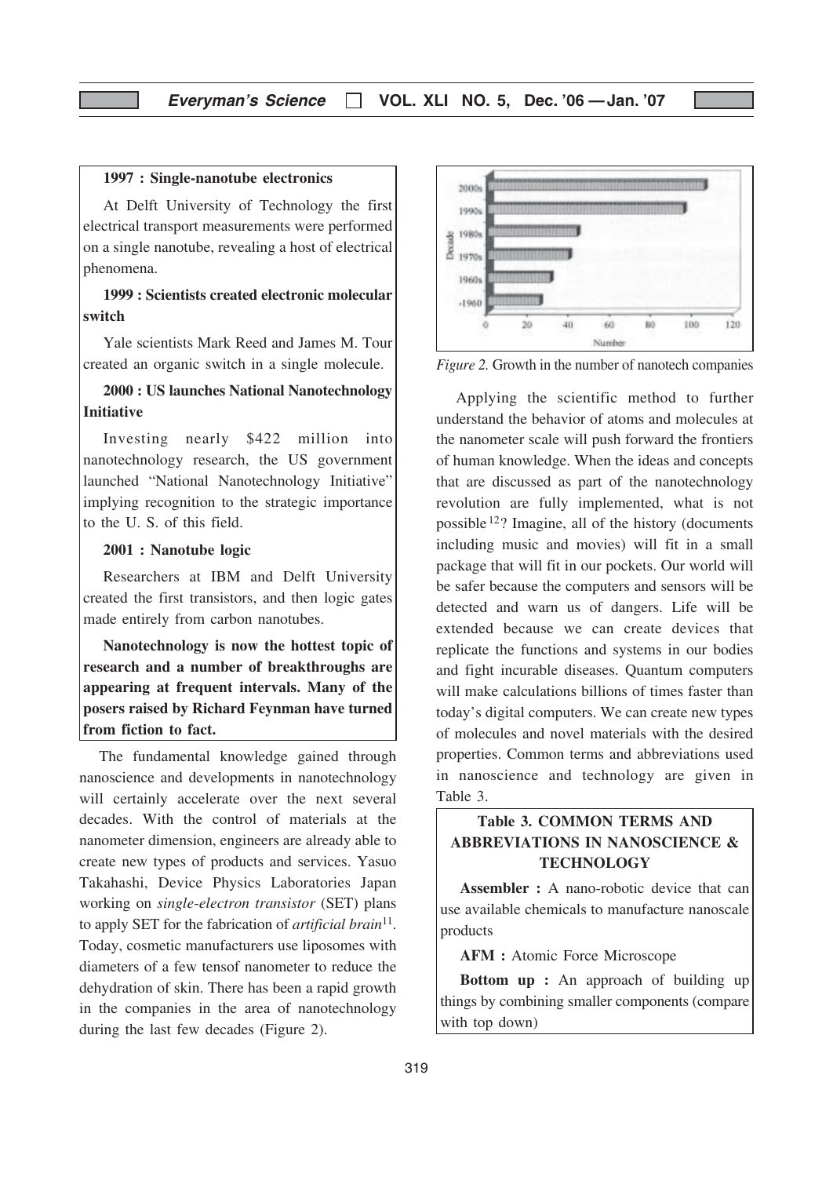**1997 : Single-nanotube electronics**

At Delft University of Technology the first electrical transport measurements were performed on a single nanotube, revealing a host of electrical phenomena.

**1999 : Scientists created electronic molecular switch**

Yale scientists Mark Reed and James M. Tour created an organic switch in a single molecule.

**2000 : US launches National Nanotechnology Initiative**

Investing nearly $422 million into nanotechnology research, the US government launched "National Nanotechnology Initiative" implying recognition to the strategic importance to the U. S. of this field.

**2001 : Nanotube logic**

Researchers at IBM and Delft University created the first transistors, and then logic gates made entirely from carbon nanotubes.

**Nanotechnology is now the hottest topic of research and a number of breakthroughs are appearing at frequent intervals. Many of the posers raised by Richard Feynman have turned from fiction to fact.**

The fundamental knowledge gained through nanoscience and developments in nanotechnology will certainly accelerate over the next several decades. With the control of materials at the nanometer dimension, engineers are already able to create new types of products and services. Yasuo Takahashi, Device Physics Laboratories Japan working on *single-electron transistor* (SET) plans to apply SET for the fabrication of *artificial brain*[11]. Today, cosmetic manufacturers use liposomes with diameters of a few tensof nanometer to reduce the dehydration of skin. There has been a rapid growth in the companies in the area of nanotechnology during the last few decades (Figure 2).

*Figure 2.* Growth in the number of nanotech companies

Applying the scientific method to further understand the behavior of atoms and molecules at the nanometer scale will push forward the frontiers of human knowledge. When the ideas and concepts that are discussed as part of the nanotechnology revolution are fully implemented, what is not possible[12]? Imagine, all of the history (documents including music and movies) will fit in a small package that will fit in our pockets. Our world will be safer because the computers and sensors will be detected and warn us of dangers. Life will be extended because we can create devices that replicate the functions and systems in our bodies and fight incurable diseases. Quantum computers will make calculations billions of times faster than today's digital computers. We can create new types of molecules and novel materials with the desired properties. Common terms and abbreviations used in nanoscience and technology are given in Table 3.

**Table 3. COMMON TERMS AND ABBREVIATIONS IN NANOSCIENCE & TECHNOLOGY**

**Assembler :** A nano-robotic device that can use available chemicals to manufacture nanoscale products

**AFM :** Atomic Force Microscope

**Bottom up :** An approach of building up things by combining smaller components (compare with top down)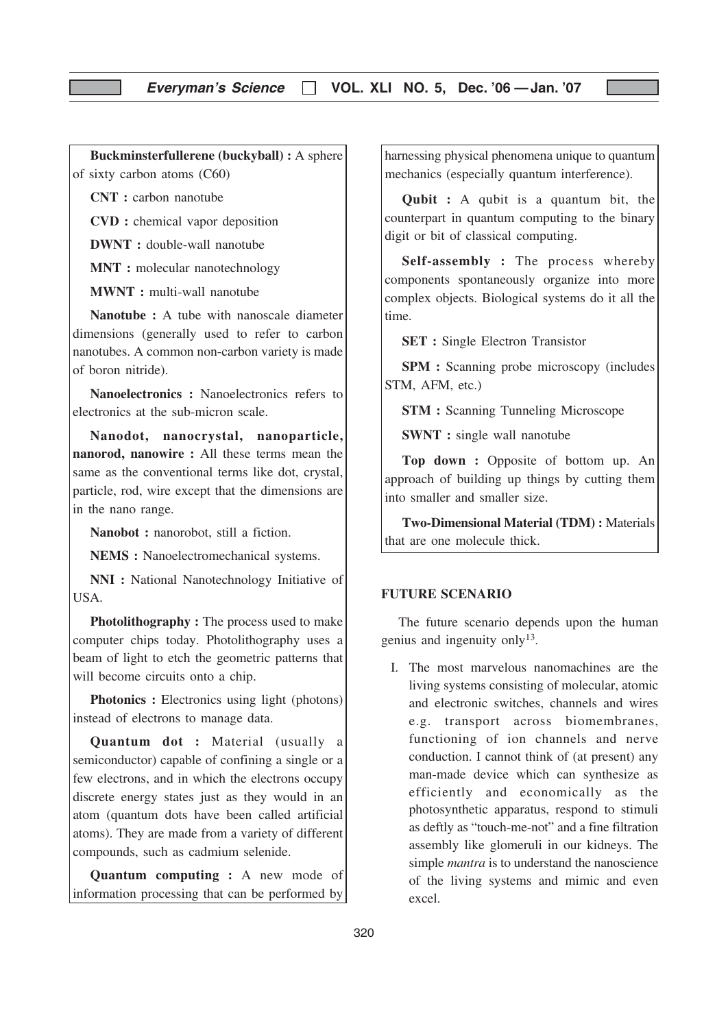**Buckminsterfullerene (buckyball) :** A sphere of sixty carbon atoms (C60)

**CNT :** carbon nanotube

**CVD :** chemical vapor deposition

**DWNT :** double-wall nanotube

**MNT :** molecular nanotechnology

**MWNT :** multi-wall nanotube

**Nanotube :** A tube with nanoscale diameter dimensions (generally used to refer to carbon nanotubes. A common non-carbon variety is made of boron nitride).

**Nanoelectronics :** Nanoelectronics refers to electronics at the sub-micron scale.

**Nanodot, nanocrystal, nanoparticle, nanorod, nanowire :** All these terms mean the same as the conventional terms like dot, crystal, particle, rod, wire except that the dimensions are in the nano range.

**Nanobot :** nanorobot, still a fiction.

**NEMS :** Nanoelectromechanical systems.

**NNI :** National Nanotechnology Initiative of USA.

**Photolithography :** The process used to make computer chips today. Photolithography uses a beam of light to etch the geometric patterns that will become circuits onto a chip.

**Photonics :** Electronics using light (photons) instead of electrons to manage data.

**Quantum dot :** Material (usually a semiconductor) capable of confining a single or a few electrons, and in which the electrons occupy discrete energy states just as they would in an atom (quantum dots have been called artificial atoms). They are made from a variety of different compounds, such as cadmium selenide.

**Quantum computing :** A new mode of information processing that can be performed by harnessing physical phenomena unique to quantum mechanics (especially quantum interference).

**Qubit :** A qubit is a quantum bit, the counterpart in quantum computing to the binary digit or bit of classical computing.

**Self-assembly :** The process whereby components spontaneously organize into more complex objects. Biological systems do it all the time.

**SET :** Single Electron Transistor

**SPM :** Scanning probe microscopy (includes STM, AFM, etc.)

**STM :** Scanning Tunneling Microscope

**SWNT :** single wall nanotube

**Top down :** Opposite of bottom up. An approach of building up things by cutting them into smaller and smaller size.

**Two-Dimensional Material (TDM) :** Materials that are one molecule thick.

## FUTURE SCENARIO

The future scenario depends upon the human genius and ingenuity only[13].

I. The most marvelous nanomachines are the living systems consisting of molecular, atomic and electronic switches, channels and wires e.g. transport across biomembranes, functioning of ion channels and nerve conduction. I cannot think of (at present) any man-made device which can synthesize as efficiently and economically as the photosynthetic apparatus, respond to stimuli as deftly as "touch-me-not" and a fine filtration assembly like glomeruli in our kidneys. The simple *mantra* is to understand the nanoscience of the living systems and mimic and even excel.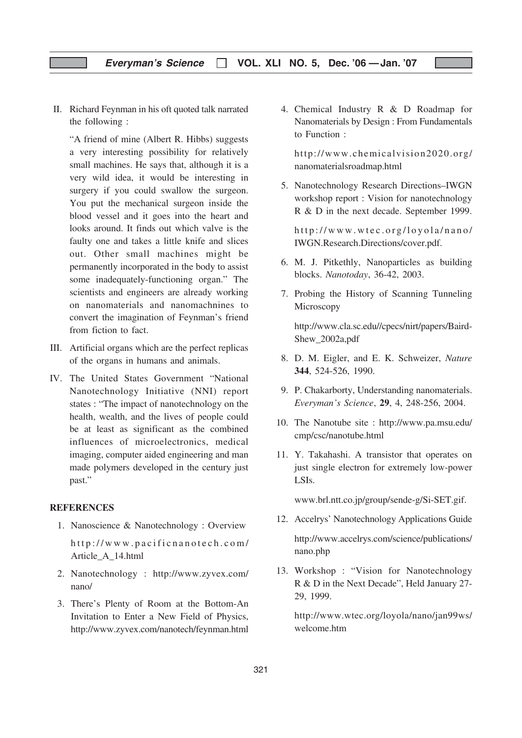II. Richard Feynman in his oft quoted talk narrated the following :

"A friend of mine (Albert R. Hibbs) suggests a very interesting possibility for relatively small machines. He says that, although it is a very wild idea, it would be interesting in surgery if you could swallow the surgeon. You put the mechanical surgeon inside the blood vessel and it goes into the heart and looks around. It finds out which valve is the faulty one and takes a little knife and slices out. Other small machines might be permanently incorporated in the body to assist some inadequately-functioning organ." The scientists and engineers are already working on nanomaterials and nanomachnines to convert the imagination of Feynman's friend from fiction to fact.

III. Artificial organs which are the perfect replicas of the organs in humans and animals.

IV. The United States Government "National Nanotechnology Initiative (NNI) report states : "The impact of nanotechnology on the health, wealth, and the lives of people could be at least as significant as the combined influences of microelectronics, medical imaging, computer aided engineering and man made polymers developed in the century just past."

## REFERENCES

1. Nanoscience & Nanotechnology : Overview http://www.pacificnanotech.com/Article_A_14.html
2. Nanotechnology : http://www.zyvex.com/nano/
3. There's Plenty of Room at the Bottom-An Invitation to Enter a New Field of Physics, http://www.zyvex.com/nanotech/feynman.html
4. Chemical Industry R & D Roadmap for Nanomaterials by Design : From Fundamentals to Function :

   http://www.chemicalvision2020.org/nanomaterialsroadmap.html
5. Nanotechnology Research Directions–IWGN workshop report : Vision for nanotechnology R & D in the next decade. September 1999.

   http://www.wtec.org/loyola/nano/IWGN.Research.Directions/cover.pdf.
6. M. J. Pitkethly, Nanoparticles as building blocks. *Nanotoday*, 36-42, 2003.
7. Probing the History of Scanning Tunneling Microscopy

   http://www.cla.sc.edu//cpecs/nirt/papers/Baird-Shew_2002a,pdf
8. D. M. Eigler, and E. K. Schweizer, *Nature* **344**, 524-526, 1990.
9. P. Chakarborty, Understanding nanomaterials. *Everyman's Science*, **29**, 4, 248-256, 2004.
10. The Nanotube site : http://www.pa.msu.edu/cmp/csc/nanotube.html
11. Y. Takahashi. A transistor that operates on just single electron for extremely low-power LSIs.

    www.brl.ntt.co.jp/group/sende-g/Si-SET.gif.
12. Accelrys' Nanotechnology Applications Guide

    http://www.accelrys.com/science/publications/nano.php
13. Workshop : "Vision for Nanotechnology R & D in the Next Decade", Held January 27-29, 1999.

    http://www.wtec.org/loyola/nano/jan99ws/welcome.htm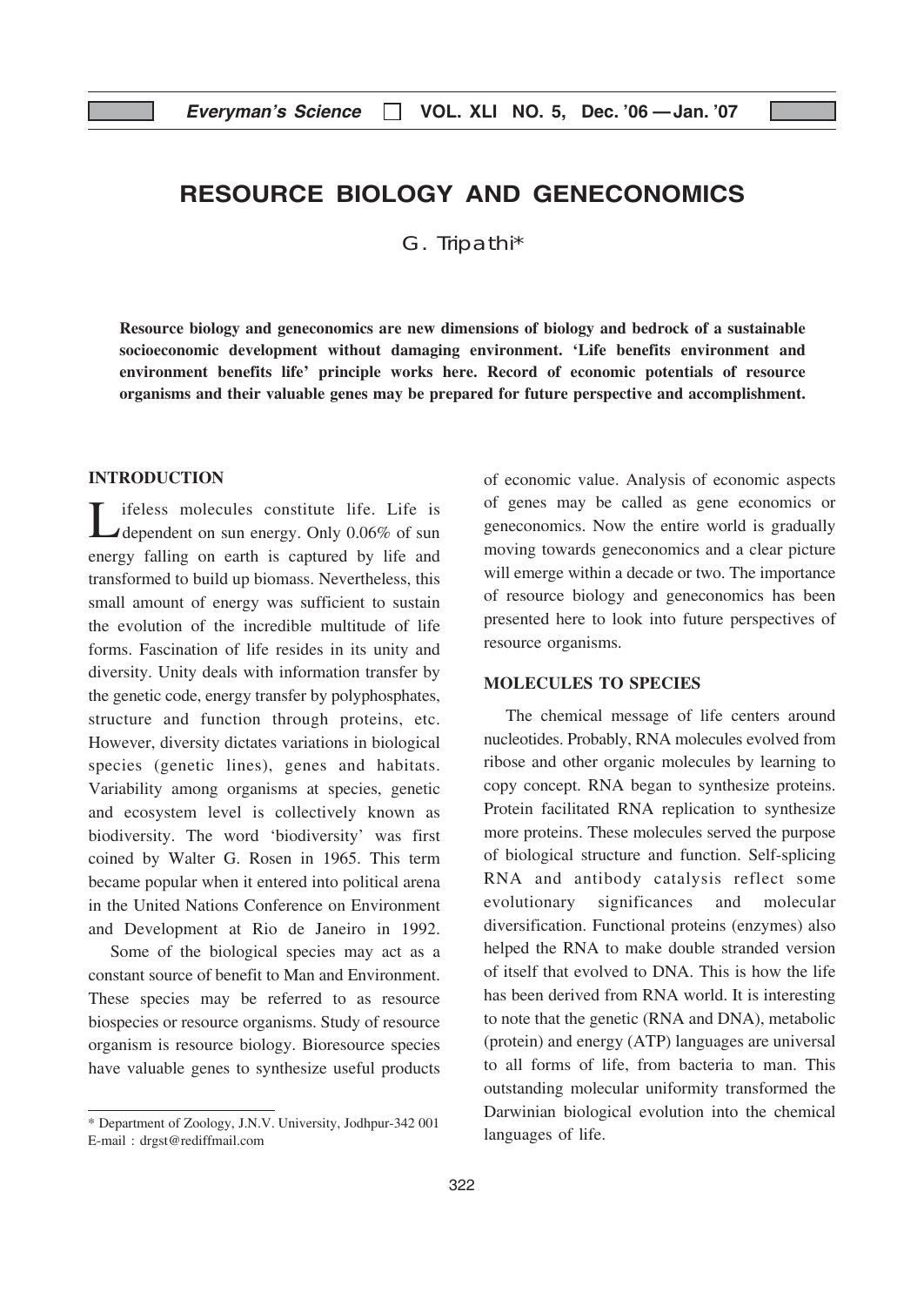# RESOURCE BIOLOGY AND GENECONOMICS

G. Tripathi*

**Resource biology and geneconomics are new dimensions of biology and bedrock of a sustainable socioeconomic development without damaging environment. 'Life benefits environment and environment benefits life' principle works here. Record of economic potentials of resource organisms and their valuable genes may be prepared for future perspective and accomplishment.**

## INTRODUCTION

Lifeless molecules constitute life. Life is dependent on sun energy. Only 0.06% of sun energy falling on earth is captured by life and transformed to build up biomass. Nevertheless, this small amount of energy was sufficient to sustain the evolution of the incredible multitude of life forms. Fascination of life resides in its unity and diversity. Unity deals with information transfer by the genetic code, energy transfer by polyphosphates, structure and function through proteins, etc. However, diversity dictates variations in biological species (genetic lines), genes and habitats. Variability among organisms at species, genetic and ecosystem level is collectively known as biodiversity. The word 'biodiversity' was first coined by Walter G. Rosen in 1965. This term became popular when it entered into political arena in the United Nations Conference on Environment and Development at Rio de Janeiro in 1992.

Some of the biological species may act as a constant source of benefit to Man and Environment. These species may be referred to as resource biospecies or resource organisms. Study of resource organism is resource biology. Bioresource species have valuable genes to synthesize useful products of economic value. Analysis of economic aspects of genes may be called as gene economics or geneconomics. Now the entire world is gradually moving towards geneconomics and a clear picture will emerge within a decade or two. The importance of resource biology and geneconomics has been presented here to look into future perspectives of resource organisms.

## MOLECULES TO SPECIES

The chemical message of life centers around nucleotides. Probably, RNA molecules evolved from ribose and other organic molecules by learning to copy concept. RNA began to synthesize proteins. Protein facilitated RNA replication to synthesize more proteins. These molecules served the purpose of biological structure and function. Self-splicing RNA and antibody catalysis reflect some evolutionary significances and molecular diversification. Functional proteins (enzymes) also helped the RNA to make double stranded version of itself that evolved to DNA. This is how the life has been derived from RNA world. It is interesting to note that the genetic (RNA and DNA), metabolic (protein) and energy (ATP) languages are universal to all forms of life, from bacteria to man. This outstanding molecular uniformity transformed the Darwinian biological evolution into the chemical languages of life.

---

\* Department of Zoology, J.N.V. University, Jodhpur-342 001
E-mail : drgst@rediffmail.com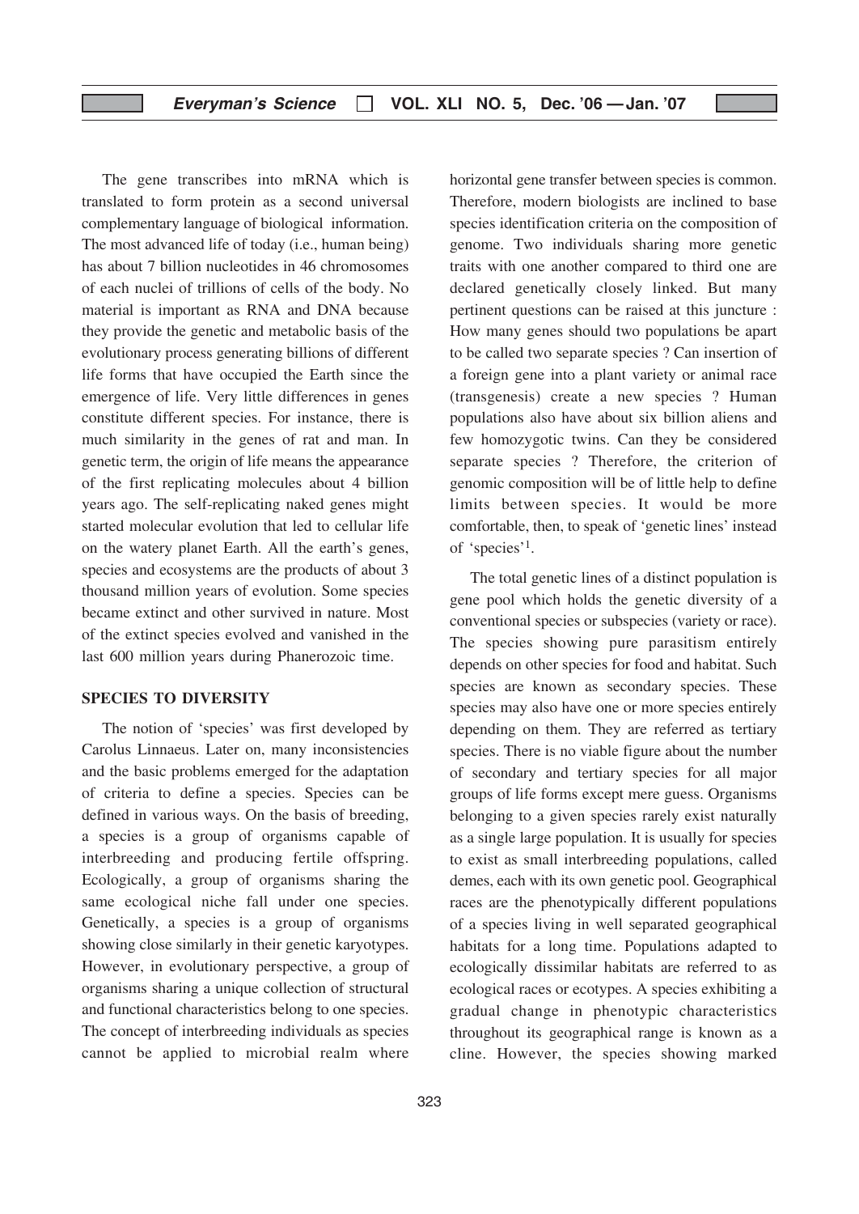The gene transcribes into mRNA which is translated to form protein as a second universal complementary language of biological information. The most advanced life of today (i.e., human being) has about 7 billion nucleotides in 46 chromosomes of each nuclei of trillions of cells of the body. No material is important as RNA and DNA because they provide the genetic and metabolic basis of the evolutionary process generating billions of different life forms that have occupied the Earth since the emergence of life. Very little differences in genes constitute different species. For instance, there is much similarity in the genes of rat and man. In genetic term, the origin of life means the appearance of the first replicating molecules about 4 billion years ago. The self-replicating naked genes might started molecular evolution that led to cellular life on the watery planet Earth. All the earth's genes, species and ecosystems are the products of about 3 thousand million years of evolution. Some species became extinct and other survived in nature. Most of the extinct species evolved and vanished in the last 600 million years during Phanerozoic time.

## SPECIES TO DIVERSITY

The notion of 'species' was first developed by Carolus Linnaeus. Later on, many inconsistencies and the basic problems emerged for the adaptation of criteria to define a species. Species can be defined in various ways. On the basis of breeding, a species is a group of organisms capable of interbreeding and producing fertile offspring. Ecologically, a group of organisms sharing the same ecological niche fall under one species. Genetically, a species is a group of organisms showing close similarly in their genetic karyotypes. However, in evolutionary perspective, a group of organisms sharing a unique collection of structural and functional characteristics belong to one species. The concept of interbreeding individuals as species cannot be applied to microbial realm where horizontal gene transfer between species is common. Therefore, modern biologists are inclined to base species identification criteria on the composition of genome. Two individuals sharing more genetic traits with one another compared to third one are declared genetically closely linked. But many pertinent questions can be raised at this juncture : How many genes should two populations be apart to be called two separate species ? Can insertion of a foreign gene into a plant variety or animal race (transgenesis) create a new species ? Human populations also have about six billion aliens and few homozygotic twins. Can they be considered separate species ? Therefore, the criterion of genomic composition will be of little help to define limits between species. It would be more comfortable, then, to speak of 'genetic lines' instead of 'species'[1].

The total genetic lines of a distinct population is gene pool which holds the genetic diversity of a conventional species or subspecies (variety or race). The species showing pure parasitism entirely depends on other species for food and habitat. Such species are known as secondary species. These species may also have one or more species entirely depending on them. They are referred as tertiary species. There is no viable figure about the number of secondary and tertiary species for all major groups of life forms except mere guess. Organisms belonging to a given species rarely exist naturally as a single large population. It is usually for species to exist as small interbreeding populations, called demes, each with its own genetic pool. Geographical races are the phenotypically different populations of a species living in well separated geographical habitats for a long time. Populations adapted to ecologically dissimilar habitats are referred to as ecological races or ecotypes. A species exhibiting a gradual change in phenotypic characteristics throughout its geographical range is known as a cline. However, the species showing marked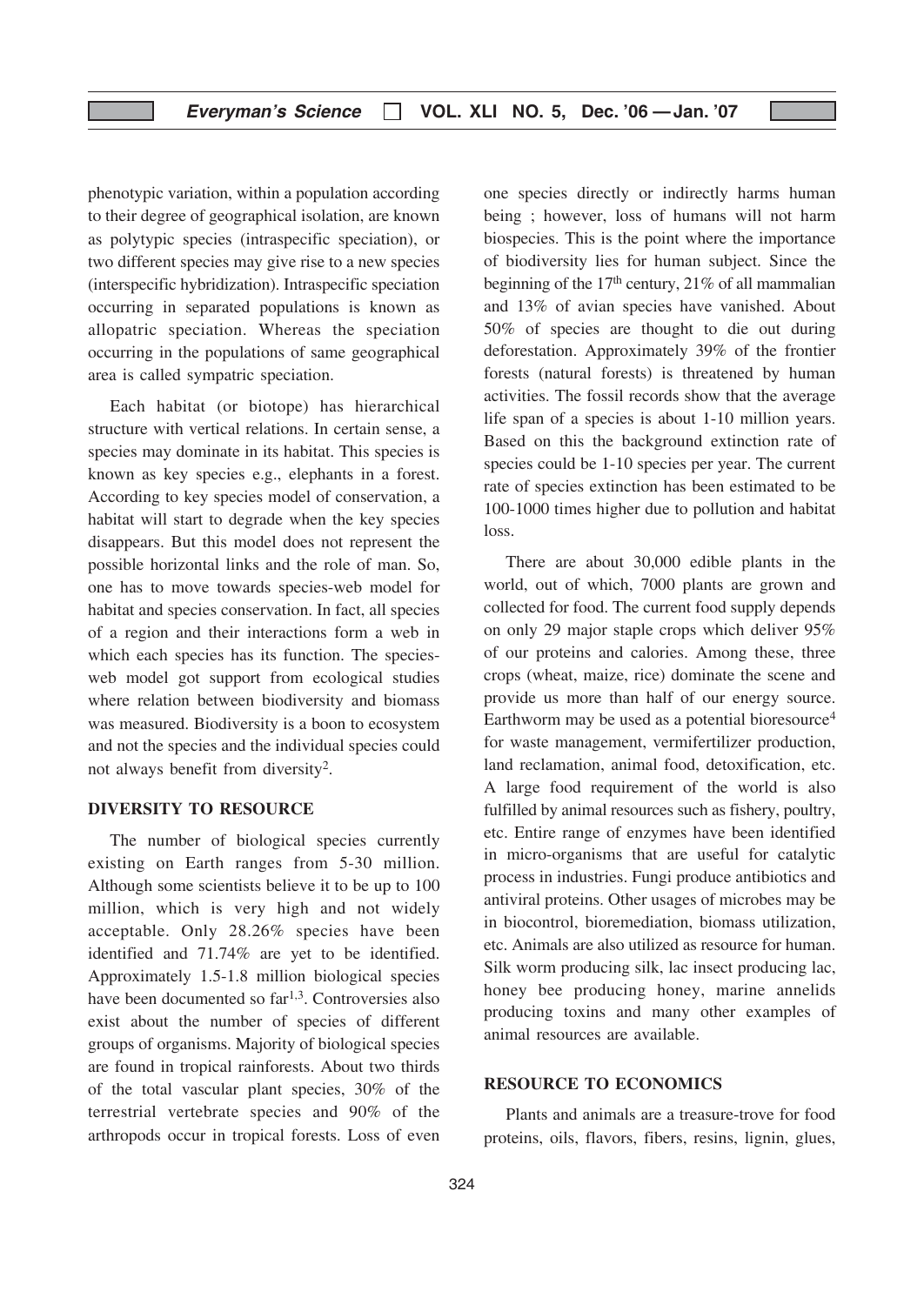phenotypic variation, within a population according to their degree of geographical isolation, are known as polytypic species (intraspecific speciation), or two different species may give rise to a new species (interspecific hybridization). Intraspecific speciation occurring in separated populations is known as allopatric speciation. Whereas the speciation occurring in the populations of same geographical area is called sympatric speciation.

Each habitat (or biotope) has hierarchical structure with vertical relations. In certain sense, a species may dominate in its habitat. This species is known as key species e.g., elephants in a forest. According to key species model of conservation, a habitat will start to degrade when the key species disappears. But this model does not represent the possible horizontal links and the role of man. So, one has to move towards species-web model for habitat and species conservation. In fact, all species of a region and their interactions form a web in which each species has its function. The species-web model got support from ecological studies where relation between biodiversity and biomass was measured. Biodiversity is a boon to ecosystem and not the species and the individual species could not always benefit from diversity[2].

## DIVERSITY TO RESOURCE

The number of biological species currently existing on Earth ranges from 5-30 million. Although some scientists believe it to be up to 100 million, which is very high and not widely acceptable. Only 28.26% species have been identified and 71.74% are yet to be identified. Approximately 1.5-1.8 million biological species have been documented so far[1,3]. Controversies also exist about the number of species of different groups of organisms. Majority of biological species are found in tropical rainforests. About two thirds of the total vascular plant species, 30% of the terrestrial vertebrate species and 90% of the arthropods occur in tropical forests. Loss of even one species directly or indirectly harms human being ; however, loss of humans will not harm biospecies. This is the point where the importance of biodiversity lies for human subject. Since the beginning of the 17th century, 21% of all mammalian and 13% of avian species have vanished. About 50% of species are thought to die out during deforestation. Approximately 39% of the frontier forests (natural forests) is threatened by human activities. The fossil records show that the average life span of a species is about 1-10 million years. Based on this the background extinction rate of species could be 1-10 species per year. The current rate of species extinction has been estimated to be 100-1000 times higher due to pollution and habitat loss.

There are about 30,000 edible plants in the world, out of which, 7000 plants are grown and collected for food. The current food supply depends on only 29 major staple crops which deliver 95% of our proteins and calories. Among these, three crops (wheat, maize, rice) dominate the scene and provide us more than half of our energy source. Earthworm may be used as a potential bioresource[4] for waste management, vermifertilizer production, land reclamation, animal food, detoxification, etc. A large food requirement of the world is also fulfilled by animal resources such as fishery, poultry, etc. Entire range of enzymes have been identified in micro-organisms that are useful for catalytic process in industries. Fungi produce antibiotics and antiviral proteins. Other usages of microbes may be in biocontrol, bioremediation, biomass utilization, etc. Animals are also utilized as resource for human. Silk worm producing silk, lac insect producing lac, honey bee producing honey, marine annelids producing toxins and many other examples of animal resources are available.

## RESOURCE TO ECONOMICS

Plants and animals are a treasure-trove for food proteins, oils, flavors, fibers, resins, lignin, glues,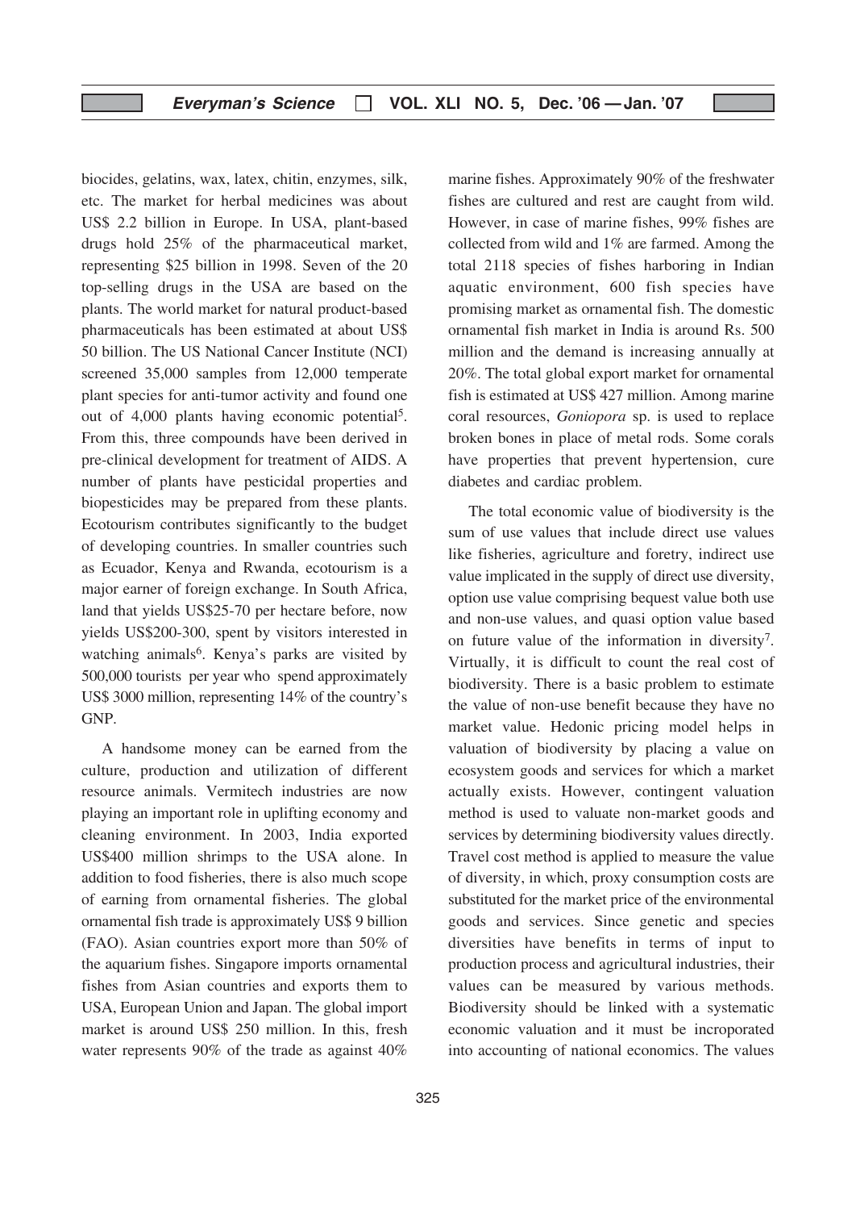biocides, gelatins, wax, latex, chitin, enzymes, silk, etc. The market for herbal medicines was about US$ 2.2 billion in Europe. In USA, plant-based drugs hold 25% of the pharmaceutical market, representing $25 billion in 1998. Seven of the 20 top-selling drugs in the USA are based on the plants. The world market for natural product-based pharmaceuticals has been estimated at about US$ 50 billion. The US National Cancer Institute (NCI) screened 35,000 samples from 12,000 temperate plant species for anti-tumor activity and found one out of 4,000 plants having economic potential[5]. From this, three compounds have been derived in pre-clinical development for treatment of AIDS. A number of plants have pesticidal properties and biopesticides may be prepared from these plants. Ecotourism contributes significantly to the budget of developing countries. In smaller countries such as Ecuador, Kenya and Rwanda, ecotourism is a major earner of foreign exchange. In South Africa, land that yields US$25-70 per hectare before, now yields US$200-300, spent by visitors interested in watching animals[6]. Kenya's parks are visited by 500,000 tourists per year who spend approximately US$ 3000 million, representing 14% of the country's GNP.

A handsome money can be earned from the culture, production and utilization of different resource animals. Vermitech industries are now playing an important role in uplifting economy and cleaning environment. In 2003, India exported US$400 million shrimps to the USA alone. In addition to food fisheries, there is also much scope of earning from ornamental fisheries. The global ornamental fish trade is approximately US$ 9 billion (FAO). Asian countries export more than 50% of the aquarium fishes. Singapore imports ornamental fishes from Asian countries and exports them to USA, European Union and Japan. The global import market is around US$ 250 million. In this, fresh water represents 90% of the trade as against 40% marine fishes. Approximately 90% of the freshwater fishes are cultured and rest are caught from wild. However, in case of marine fishes, 99% fishes are collected from wild and 1% are farmed. Among the total 2118 species of fishes harboring in Indian aquatic environment, 600 fish species have promising market as ornamental fish. The domestic ornamental fish market in India is around Rs. 500 million and the demand is increasing annually at 20%. The total global export market for ornamental fish is estimated at US$ 427 million. Among marine coral resources, *Goniopora* sp. is used to replace broken bones in place of metal rods. Some corals have properties that prevent hypertension, cure diabetes and cardiac problem.

The total economic value of biodiversity is the sum of use values that include direct use values like fisheries, agriculture and foretry, indirect use value implicated in the supply of direct use diversity, option use value comprising bequest value both use and non-use values, and quasi option value based on future value of the information in diversity[7]. Virtually, it is difficult to count the real cost of biodiversity. There is a basic problem to estimate the value of non-use benefit because they have no market value. Hedonic pricing model helps in valuation of biodiversity by placing a value on ecosystem goods and services for which a market actually exists. However, contingent valuation method is used to valuate non-market goods and services by determining biodiversity values directly. Travel cost method is applied to measure the value of diversity, in which, proxy consumption costs are substituted for the market price of the environmental goods and services. Since genetic and species diversities have benefits in terms of input to production process and agricultural industries, their values can be measured by various methods. Biodiversity should be linked with a systematic economic valuation and it must be incroporated into accounting of national economics. The values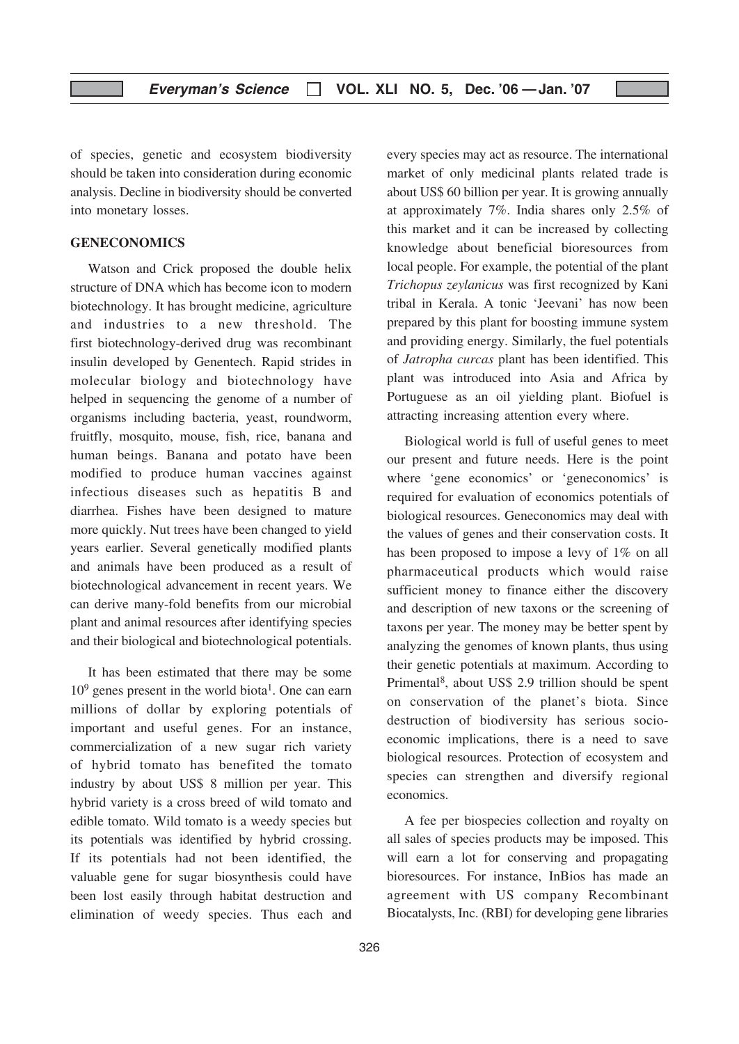of species, genetic and ecosystem biodiversity should be taken into consideration during economic analysis. Decline in biodiversity should be converted into monetary losses.

## GENECONOMICS

Watson and Crick proposed the double helix structure of DNA which has become icon to modern biotechnology. It has brought medicine, agriculture and industries to a new threshold. The first biotechnology-derived drug was recombinant insulin developed by Genentech. Rapid strides in molecular biology and biotechnology have helped in sequencing the genome of a number of organisms including bacteria, yeast, roundworm, fruitfly, mosquito, mouse, fish, rice, banana and human beings. Banana and potato have been modified to produce human vaccines against infectious diseases such as hepatitis B and diarrhea. Fishes have been designed to mature more quickly. Nut trees have been changed to yield years earlier. Several genetically modified plants and animals have been produced as a result of biotechnological advancement in recent years. We can derive many-fold benefits from our microbial plant and animal resources after identifying species and their biological and biotechnological potentials.

It has been estimated that there may be some $10^9$ genes present in the world biota[1]. One can earn millions of dollar by exploring potentials of important and useful genes. For an instance, commercialization of a new sugar rich variety of hybrid tomato has benefited the tomato industry by about US$ 8 million per year. This hybrid variety is a cross breed of wild tomato and edible tomato. Wild tomato is a weedy species but its potentials was identified by hybrid crossing. If its potentials had not been identified, the valuable gene for sugar biosynthesis could have been lost easily through habitat destruction and elimination of weedy species. Thus each and every species may act as resource. The international market of only medicinal plants related trade is about US$ 60 billion per year. It is growing annually at approximately 7%. India shares only 2.5% of this market and it can be increased by collecting knowledge about beneficial bioresources from local people. For example, the potential of the plant *Trichopus zeylanicus* was first recognized by Kani tribal in Kerala. A tonic 'Jeevani' has now been prepared by this plant for boosting immune system and providing energy. Similarly, the fuel potentials of *Jatropha curcas* plant has been identified. This plant was introduced into Asia and Africa by Portuguese as an oil yielding plant. Biofuel is attracting increasing attention every where.

Biological world is full of useful genes to meet our present and future needs. Here is the point where 'gene economics' or 'geneconomics' is required for evaluation of economics potentials of biological resources. Geneconomics may deal with the values of genes and their conservation costs. It has been proposed to impose a levy of 1% on all pharmaceutical products which would raise sufficient money to finance either the discovery and description of new taxons or the screening of taxons per year. The money may be better spent by analyzing the genomes of known plants, thus using their genetic potentials at maximum. According to Primental[8], about US$ 2.9 trillion should be spent on conservation of the planet's biota. Since destruction of biodiversity has serious socio-economic implications, there is a need to save biological resources. Protection of ecosystem and species can strengthen and diversify regional economics.

A fee per biospecies collection and royalty on all sales of species products may be imposed. This will earn a lot for conserving and propagating bioresources. For instance, InBios has made an agreement with US company Recombinant Biocatalysts, Inc. (RBI) for developing gene libraries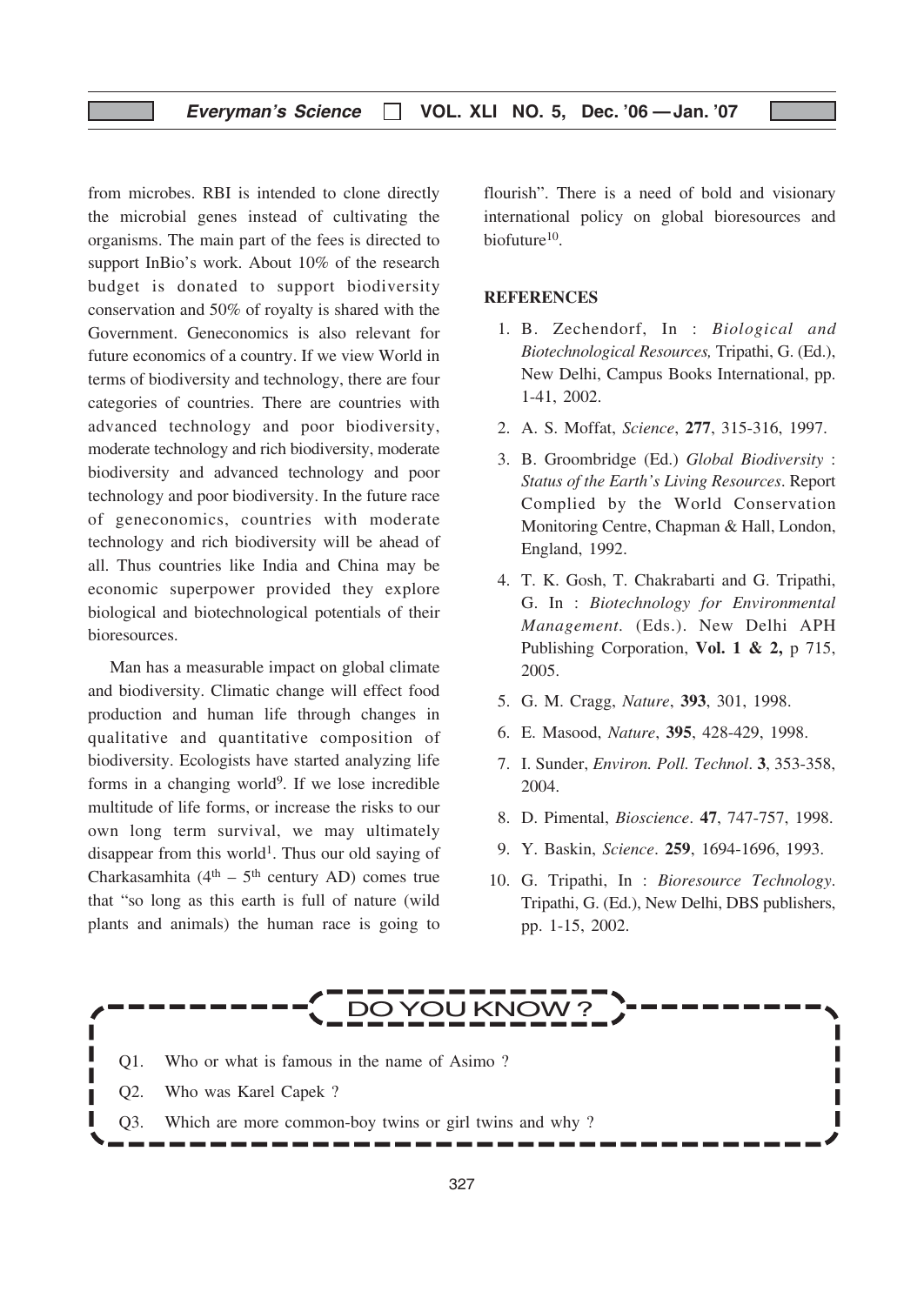from microbes. RBI is intended to clone directly the microbial genes instead of cultivating the organisms. The main part of the fees is directed to support InBio's work. About 10% of the research budget is donated to support biodiversity conservation and 50% of royalty is shared with the Government. Geneconomics is also relevant for future economics of a country. If we view World in terms of biodiversity and technology, there are four categories of countries. There are countries with advanced technology and poor biodiversity, moderate technology and rich biodiversity, moderate biodiversity and advanced technology and poor technology and poor biodiversity. In the future race of geneconomics, countries with moderate technology and rich biodiversity will be ahead of all. Thus countries like India and China may be economic superpower provided they explore biological and biotechnological potentials of their bioresources.

Man has a measurable impact on global climate and biodiversity. Climatic change will effect food production and human life through changes in qualitative and quantitative composition of biodiversity. Ecologists have started analyzing life forms in a changing world[9]. If we lose incredible multitude of life forms, or increase the risks to our own long term survival, we may ultimately disappear from this world[1]. Thus our old saying of Charkasamhita ($4^{th}$ – $5^{th}$ century AD) comes true that "so long as this earth is full of nature (wild plants and animals) the human race is going to flourish". There is a need of bold and visionary international policy on global bioresources and biofuture[10].

**REFERENCES**

1. B. Zechendorf, In : *Biological and Biotechnological Resources,* Tripathi, G. (Ed.), New Delhi, Campus Books International, pp. 1-41, 2002.
2. A. S. Moffat, *Science*, **277**, 315-316, 1997.
3. B. Groombridge (Ed.) *Global Biodiversity* : *Status of the Earth's Living Resources*. Report Complied by the World Conservation Monitoring Centre, Chapman & Hall, London, England, 1992.
4. T. K. Gosh, T. Chakrabarti and G. Tripathi, G. In : *Biotechnology for Environmental Management*. (Eds.). New Delhi APH Publishing Corporation, **Vol. 1 & 2,** p 715, 2005.
5. G. M. Cragg, *Nature*, **393**, 301, 1998.
6. E. Masood, *Nature*, **395**, 428-429, 1998.
7. I. Sunder, *Environ. Poll. Technol*. **3**, 353-358, 2004.
8. D. Pimental, *Bioscience*. **47**, 747-757, 1998.
9. Y. Baskin, *Science*. **259**, 1694-1696, 1993.
10. G. Tripathi, In : *Bioresource Technology*. Tripathi, G. (Ed.), New Delhi, DBS publishers, pp. 1-15, 2002.

## DO YOU KNOW ?

Q1. Who or what is famous in the name of Asimo ?

Q2. Who was Karel Capek ?

Q3. Which are more common-boy twins or girl twins and why ?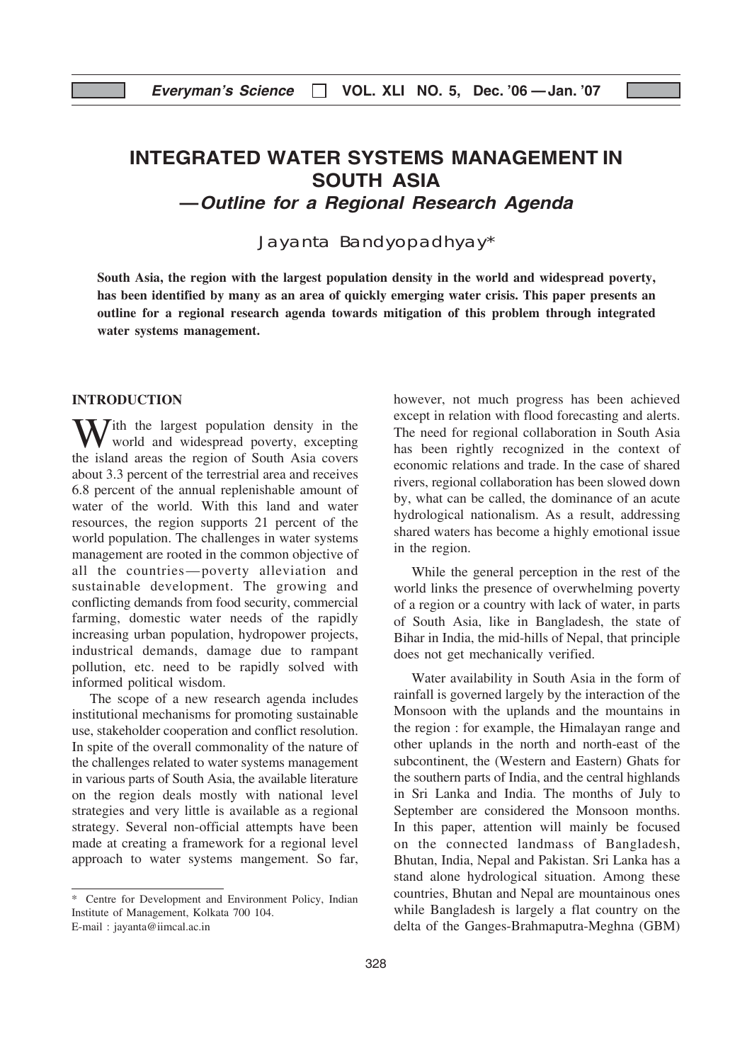# INTEGRATED WATER SYSTEMS MANAGEMENT IN SOUTH ASIA

## —*Outline for a Regional Research Agenda*

Jayanta Bandyopadhyay*

**South Asia, the region with the largest population density in the world and widespread poverty, has been identified by many as an area of quickly emerging water crisis. This paper presents an outline for a regional research agenda towards mitigation of this problem through integrated water systems management.**

### INTRODUCTION

With the largest population density in the world and widespread poverty, excepting the island areas the region of South Asia covers about 3.3 percent of the terrestrial area and receives 6.8 percent of the annual replenishable amount of water of the world. With this land and water resources, the region supports 21 percent of the world population. The challenges in water systems management are rooted in the common objective of all the countries—poverty alleviation and sustainable development. The growing and conflicting demands from food security, commercial farming, domestic water needs of the rapidly increasing urban population, hydropower projects, industrial demands, damage due to rampant pollution, etc. need to be rapidly solved with informed political wisdom.

The scope of a new research agenda includes institutional mechanisms for promoting sustainable use, stakeholder cooperation and conflict resolution. In spite of the overall commonality of the nature of the challenges related to water systems management in various parts of South Asia, the available literature on the region deals mostly with national level strategies and very little is available as a regional strategy. Several non-official attempts have been made at creating a framework for a regional level approach to water systems mangement. So far, however, not much progress has been achieved except in relation with flood forecasting and alerts. The need for regional collaboration in South Asia has been rightly recognized in the context of economic relations and trade. In the case of shared rivers, regional collaboration has been slowed down by, what can be called, the dominance of an acute hydrological nationalism. As a result, addressing shared waters has become a highly emotional issue in the region.

While the general perception in the rest of the world links the presence of overwhelming poverty of a region or a country with lack of water, in parts of South Asia, like in Bangladesh, the state of Bihar in India, the mid-hills of Nepal, that principle does not get mechanically verified.

Water availability in South Asia in the form of rainfall is governed largely by the interaction of the Monsoon with the uplands and the mountains in the region : for example, the Himalayan range and other uplands in the north and north-east of the subcontinent, the (Western and Eastern) Ghats for the southern parts of India, and the central highlands in Sri Lanka and India. The months of July to September are considered the Monsoon months. In this paper, attention will mainly be focused on the connected landmass of Bangladesh, Bhutan, India, Nepal and Pakistan. Sri Lanka has a stand alone hydrological situation. Among these countries, Bhutan and Nepal are mountainous ones while Bangladesh is largely a flat country on the delta of the Ganges-Brahmaputra-Meghna (GBM)

---

\* Centre for Development and Environment Policy, Indian Institute of Management, Kolkata 700 104.
E-mail : jayanta@iimcal.ac.in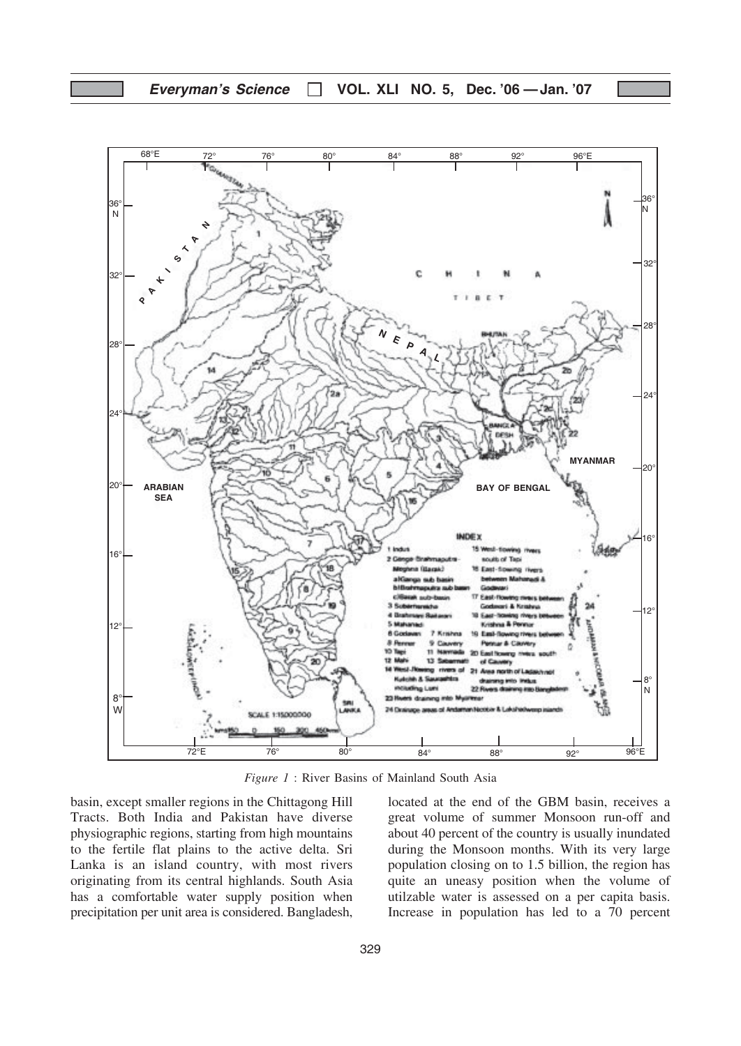*Figure 1* : River Basins of Mainland South Asia

basin, except smaller regions in the Chittagong Hill Tracts. Both India and Pakistan have diverse physiographic regions, starting from high mountains to the fertile flat plains to the active delta. Sri Lanka is an island country, with most rivers originating from its central highlands. South Asia has a comfortable water supply position when precipitation per unit area is considered. Bangladesh, located at the end of the GBM basin, receives a great volume of summer Monsoon run-off and about 40 percent of the country is usually inundated during the Monsoon months. With its very large population closing on to 1.5 billion, the region has quite an uneasy position when the volume of utilzable water is assessed on a per capita basis. Increase in population has led to a 70 percent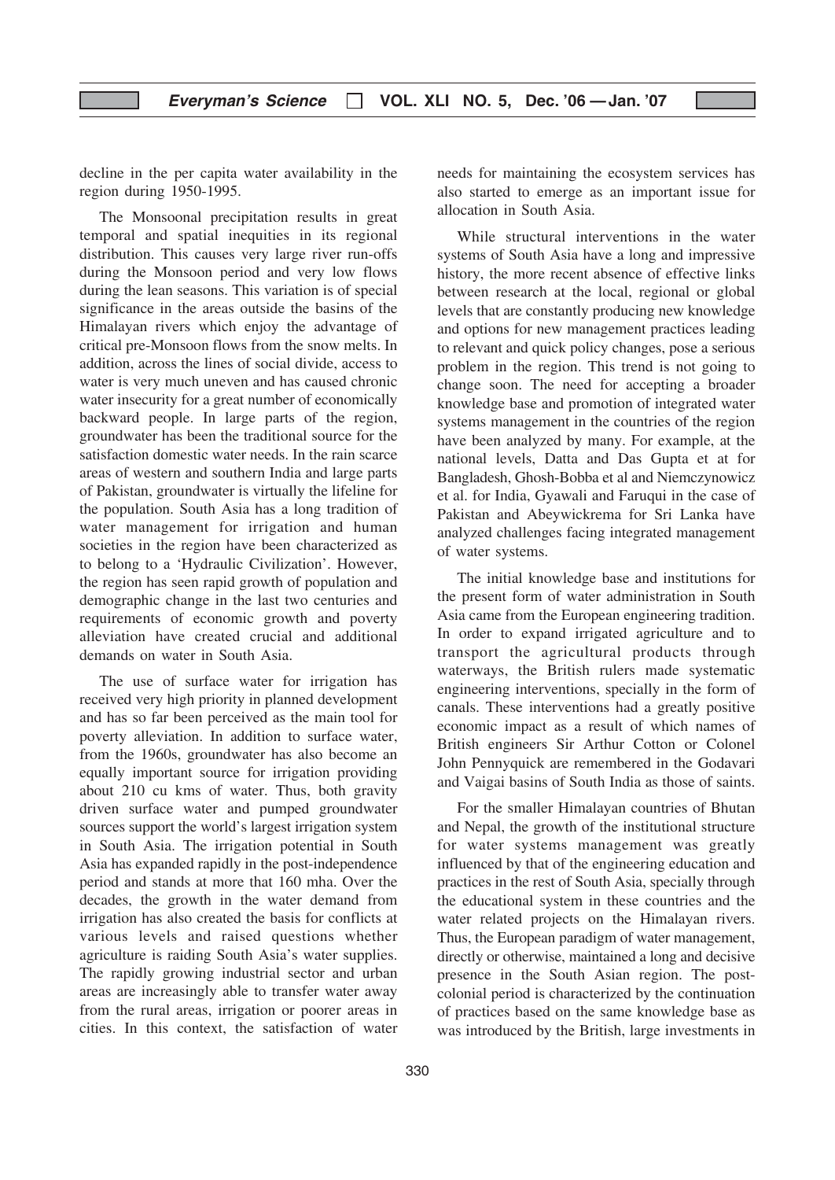decline in the per capita water availability in the region during 1950-1995.

The Monsoonal precipitation results in great temporal and spatial inequities in its regional distribution. This causes very large river run-offs during the Monsoon period and very low flows during the lean seasons. This variation is of special significance in the areas outside the basins of the Himalayan rivers which enjoy the advantage of critical pre-Monsoon flows from the snow melts. In addition, across the lines of social divide, access to water is very much uneven and has caused chronic water insecurity for a great number of economically backward people. In large parts of the region, groundwater has been the traditional source for the satisfaction domestic water needs. In the rain scarce areas of western and southern India and large parts of Pakistan, groundwater is virtually the lifeline for the population. South Asia has a long tradition of water management for irrigation and human societies in the region have been characterized as to belong to a 'Hydraulic Civilization'. However, the region has seen rapid growth of population and demographic change in the last two centuries and requirements of economic growth and poverty alleviation have created crucial and additional demands on water in South Asia.

The use of surface water for irrigation has received very high priority in planned development and has so far been perceived as the main tool for poverty alleviation. In addition to surface water, from the 1960s, groundwater has also become an equally important source for irrigation providing about 210 cu kms of water. Thus, both gravity driven surface water and pumped groundwater sources support the world's largest irrigation system in South Asia. The irrigation potential in South Asia has expanded rapidly in the post-independence period and stands at more that 160 mha. Over the decades, the growth in the water demand from irrigation has also created the basis for conflicts at various levels and raised questions whether agriculture is raiding South Asia's water supplies. The rapidly growing industrial sector and urban areas are increasingly able to transfer water away from the rural areas, irrigation or poorer areas in cities. In this context, the satisfaction of water needs for maintaining the ecosystem services has also started to emerge as an important issue for allocation in South Asia.

While structural interventions in the water systems of South Asia have a long and impressive history, the more recent absence of effective links between research at the local, regional or global levels that are constantly producing new knowledge and options for new management practices leading to relevant and quick policy changes, pose a serious problem in the region. This trend is not going to change soon. The need for accepting a broader knowledge base and promotion of integrated water systems management in the countries of the region have been analyzed by many. For example, at the national levels, Datta and Das Gupta et at for Bangladesh, Ghosh-Bobba et al and Niemczynowicz et al. for India, Gyawali and Faruqui in the case of Pakistan and Abeywickrema for Sri Lanka have analyzed challenges facing integrated management of water systems.

The initial knowledge base and institutions for the present form of water administration in South Asia came from the European engineering tradition. In order to expand irrigated agriculture and to transport the agricultural products through waterways, the British rulers made systematic engineering interventions, specially in the form of canals. These interventions had a greatly positive economic impact as a result of which names of British engineers Sir Arthur Cotton or Colonel John Pennyquick are remembered in the Godavari and Vaigai basins of South India as those of saints.

For the smaller Himalayan countries of Bhutan and Nepal, the growth of the institutional structure for water systems management was greatly influenced by that of the engineering education and practices in the rest of South Asia, specially through the educational system in these countries and the water related projects on the Himalayan rivers. Thus, the European paradigm of water management, directly or otherwise, maintained a long and decisive presence in the South Asian region. The post-colonial period is characterized by the continuation of practices based on the same knowledge base as was introduced by the British, large investments in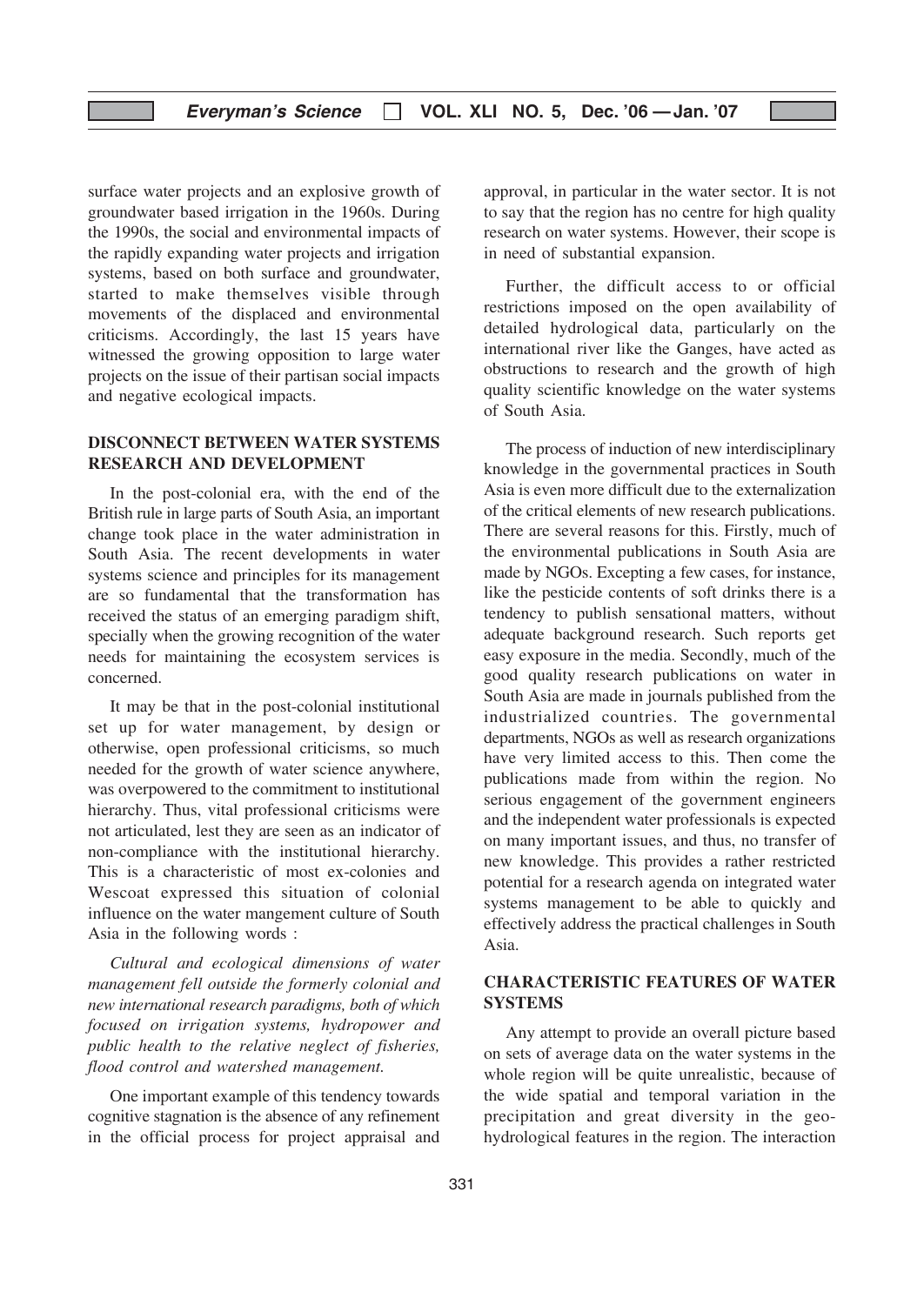surface water projects and an explosive growth of groundwater based irrigation in the 1960s. During the 1990s, the social and environmental impacts of the rapidly expanding water projects and irrigation systems, based on both surface and groundwater, started to make themselves visible through movements of the displaced and environmental criticisms. Accordingly, the last 15 years have witnessed the growing opposition to large water projects on the issue of their partisan social impacts and negative ecological impacts.

## DISCONNECT BETWEEN WATER SYSTEMS RESEARCH AND DEVELOPMENT

In the post-colonial era, with the end of the British rule in large parts of South Asia, an important change took place in the water administration in South Asia. The recent developments in water systems science and principles for its management are so fundamental that the transformation has received the status of an emerging paradigm shift, specially when the growing recognition of the water needs for maintaining the ecosystem services is concerned.

It may be that in the post-colonial institutional set up for water management, by design or otherwise, open professional criticisms, so much needed for the growth of water science anywhere, was overpowered to the commitment to institutional hierarchy. Thus, vital professional criticisms were not articulated, lest they are seen as an indicator of non-compliance with the institutional hierarchy. This is a characteristic of most ex-colonies and Wescoat expressed this situation of colonial influence on the water mangement culture of South Asia in the following words :

*Cultural and ecological dimensions of water management fell outside the formerly colonial and new international research paradigms, both of which focused on irrigation systems, hydropower and public health to the relative neglect of fisheries, flood control and watershed management.*

One important example of this tendency towards cognitive stagnation is the absence of any refinement in the official process for project appraisal and approval, in particular in the water sector. It is not to say that the region has no centre for high quality research on water systems. However, their scope is in need of substantial expansion.

Further, the difficult access to or official restrictions imposed on the open availability of detailed hydrological data, particularly on the international river like the Ganges, have acted as obstructions to research and the growth of high quality scientific knowledge on the water systems of South Asia.

The process of induction of new interdisciplinary knowledge in the governmental practices in South Asia is even more difficult due to the externalization of the critical elements of new research publications. There are several reasons for this. Firstly, much of the environmental publications in South Asia are made by NGOs. Excepting a few cases, for instance, like the pesticide contents of soft drinks there is a tendency to publish sensational matters, without adequate background research. Such reports get easy exposure in the media. Secondly, much of the good quality research publications on water in South Asia are made in journals published from the industrialized countries. The governmental departments, NGOs as well as research organizations have very limited access to this. Then come the publications made from within the region. No serious engagement of the government engineers and the independent water professionals is expected on many important issues, and thus, no transfer of new knowledge. This provides a rather restricted potential for a research agenda on integrated water systems management to be able to quickly and effectively address the practical challenges in South Asia.

## CHARACTERISTIC FEATURES OF WATER SYSTEMS

Any attempt to provide an overall picture based on sets of average data on the water systems in the whole region will be quite unrealistic, because of the wide spatial and temporal variation in the precipitation and great diversity in the geo-hydrological features in the region. The interaction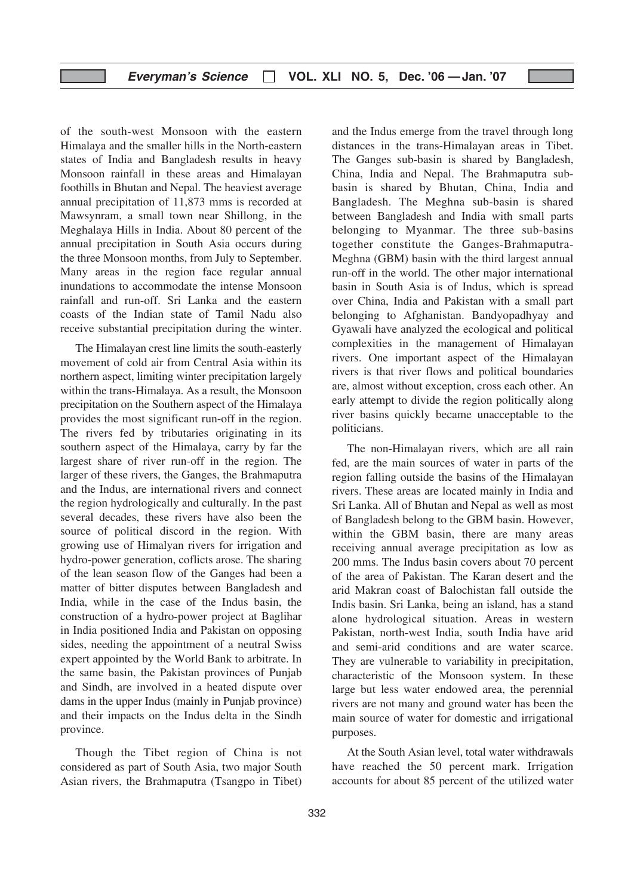of the south-west Monsoon with the eastern Himalaya and the smaller hills in the North-eastern states of India and Bangladesh results in heavy Monsoon rainfall in these areas and Himalayan foothills in Bhutan and Nepal. The heaviest average annual precipitation of 11,873 mms is recorded at Mawsynram, a small town near Shillong, in the Meghalaya Hills in India. About 80 percent of the annual precipitation in South Asia occurs during the three Monsoon months, from July to September. Many areas in the region face regular annual inundations to accommodate the intense Monsoon rainfall and run-off. Sri Lanka and the eastern coasts of the Indian state of Tamil Nadu also receive substantial precipitation during the winter.

The Himalayan crest line limits the south-easterly movement of cold air from Central Asia within its northern aspect, limiting winter precipitation largely within the trans-Himalaya. As a result, the Monsoon precipitation on the Southern aspect of the Himalaya provides the most significant run-off in the region. The rivers fed by tributaries originating in its southern aspect of the Himalaya, carry by far the largest share of river run-off in the region. The larger of these rivers, the Ganges, the Brahmaputra and the Indus, are international rivers and connect the region hydrologically and culturally. In the past several decades, these rivers have also been the source of political discord in the region. With growing use of Himalyan rivers for irrigation and hydro-power generation, coflicts arose. The sharing of the lean season flow of the Ganges had been a matter of bitter disputes between Bangladesh and India, while in the case of the Indus basin, the construction of a hydro-power project at Baglihar in India positioned India and Pakistan on opposing sides, needing the appointment of a neutral Swiss expert appointed by the World Bank to arbitrate. In the same basin, the Pakistan provinces of Punjab and Sindh, are involved in a heated dispute over dams in the upper Indus (mainly in Punjab province) and their impacts on the Indus delta in the Sindh province.

Though the Tibet region of China is not considered as part of South Asia, two major South Asian rivers, the Brahmaputra (Tsangpo in Tibet) and the Indus emerge from the travel through long distances in the trans-Himalayan areas in Tibet. The Ganges sub-basin is shared by Bangladesh, China, India and Nepal. The Brahmaputra sub-basin is shared by Bhutan, China, India and Bangladesh. The Meghna sub-basin is shared between Bangladesh and India with small parts belonging to Myanmar. The three sub-basins together constitute the Ganges-Brahmaputra-Meghna (GBM) basin with the third largest annual run-off in the world. The other major international basin in South Asia is of Indus, which is spread over China, India and Pakistan with a small part belonging to Afghanistan. Bandyopadhyay and Gyawali have analyzed the ecological and political complexities in the management of Himalayan rivers. One important aspect of the Himalayan rivers is that river flows and political boundaries are, almost without exception, cross each other. An early attempt to divide the region politically along river basins quickly became unacceptable to the politicians.

The non-Himalayan rivers, which are all rain fed, are the main sources of water in parts of the region falling outside the basins of the Himalayan rivers. These areas are located mainly in India and Sri Lanka. All of Bhutan and Nepal as well as most of Bangladesh belong to the GBM basin. However, within the GBM basin, there are many areas receiving annual average precipitation as low as 200 mms. The Indus basin covers about 70 percent of the area of Pakistan. The Karan desert and the arid Makran coast of Balochistan fall outside the Indis basin. Sri Lanka, being an island, has a stand alone hydrological situation. Areas in western Pakistan, north-west India, south India have arid and semi-arid conditions and are water scarce. They are vulnerable to variability in precipitation, characteristic of the Monsoon system. In these large but less water endowed area, the perennial rivers are not many and ground water has been the main source of water for domestic and irrigational purposes.

At the South Asian level, total water withdrawals have reached the 50 percent mark. Irrigation accounts for about 85 percent of the utilized water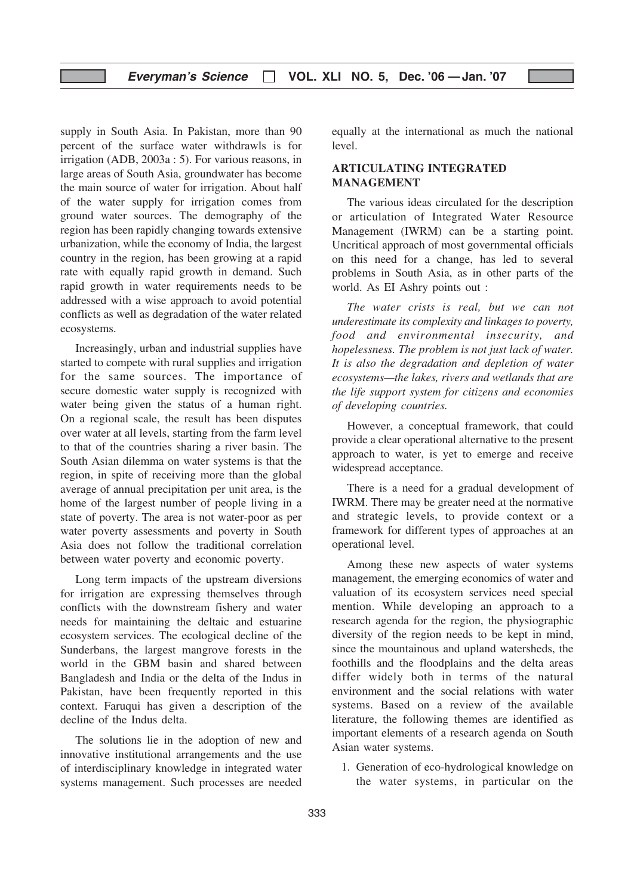supply in South Asia. In Pakistan, more than 90 percent of the surface water withdrawls is for irrigation (ADB, 2003a : 5). For various reasons, in large areas of South Asia, groundwater has become the main source of water for irrigation. About half of the water supply for irrigation comes from ground water sources. The demography of the region has been rapidly changing towards extensive urbanization, while the economy of India, the largest country in the region, has been growing at a rapid rate with equally rapid growth in demand. Such rapid growth in water requirements needs to be addressed with a wise approach to avoid potential conflicts as well as degradation of the water related ecosystems.

Increasingly, urban and industrial supplies have started to compete with rural supplies and irrigation for the same sources. The importance of secure domestic water supply is recognized with water being given the status of a human right. On a regional scale, the result has been disputes over water at all levels, starting from the farm level to that of the countries sharing a river basin. The South Asian dilemma on water systems is that the region, in spite of receiving more than the global average of annual precipitation per unit area, is the home of the largest number of people living in a state of poverty. The area is not water-poor as per water poverty assessments and poverty in South Asia does not follow the traditional correlation between water poverty and economic poverty.

Long term impacts of the upstream diversions for irrigation are expressing themselves through conflicts with the downstream fishery and water needs for maintaining the deltaic and estuarine ecosystem services. The ecological decline of the Sunderbans, the largest mangrove forests in the world in the GBM basin and shared between Bangladesh and India or the delta of the Indus in Pakistan, have been frequently reported in this context. Faruqui has given a description of the decline of the Indus delta.

The solutions lie in the adoption of new and innovative institutional arrangements and the use of interdisciplinary knowledge in integrated water systems management. Such processes are needed equally at the international as much the national level.

## ARTICULATING INTEGRATED MANAGEMENT

The various ideas circulated for the description or articulation of Integrated Water Resource Management (IWRM) can be a starting point. Uncritical approach of most governmental officials on this need for a change, has led to several problems in South Asia, as in other parts of the world. As EI Ashry points out :

*The water crists is real, but we can not underestimate its complexity and linkages to poverty, food and environmental insecurity, and hopelessness. The problem is not just lack of water. It is also the degradation and depletion of water ecosystems—the lakes, rivers and wetlands that are the life support system for citizens and economies of developing countries.*

However, a conceptual framework, that could provide a clear operational alternative to the present approach to water, is yet to emerge and receive widespread acceptance.

There is a need for a gradual development of IWRM. There may be greater need at the normative and strategic levels, to provide context or a framework for different types of approaches at an operational level.

Among these new aspects of water systems management, the emerging economics of water and valuation of its ecosystem services need special mention. While developing an approach to a research agenda for the region, the physiographic diversity of the region needs to be kept in mind, since the mountainous and upland watersheds, the foothills and the floodplains and the delta areas differ widely both in terms of the natural environment and the social relations with water systems. Based on a review of the available literature, the following themes are identified as important elements of a research agenda on South Asian water systems.

1. Generation of eco-hydrological knowledge on the water systems, in particular on the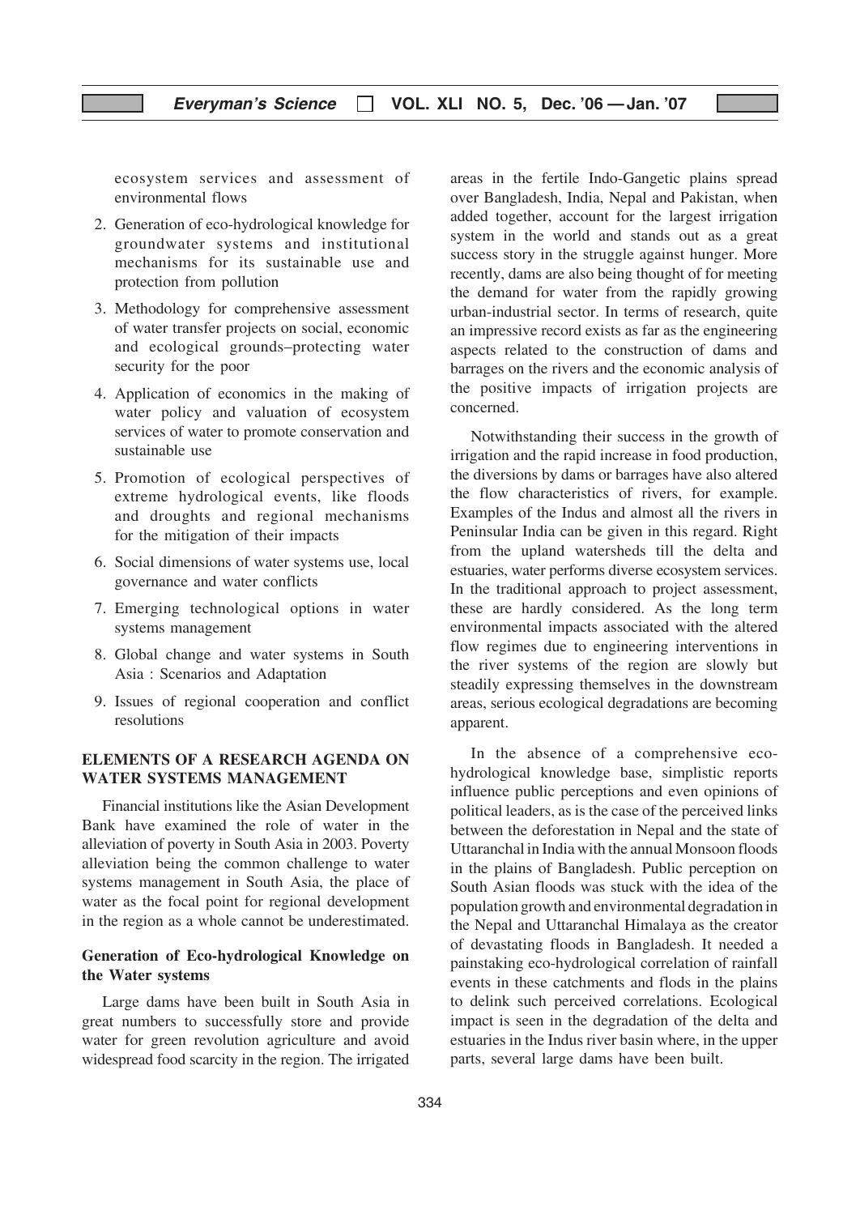ecosystem services and assessment of environmental flows

2. Generation of eco-hydrological knowledge for groundwater systems and institutional mechanisms for its sustainable use and protection from pollution
3. Methodology for comprehensive assessment of water transfer projects on social, economic and ecological grounds–protecting water security for the poor
4. Application of economics in the making of water policy and valuation of ecosystem services of water to promote conservation and sustainable use
5. Promotion of ecological perspectives of extreme hydrological events, like floods and droughts and regional mechanisms for the mitigation of their impacts
6. Social dimensions of water systems use, local governance and water conflicts
7. Emerging technological options in water systems management
8. Global change and water systems in South Asia : Scenarios and Adaptation
9. Issues of regional cooperation and conflict resolutions

## ELEMENTS OF A RESEARCH AGENDA ON WATER SYSTEMS MANAGEMENT

Financial institutions like the Asian Development Bank have examined the role of water in the alleviation of poverty in South Asia in 2003. Poverty alleviation being the common challenge to water systems management in South Asia, the place of water as the focal point for regional development in the region as a whole cannot be underestimated.

### Generation of Eco-hydrological Knowledge on the Water systems

Large dams have been built in South Asia in great numbers to successfully store and provide water for green revolution agriculture and avoid widespread food scarcity in the region. The irrigated areas in the fertile Indo-Gangetic plains spread over Bangladesh, India, Nepal and Pakistan, when added together, account for the largest irrigation system in the world and stands out as a great success story in the struggle against hunger. More recently, dams are also being thought of for meeting the demand for water from the rapidly growing urban-industrial sector. In terms of research, quite an impressive record exists as far as the engineering aspects related to the construction of dams and barrages on the rivers and the economic analysis of the positive impacts of irrigation projects are concerned.

Notwithstanding their success in the growth of irrigation and the rapid increase in food production, the diversions by dams or barrages have also altered the flow characteristics of rivers, for example. Examples of the Indus and almost all the rivers in Peninsular India can be given in this regard. Right from the upland watersheds till the delta and estuaries, water performs diverse ecosystem services. In the traditional approach to project assessment, these are hardly considered. As the long term environmental impacts associated with the altered flow regimes due to engineering interventions in the river systems of the region are slowly but steadily expressing themselves in the downstream areas, serious ecological degradations are becoming apparent.

In the absence of a comprehensive eco-hydrological knowledge base, simplistic reports influence public perceptions and even opinions of political leaders, as is the case of the perceived links between the deforestation in Nepal and the state of Uttaranchal in India with the annual Monsoon floods in the plains of Bangladesh. Public perception on South Asian floods was stuck with the idea of the population growth and environmental degradation in the Nepal and Uttaranchal Himalaya as the creator of devastating floods in Bangladesh. It needed a painstaking eco-hydrological correlation of rainfall events in these catchments and flods in the plains to delink such perceived correlations. Ecological impact is seen in the degradation of the delta and estuaries in the Indus river basin where, in the upper parts, several large dams have been built.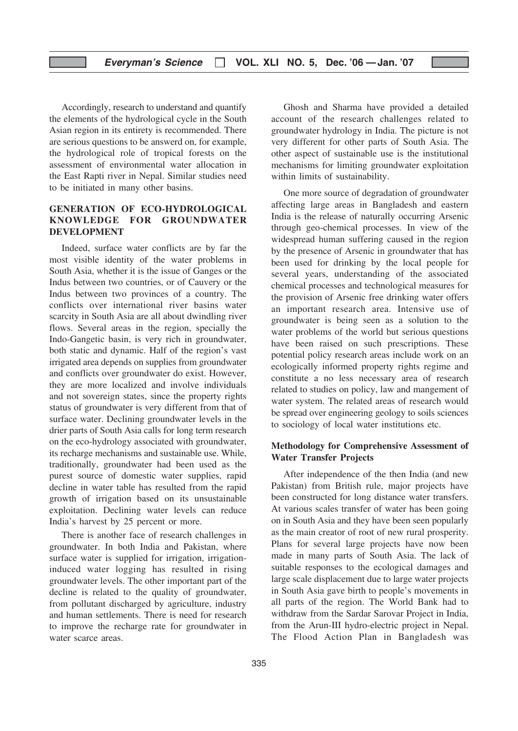Accordingly, research to understand and quantify the elements of the hydrological cycle in the South Asian region in its entirety is recommended. There are serious questions to be answerd on, for example, the hydrological role of tropical forests on the assessment of environmental water allocation in the East Rapti river in Nepal. Similar studies need to be initiated in many other basins.

## GENERATION OF ECO-HYDROLOGICAL KNOWLEDGE FOR GROUNDWATER DEVELOPMENT

Indeed, surface water conflicts are by far the most visible identity of the water problems in South Asia, whether it is the issue of Ganges or the Indus between two countries, or of Cauvery or the Indus between two provinces of a country. The conflicts over international river basins water scarcity in South Asia are all about dwindling river flows. Several areas in the region, specially the Indo-Gangetic basin, is very rich in groundwater, both static and dynamic. Half of the region's vast irrigated area depends on supplies from groundwater and conflicts over groundwater do exist. However, they are more localized and involve individuals and not sovereign states, since the property rights status of groundwater is very different from that of surface water. Declining groundwater levels in the drier parts of South Asia calls for long term research on the eco-hydrology associated with groundwater, its recharge mechanisms and sustainable use. While, traditionally, groundwater had been used as the purest source of domestic water supplies, rapid decline in water table has resulted from the rapid growth of irrigation based on its unsustainable exploitation. Declining water levels can reduce India's harvest by 25 percent or more.

There is another face of research challenges in groundwater. In both India and Pakistan, where surface water is supplied for irrigation, irrigation-induced water logging has resulted in rising groundwater levels. The other important part of the decline is related to the quality of groundwater, from pollutant discharged by agriculture, industry and human settlements. There is need for research to improve the recharge rate for groundwater in water scarce areas.

Ghosh and Sharma have provided a detailed account of the research challenges related to groundwater hydrology in India. The picture is not very different for other parts of South Asia. The other aspect of sustainable use is the institutional mechanisms for limiting groundwater exploitation within limits of sustainability.

One more source of degradation of groundwater affecting large areas in Bangladesh and eastern India is the release of naturally occurring Arsenic through geo-chemical processes. In view of the widespread human suffering caused in the region by the presence of Arsenic in groundwater that has been used for drinking by the local people for several years, understanding of the associated chemical processes and technological measures for the provision of Arsenic free drinking water offers an important research area. Intensive use of groundwater is being seen as a solution to the water problems of the world but serious questions have been raised on such prescriptions. These potential policy research areas include work on an ecologically informed property rights regime and constitute a no less necessary area of research related to studies on policy, law and mangement of water system. The related areas of research would be spread over engineering geology to soils sciences to sociology of local water institutions etc.

### Methodology for Comprehensive Assessment of Water Transfer Projects

After independence of the then India (and new Pakistan) from British rule, major projects have been constructed for long distance water transfers. At various scales transfer of water has been going on in South Asia and they have been seen popularly as the main creator of root of new rural prosperity. Plans for several large projects have now been made in many parts of South Asia. The lack of suitable responses to the ecological damages and large scale displacement due to large water projects in South Asia gave birth to people's movements in all parts of the region. The World Bank had to withdraw from the Sardar Sarovar Project in India, from the Arun-III hydro-electric project in Nepal. The Flood Action Plan in Bangladesh was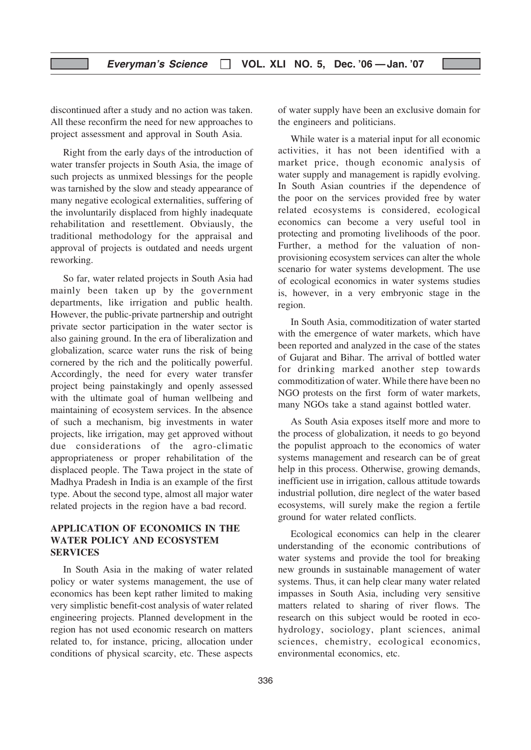discontinued after a study and no action was taken. All these reconfirm the need for new approaches to project assessment and approval in South Asia.

Right from the early days of the introduction of water transfer projects in South Asia, the image of such projects as unmixed blessings for the people was tarnished by the slow and steady appearance of many negative ecological externalities, suffering of the involuntarily displaced from highly inadequate rehabilitation and resettlement. Obviausly, the traditional methodology for the appraisal and approval of projects is outdated and needs urgent reworking.

So far, water related projects in South Asia had mainly been taken up by the government departments, like irrigation and public health. However, the public-private partnership and outright private sector participation in the water sector is also gaining ground. In the era of liberalization and globalization, scarce water runs the risk of being cornered by the rich and the politically powerful. Accordingly, the need for every water transfer project being painstakingly and openly assessed with the ultimate goal of human wellbeing and maintaining of ecosystem services. In the absence of such a mechanism, big investments in water projects, like irrigation, may get approved without due considerations of the agro-climatic appropriateness or proper rehabilitation of the displaced people. The Tawa project in the state of Madhya Pradesh in India is an example of the first type. About the second type, almost all major water related projects in the region have a bad record.

## APPLICATION OF ECONOMICS IN THE WATER POLICY AND ECOSYSTEM SERVICES

In South Asia in the making of water related policy or water systems management, the use of economics has been kept rather limited to making very simplistic benefit-cost analysis of water related engineering projects. Planned development in the region has not used economic research on matters related to, for instance, pricing, allocation under conditions of physical scarcity, etc. These aspects of water supply have been an exclusive domain for the engineers and politicians.

While water is a material input for all economic activities, it has not been identified with a market price, though economic analysis of water supply and management is rapidly evolving. In South Asian countries if the dependence of the poor on the services provided free by water related ecosystems is considered, ecological economics can become a very useful tool in protecting and promoting livelihoods of the poor. Further, a method for the valuation of non-provisioning ecosystem services can alter the whole scenario for water systems development. The use of ecological economics in water systems studies is, however, in a very embryonic stage in the region.

In South Asia, commoditization of water started with the emergence of water markets, which have been reported and analyzed in the case of the states of Gujarat and Bihar. The arrival of bottled water for drinking marked another step towards commoditization of water. While there have been no NGO protests on the first form of water markets, many NGOs take a stand against bottled water.

As South Asia exposes itself more and more to the process of globalization, it needs to go beyond the populist approach to the economics of water systems management and research can be of great help in this process. Otherwise, growing demands, inefficient use in irrigation, callous attitude towards industrial pollution, dire neglect of the water based ecosystems, will surely make the region a fertile ground for water related conflicts.

Ecological economics can help in the clearer understanding of the economic contributions of water systems and provide the tool for breaking new grounds in sustainable management of water systems. Thus, it can help clear many water related impasses in South Asia, including very sensitive matters related to sharing of river flows. The research on this subject would be rooted in eco-hydrology, sociology, plant sciences, animal sciences, chemistry, ecological economics, environmental economics, etc.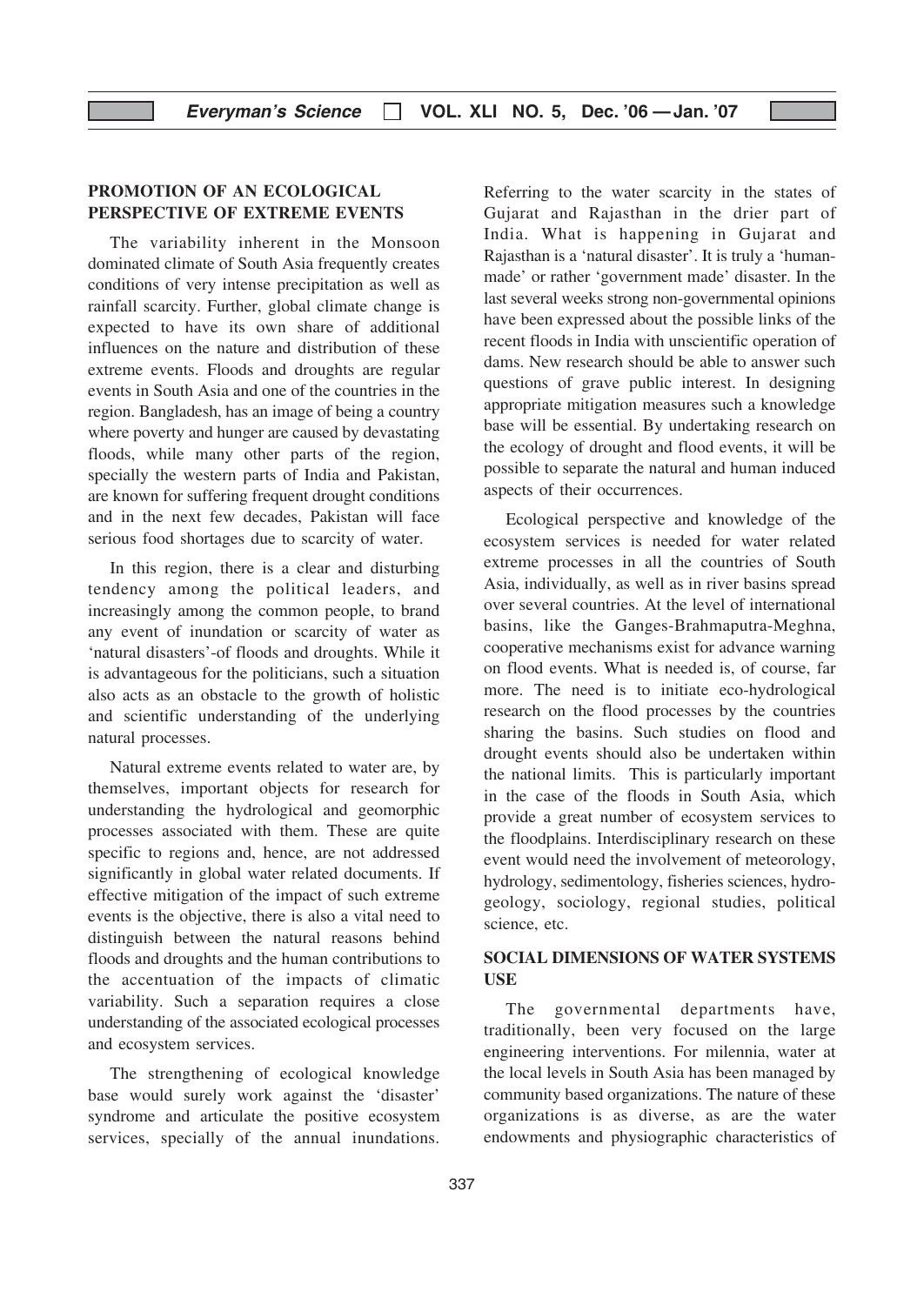## PROMOTION OF AN ECOLOGICAL PERSPECTIVE OF EXTREME EVENTS

The variability inherent in the Monsoon dominated climate of South Asia frequently creates conditions of very intense precipitation as well as rainfall scarcity. Further, global climate change is expected to have its own share of additional influences on the nature and distribution of these extreme events. Floods and droughts are regular events in South Asia and one of the countries in the region. Bangladesh, has an image of being a country where poverty and hunger are caused by devastating floods, while many other parts of the region, specially the western parts of India and Pakistan, are known for suffering frequent drought conditions and in the next few decades, Pakistan will face serious food shortages due to scarcity of water.

In this region, there is a clear and disturbing tendency among the political leaders, and increasingly among the common people, to brand any event of inundation or scarcity of water as 'natural disasters'-of floods and droughts. While it is advantageous for the politicians, such a situation also acts as an obstacle to the growth of holistic and scientific understanding of the underlying natural processes.

Natural extreme events related to water are, by themselves, important objects for research for understanding the hydrological and geomorphic processes associated with them. These are quite specific to regions and, hence, are not addressed significantly in global water related documents. If effective mitigation of the impact of such extreme events is the objective, there is also a vital need to distinguish between the natural reasons behind floods and droughts and the human contributions to the accentuation of the impacts of climatic variability. Such a separation requires a close understanding of the associated ecological processes and ecosystem services.

The strengthening of ecological knowledge base would surely work against the 'disaster' syndrome and articulate the positive ecosystem services, specially of the annual inundations. Referring to the water scarcity in the states of Gujarat and Rajasthan in the drier part of India. What is happening in Gujarat and Rajasthan is a 'natural disaster'. It is truly a 'human-made' or rather 'government made' disaster. In the last several weeks strong non-governmental opinions have been expressed about the possible links of the recent floods in India with unscientific operation of dams. New research should be able to answer such questions of grave public interest. In designing appropriate mitigation measures such a knowledge base will be essential. By undertaking research on the ecology of drought and flood events, it will be possible to separate the natural and human induced aspects of their occurrences.

Ecological perspective and knowledge of the ecosystem services is needed for water related extreme processes in all the countries of South Asia, individually, as well as in river basins spread over several countries. At the level of international basins, like the Ganges-Brahmaputra-Meghna, cooperative mechanisms exist for advance warning on flood events. What is needed is, of course, far more. The need is to initiate eco-hydrological research on the flood processes by the countries sharing the basins. Such studies on flood and drought events should also be undertaken within the national limits. This is particularly important in the case of the floods in South Asia, which provide a great number of ecosystem services to the floodplains. Interdisciplinary research on these event would need the involvement of meteorology, hydrology, sedimentology, fisheries sciences, hydro-geology, sociology, regional studies, political science, etc.

## SOCIAL DIMENSIONS OF WATER SYSTEMS USE

The governmental departments have, traditionally, been very focused on the large engineering interventions. For milennia, water at the local levels in South Asia has been managed by community based organizations. The nature of these organizations is as diverse, as are the water endowments and physiographic characteristics of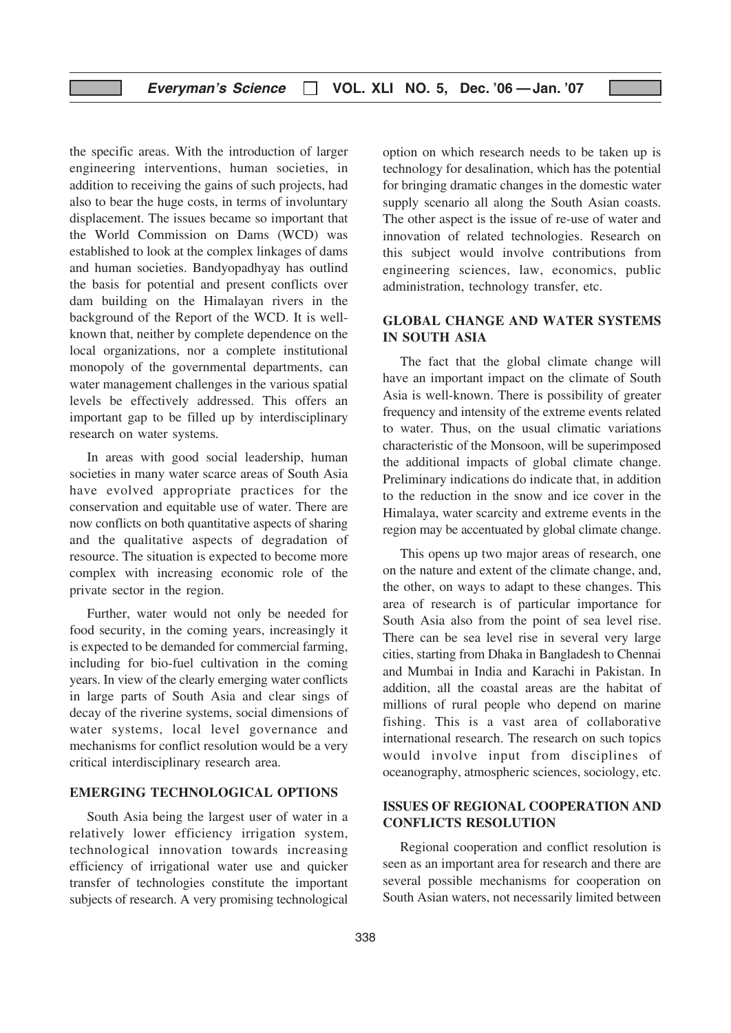the specific areas. With the introduction of larger engineering interventions, human societies, in addition to receiving the gains of such projects, had also to bear the huge costs, in terms of involuntary displacement. The issues became so important that the World Commission on Dams (WCD) was established to look at the complex linkages of dams and human societies. Bandyopadhyay has outlind the basis for potential and present conflicts over dam building on the Himalayan rivers in the background of the Report of the WCD. It is well-known that, neither by complete dependence on the local organizations, nor a complete institutional monopoly of the governmental departments, can water management challenges in the various spatial levels be effectively addressed. This offers an important gap to be filled up by interdisciplinary research on water systems.

In areas with good social leadership, human societies in many water scarce areas of South Asia have evolved appropriate practices for the conservation and equitable use of water. There are now conflicts on both quantitative aspects of sharing and the qualitative aspects of degradation of resource. The situation is expected to become more complex with increasing economic role of the private sector in the region.

Further, water would not only be needed for food security, in the coming years, increasingly it is expected to be demanded for commercial farming, including for bio-fuel cultivation in the coming years. In view of the clearly emerging water conflicts in large parts of South Asia and clear sings of decay of the riverine systems, social dimensions of water systems, local level governance and mechanisms for conflict resolution would be a very critical interdisciplinary research area.

## EMERGING TECHNOLOGICAL OPTIONS

South Asia being the largest user of water in a relatively lower efficiency irrigation system, technological innovation towards increasing efficiency of irrigational water use and quicker transfer of technologies constitute the important subjects of research. A very promising technological option on which research needs to be taken up is technology for desalination, which has the potential for bringing dramatic changes in the domestic water supply scenario all along the South Asian coasts. The other aspect is the issue of re-use of water and innovation of related technologies. Research on this subject would involve contributions from engineering sciences, law, economics, public administration, technology transfer, etc.

## GLOBAL CHANGE AND WATER SYSTEMS IN SOUTH ASIA

The fact that the global climate change will have an important impact on the climate of South Asia is well-known. There is possibility of greater frequency and intensity of the extreme events related to water. Thus, on the usual climatic variations characteristic of the Monsoon, will be superimposed the additional impacts of global climate change. Preliminary indications do indicate that, in addition to the reduction in the snow and ice cover in the Himalaya, water scarcity and extreme events in the region may be accentuated by global climate change.

This opens up two major areas of research, one on the nature and extent of the climate change, and, the other, on ways to adapt to these changes. This area of research is of particular importance for South Asia also from the point of sea level rise. There can be sea level rise in several very large cities, starting from Dhaka in Bangladesh to Chennai and Mumbai in India and Karachi in Pakistan. In addition, all the coastal areas are the habitat of millions of rural people who depend on marine fishing. This is a vast area of collaborative international research. The research on such topics would involve input from disciplines of oceanography, atmospheric sciences, sociology, etc.

## ISSUES OF REGIONAL COOPERATION AND CONFLICTS RESOLUTION

Regional cooperation and conflict resolution is seen as an important area for research and there are several possible mechanisms for cooperation on South Asian waters, not necessarily limited between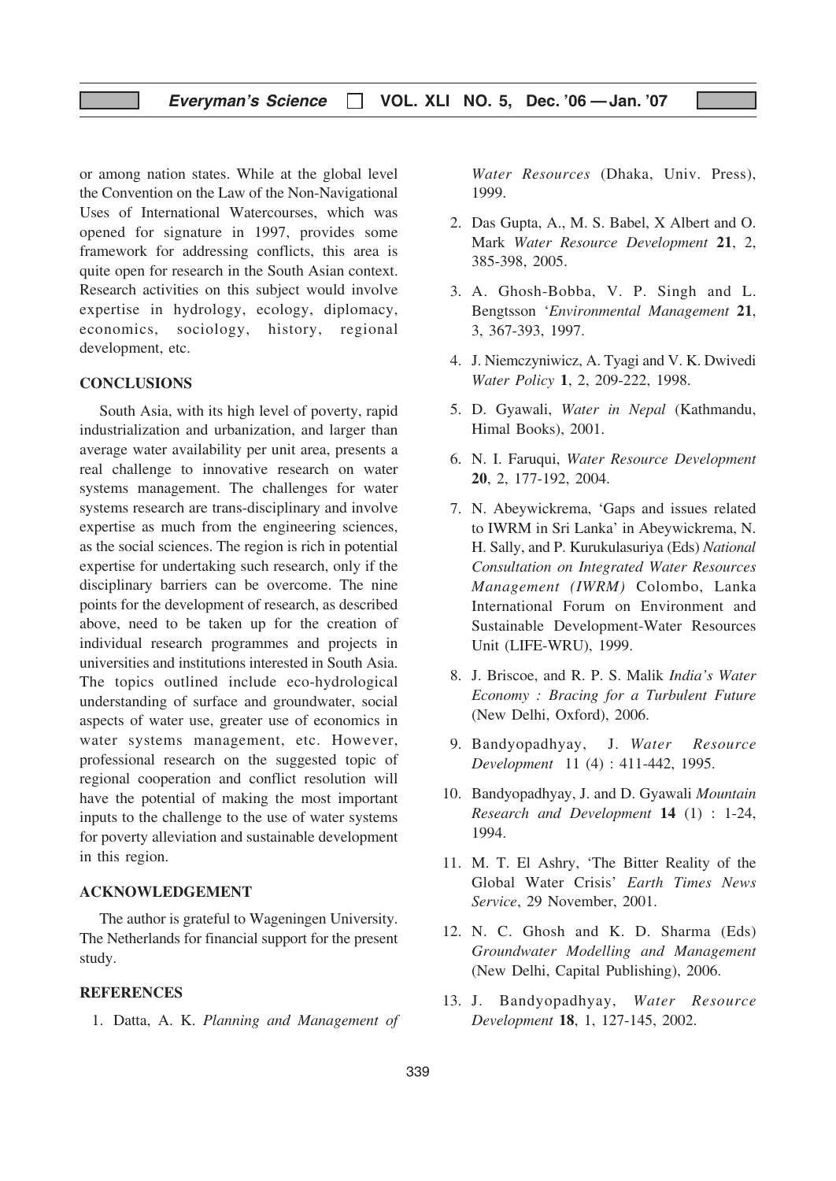or among nation states. While at the global level the Convention on the Law of the Non-Navigational Uses of International Watercourses, which was opened for signature in 1997, provides some framework for addressing conflicts, this area is quite open for research in the South Asian context. Research activities on this subject would involve expertise in hydrology, ecology, diplomacy, economics, sociology, history, regional development, etc.

## CONCLUSIONS

South Asia, with its high level of poverty, rapid industrialization and urbanization, and larger than average water availability per unit area, presents a real challenge to innovative research on water systems management. The challenges for water systems research are trans-disciplinary and involve expertise as much from the engineering sciences, as the social sciences. The region is rich in potential expertise for undertaking such research, only if the disciplinary barriers can be overcome. The nine points for the development of research, as described above, need to be taken up for the creation of individual research programmes and projects in universities and institutions interested in South Asia. The topics outlined include eco-hydrological understanding of surface and groundwater, social aspects of water use, greater use of economics in water systems management, etc. However, professional research on the suggested topic of regional cooperation and conflict resolution will have the potential of making the most important inputs to the challenge to the use of water systems for poverty alleviation and sustainable development in this region.

## ACKNOWLEDGEMENT

The author is grateful to Wageningen University. The Netherlands for financial support for the present study.

## REFERENCES

1. Datta, A. K. *Planning and Management of Water Resources* (Dhaka, Univ. Press), 1999.
2. Das Gupta, A., M. S. Babel, X Albert and O. Mark *Water Resource Development* **21**, 2, 385-398, 2005.
3. A. Ghosh-Bobba, V. P. Singh and L. Bengtsson '*Environmental Management* **21**, 3, 367-393, 1997.
4. J. Niemczyniwicz, A. Tyagi and V. K. Dwivedi *Water Policy* **1**, 2, 209-222, 1998.
5. D. Gyawali, *Water in Nepal* (Kathmandu, Himal Books), 2001.
6. N. I. Faruqui, *Water Resource Development* **20**, 2, 177-192, 2004.
7. N. Abeywickrema, 'Gaps and issues related to IWRM in Sri Lanka' in Abeywickrema, N. H. Sally, and P. Kurukulasuriya (Eds) *National Consultation on Integrated Water Resources Management (IWRM)* Colombo, Lanka International Forum on Environment and Sustainable Development-Water Resources Unit (LIFE-WRU), 1999.
8. J. Briscoe, and R. P. S. Malik *India's Water Economy : Bracing for a Turbulent Future* (New Delhi, Oxford), 2006.
9. Bandyopadhyay, J. *Water Resource Development* 11 (4) : 411-442, 1995.
10. Bandyopadhyay, J. and D. Gyawali *Mountain Research and Development* **14** (1) : 1-24, 1994.
11. M. T. El Ashry, 'The Bitter Reality of the Global Water Crisis' *Earth Times News Service*, 29 November, 2001.
12. N. C. Ghosh and K. D. Sharma (Eds) *Groundwater Modelling and Management* (New Delhi, Capital Publishing), 2006.
13. J. Bandyopadhyay, *Water Resource Development* **18**, 1, 127-145, 2002.